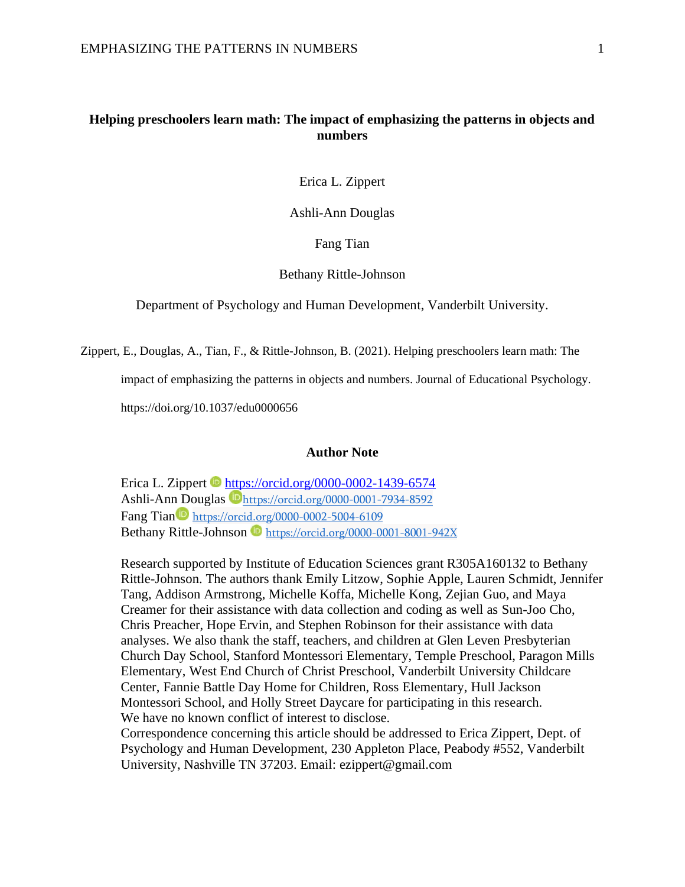# Helping preschoolers learn math: The impact of emphasizing the patterns in objects and numbers

Erica L. Zippert

Ashli-Ann Douglas

Fang Tian

Bethany Rittle-Johnson

Department of Psychology and Human Development, Vanderbilt University.

Zippert, E., Douglas, A., Tian, F., & Rittle-Johnson, B. (2021). Helping preschoolers learn math: The impact of emphasizing the patterns in objects and numbers. Journal of Educational Psychology. https://doi.org/10.1037/edu0000656

## Author Note

Erica L. Zippert https://orcid.org/0000-0002-1439-6574
Ashli-Ann Douglas https://orcid.org/0000-0001-7934-8592
Fang Tian https://orcid.org/0000-0002-5004-6109
Bethany Rittle-Johnson https://orcid.org/0000-0001-8001-942X

Research supported by Institute of Education Sciences grant R305A160132 to Bethany Rittle-Johnson. The authors thank Emily Litzow, Sophie Apple, Lauren Schmidt, Jennifer Tang, Addison Armstrong, Michelle Koffa, Michelle Kong, Zejian Guo, and Maya Creamer for their assistance with data collection and coding as well as Sun-Joo Cho, Chris Preacher, Hope Ervin, and Stephen Robinson for their assistance with data analyses. We also thank the staff, teachers, and children at Glen Leven Presbyterian Church Day School, Stanford Montessori Elementary, Temple Preschool, Paragon Mills Elementary, West End Church of Christ Preschool, Vanderbilt University Childcare Center, Fannie Battle Day Home for Children, Ross Elementary, Hull Jackson Montessori School, and Holly Street Daycare for participating in this research.
We have no known conflict of interest to disclose.
Correspondence concerning this article should be addressed to Erica Zippert, Dept. of Psychology and Human Development, 230 Appleton Place, Peabody #552, Vanderbilt University, Nashville TN 37203. Email: ezippert@gmail.com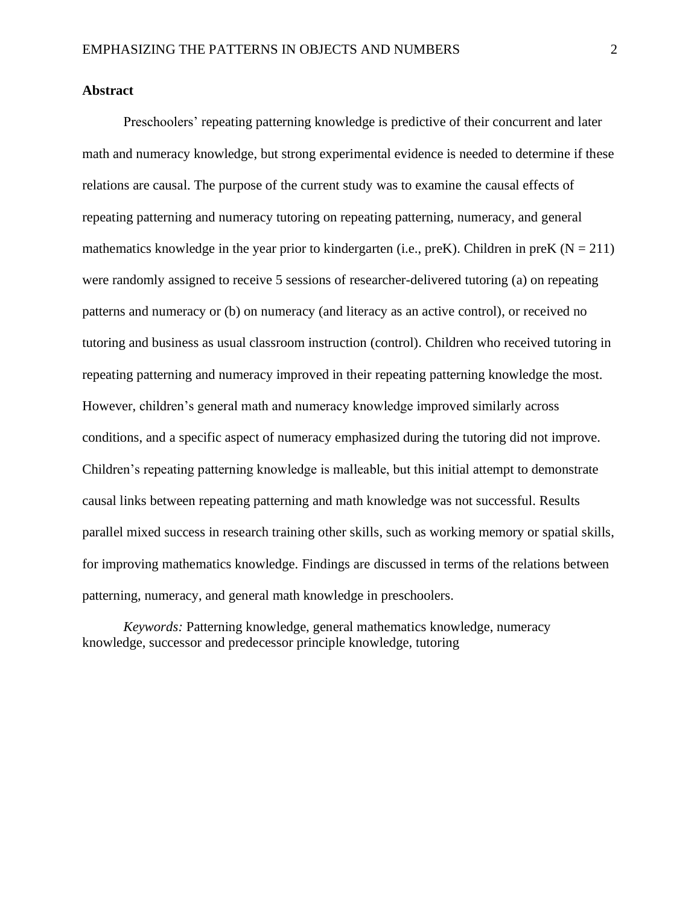## Abstract

Preschoolers' repeating patterning knowledge is predictive of their concurrent and later math and numeracy knowledge, but strong experimental evidence is needed to determine if these relations are causal. The purpose of the current study was to examine the causal effects of repeating patterning and numeracy tutoring on repeating patterning, numeracy, and general mathematics knowledge in the year prior to kindergarten (i.e., preK). Children in preK ($N = 211$) were randomly assigned to receive 5 sessions of researcher-delivered tutoring (a) on repeating patterns and numeracy or (b) on numeracy (and literacy as an active control), or received no tutoring and business as usual classroom instruction (control). Children who received tutoring in repeating patterning and numeracy improved in their repeating patterning knowledge the most. However, children's general math and numeracy knowledge improved similarly across conditions, and a specific aspect of numeracy emphasized during the tutoring did not improve. Children's repeating patterning knowledge is malleable, but this initial attempt to demonstrate causal links between repeating patterning and math knowledge was not successful. Results parallel mixed success in research training other skills, such as working memory or spatial skills, for improving mathematics knowledge. Findings are discussed in terms of the relations between patterning, numeracy, and general math knowledge in preschoolers.

*Keywords:* Patterning knowledge, general mathematics knowledge, numeracy knowledge, successor and predecessor principle knowledge, tutoring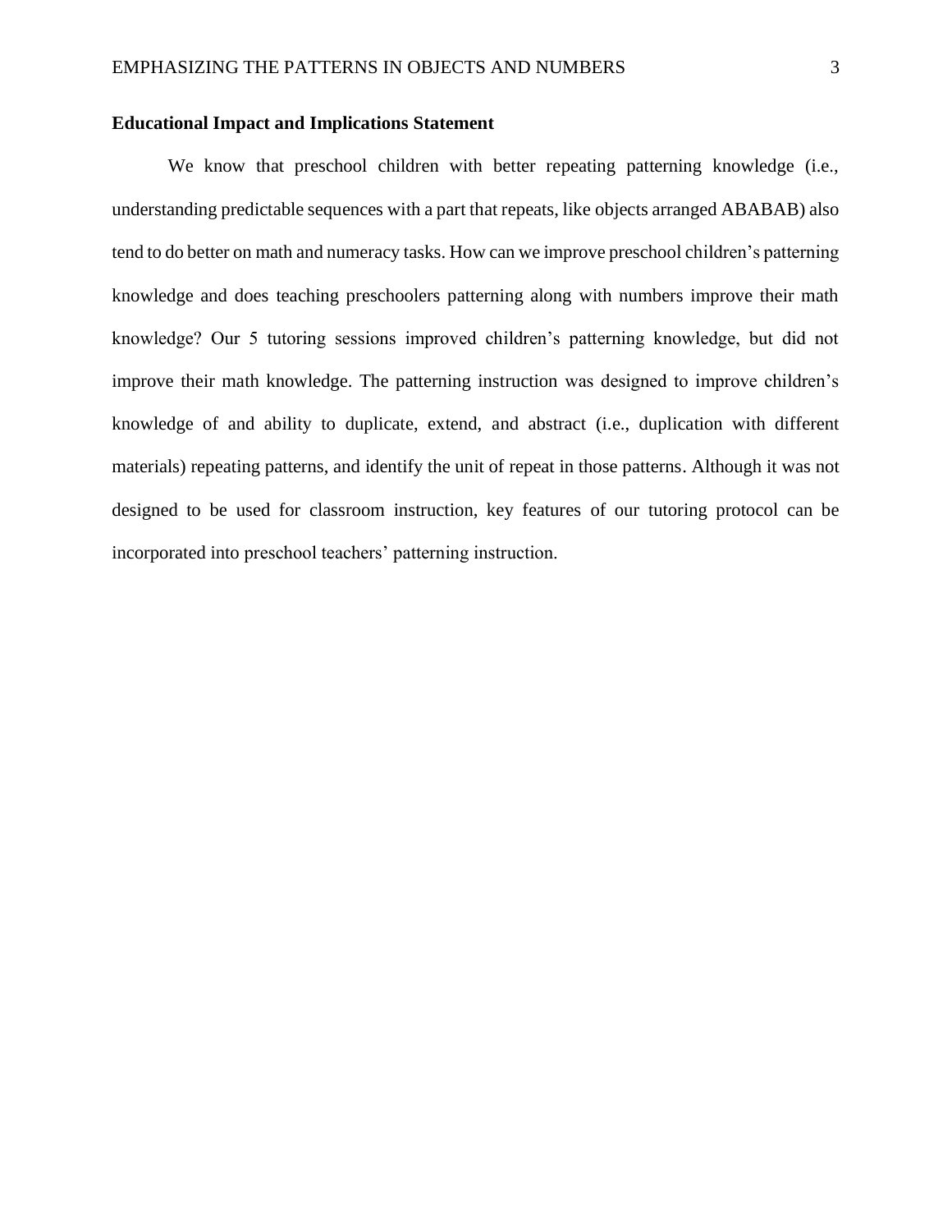**Educational Impact and Implications Statement**

We know that preschool children with better repeating patterning knowledge (i.e., understanding predictable sequences with a part that repeats, like objects arranged ABABAB) also tend to do better on math and numeracy tasks. How can we improve preschool children's patterning knowledge and does teaching preschoolers patterning along with numbers improve their math knowledge? Our 5 tutoring sessions improved children's patterning knowledge, but did not improve their math knowledge. The patterning instruction was designed to improve children's knowledge of and ability to duplicate, extend, and abstract (i.e., duplication with different materials) repeating patterns, and identify the unit of repeat in those patterns. Although it was not designed to be used for classroom instruction, key features of our tutoring protocol can be incorporated into preschool teachers' patterning instruction.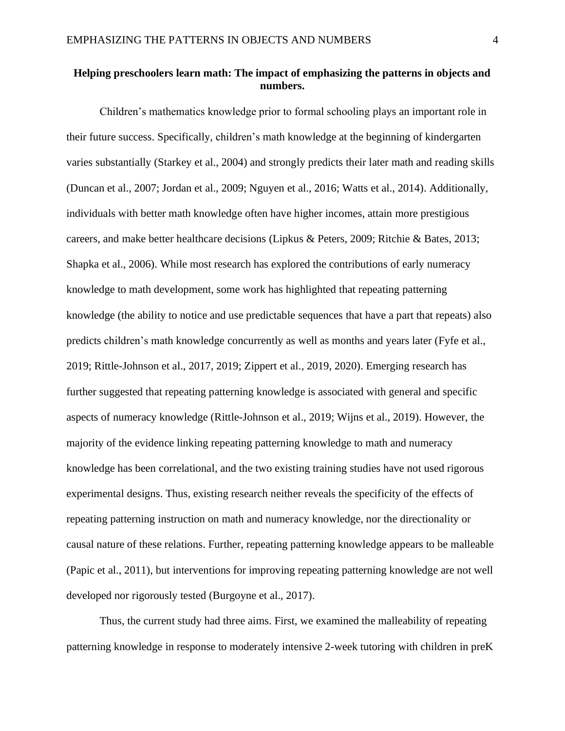**Helping preschoolers learn math: The impact of emphasizing the patterns in objects and numbers.**

Children's mathematics knowledge prior to formal schooling plays an important role in their future success. Specifically, children's math knowledge at the beginning of kindergarten varies substantially (Starkey et al., 2004) and strongly predicts their later math and reading skills (Duncan et al., 2007; Jordan et al., 2009; Nguyen et al., 2016; Watts et al., 2014). Additionally, individuals with better math knowledge often have higher incomes, attain more prestigious careers, and make better healthcare decisions (Lipkus & Peters, 2009; Ritchie & Bates, 2013; Shapka et al., 2006). While most research has explored the contributions of early numeracy knowledge to math development, some work has highlighted that repeating patterning knowledge (the ability to notice and use predictable sequences that have a part that repeats) also predicts children's math knowledge concurrently as well as months and years later (Fyfe et al., 2019; Rittle-Johnson et al., 2017, 2019; Zippert et al., 2019, 2020). Emerging research has further suggested that repeating patterning knowledge is associated with general and specific aspects of numeracy knowledge (Rittle-Johnson et al., 2019; Wijns et al., 2019). However, the majority of the evidence linking repeating patterning knowledge to math and numeracy knowledge has been correlational, and the two existing training studies have not used rigorous experimental designs. Thus, existing research neither reveals the specificity of the effects of repeating patterning instruction on math and numeracy knowledge, nor the directionality or causal nature of these relations. Further, repeating patterning knowledge appears to be malleable (Papic et al., 2011), but interventions for improving repeating patterning knowledge are not well developed nor rigorously tested (Burgoyne et al., 2017).

Thus, the current study had three aims. First, we examined the malleability of repeating patterning knowledge in response to moderately intensive 2-week tutoring with children in preK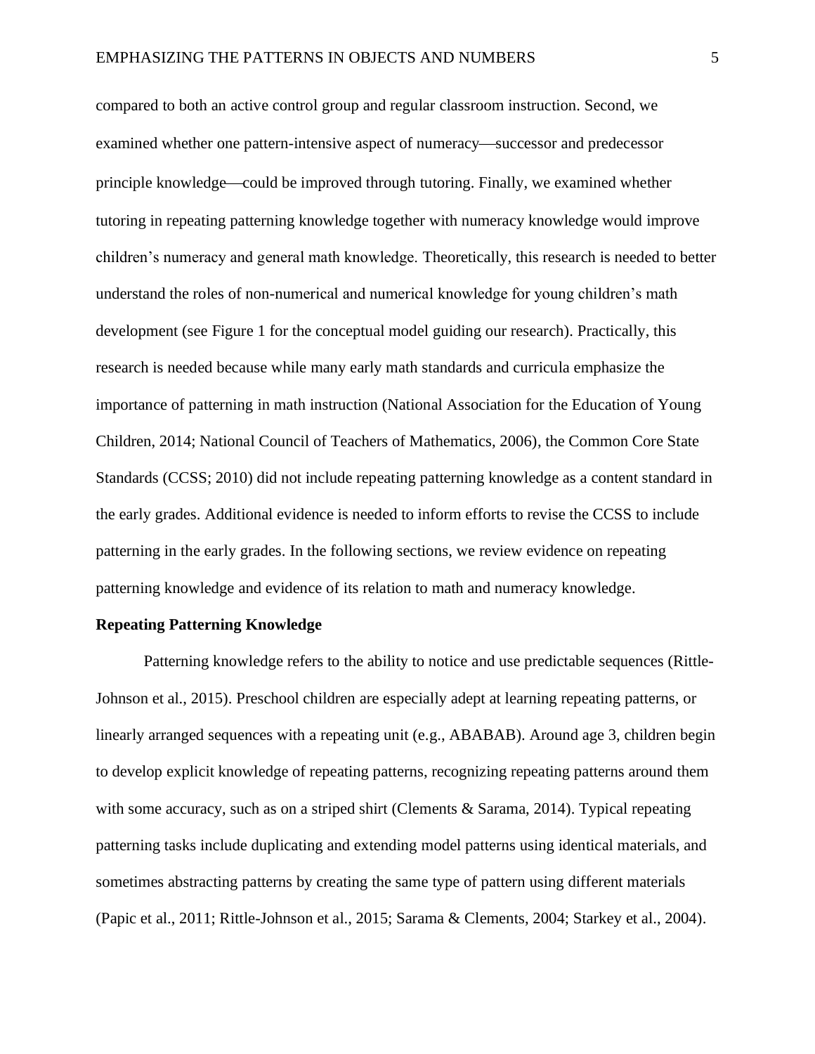compared to both an active control group and regular classroom instruction. Second, we examined whether one pattern-intensive aspect of numeracy—successor and predecessor principle knowledge—could be improved through tutoring. Finally, we examined whether tutoring in repeating patterning knowledge together with numeracy knowledge would improve children's numeracy and general math knowledge. Theoretically, this research is needed to better understand the roles of non-numerical and numerical knowledge for young children's math development (see Figure 1 for the conceptual model guiding our research). Practically, this research is needed because while many early math standards and curricula emphasize the importance of patterning in math instruction (National Association for the Education of Young Children, 2014; National Council of Teachers of Mathematics, 2006), the Common Core State Standards (CCSS; 2010) did not include repeating patterning knowledge as a content standard in the early grades. Additional evidence is needed to inform efforts to revise the CCSS to include patterning in the early grades. In the following sections, we review evidence on repeating patterning knowledge and evidence of its relation to math and numeracy knowledge.

**Repeating Patterning Knowledge**

Patterning knowledge refers to the ability to notice and use predictable sequences (Rittle-Johnson et al., 2015). Preschool children are especially adept at learning repeating patterns, or linearly arranged sequences with a repeating unit (e.g., ABABAB). Around age 3, children begin to develop explicit knowledge of repeating patterns, recognizing repeating patterns around them with some accuracy, such as on a striped shirt (Clements & Sarama, 2014). Typical repeating patterning tasks include duplicating and extending model patterns using identical materials, and sometimes abstracting patterns by creating the same type of pattern using different materials (Papic et al., 2011; Rittle-Johnson et al., 2015; Sarama & Clements, 2004; Starkey et al., 2004).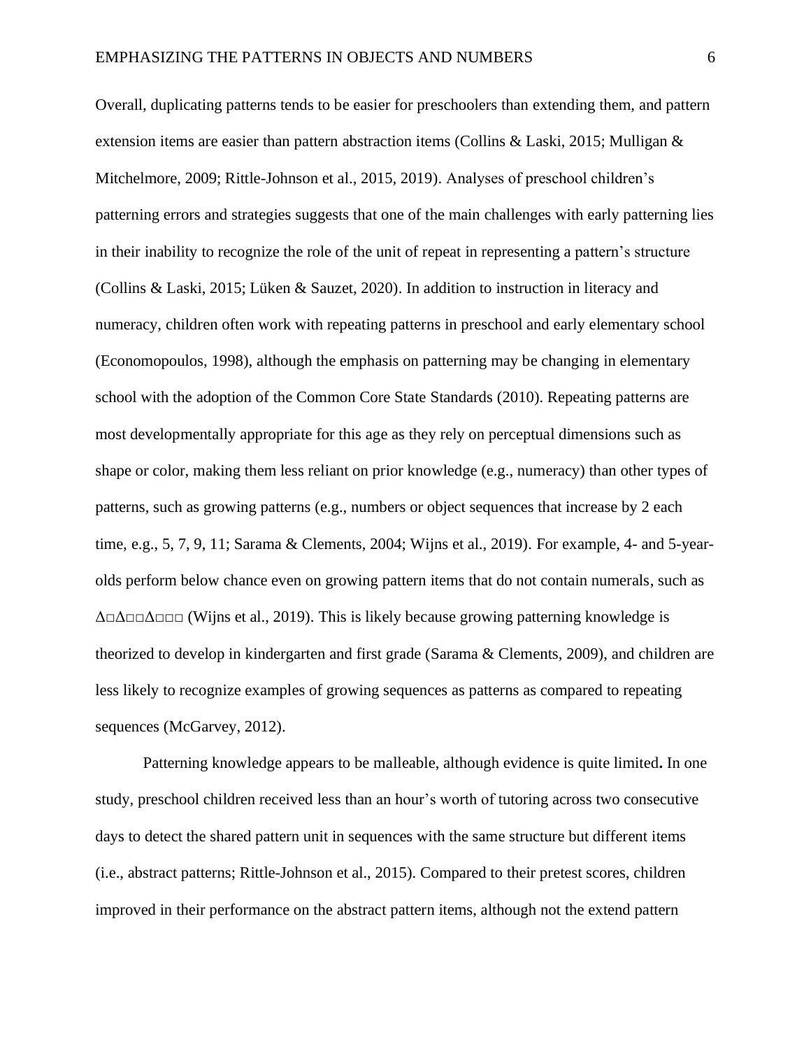Overall, duplicating patterns tends to be easier for preschoolers than extending them, and pattern extension items are easier than pattern abstraction items (Collins & Laski, 2015; Mulligan & Mitchelmore, 2009; Rittle-Johnson et al., 2015, 2019). Analyses of preschool children's patterning errors and strategies suggests that one of the main challenges with early patterning lies in their inability to recognize the role of the unit of repeat in representing a pattern's structure (Collins & Laski, 2015; Lüken & Sauzet, 2020). In addition to instruction in literacy and numeracy, children often work with repeating patterns in preschool and early elementary school (Economopoulos, 1998), although the emphasis on patterning may be changing in elementary school with the adoption of the Common Core State Standards (2010). Repeating patterns are most developmentally appropriate for this age as they rely on perceptual dimensions such as shape or color, making them less reliant on prior knowledge (e.g., numeracy) than other types of patterns, such as growing patterns (e.g., numbers or object sequences that increase by 2 each time, e.g., 5, 7, 9, 11; Sarama & Clements, 2004; Wijns et al., 2019). For example, 4- and 5-year-olds perform below chance even on growing pattern items that do not contain numerals, such as ∆□∆□□∆□□□ (Wijns et al., 2019). This is likely because growing patterning knowledge is theorized to develop in kindergarten and first grade (Sarama & Clements, 2009), and children are less likely to recognize examples of growing sequences as patterns as compared to repeating sequences (McGarvey, 2012).

Patterning knowledge appears to be malleable, although evidence is quite limited**.** In one study, preschool children received less than an hour's worth of tutoring across two consecutive days to detect the shared pattern unit in sequences with the same structure but different items (i.e., abstract patterns; Rittle-Johnson et al., 2015). Compared to their pretest scores, children improved in their performance on the abstract pattern items, although not the extend pattern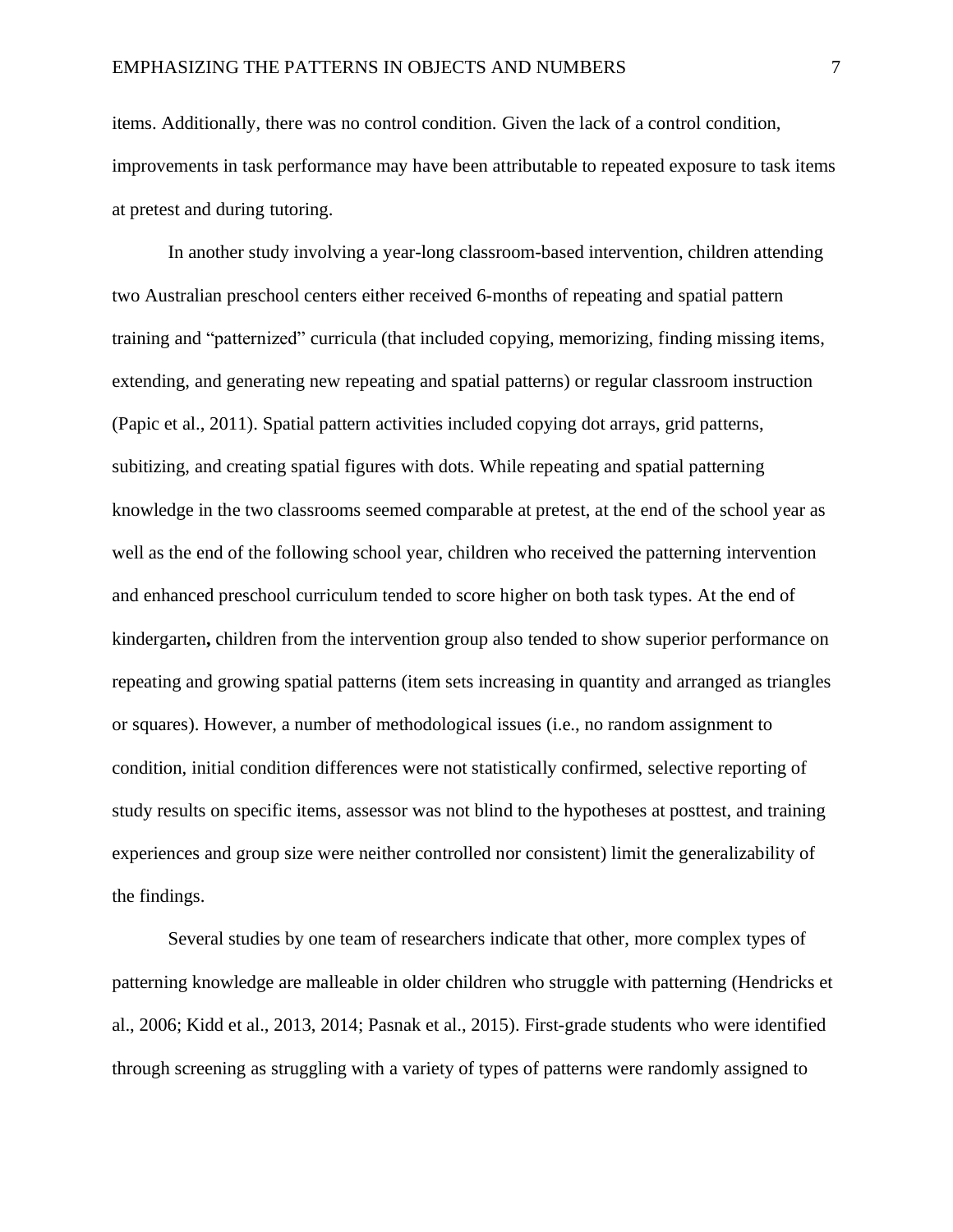items. Additionally, there was no control condition. Given the lack of a control condition, improvements in task performance may have been attributable to repeated exposure to task items at pretest and during tutoring.

In another study involving a year-long classroom-based intervention, children attending two Australian preschool centers either received 6-months of repeating and spatial pattern training and "patternized" curricula (that included copying, memorizing, finding missing items, extending, and generating new repeating and spatial patterns) or regular classroom instruction (Papic et al., 2011). Spatial pattern activities included copying dot arrays, grid patterns, subitizing, and creating spatial figures with dots. While repeating and spatial patterning knowledge in the two classrooms seemed comparable at pretest, at the end of the school year as well as the end of the following school year, children who received the patterning intervention and enhanced preschool curriculum tended to score higher on both task types. At the end of kindergarten**,** children from the intervention group also tended to show superior performance on repeating and growing spatial patterns (item sets increasing in quantity and arranged as triangles or squares). However, a number of methodological issues (i.e., no random assignment to condition, initial condition differences were not statistically confirmed, selective reporting of study results on specific items, assessor was not blind to the hypotheses at posttest, and training experiences and group size were neither controlled nor consistent) limit the generalizability of the findings.

Several studies by one team of researchers indicate that other, more complex types of patterning knowledge are malleable in older children who struggle with patterning (Hendricks et al., 2006; Kidd et al., 2013, 2014; Pasnak et al., 2015). First-grade students who were identified through screening as struggling with a variety of types of patterns were randomly assigned to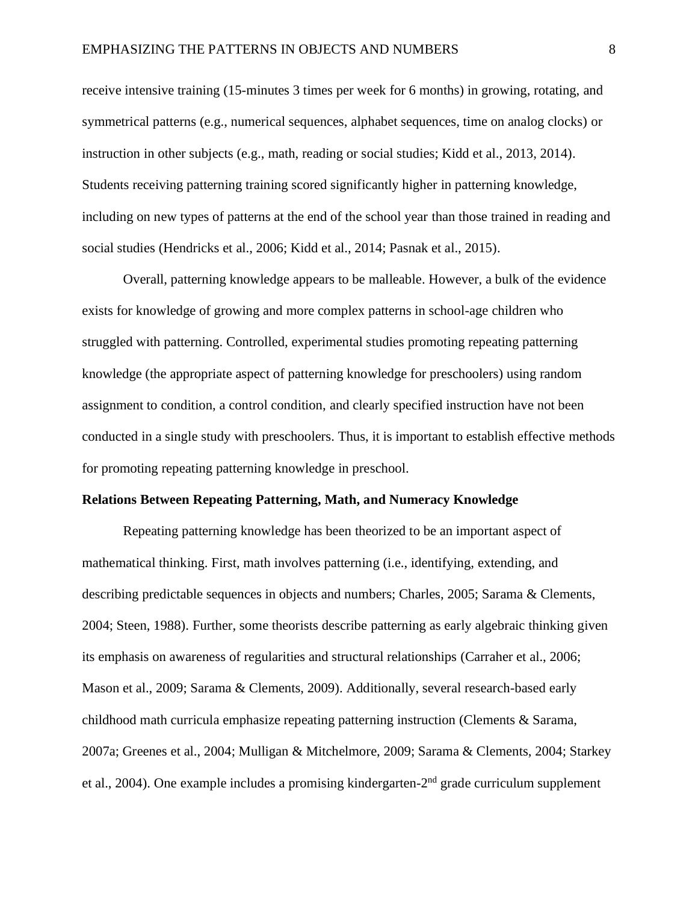receive intensive training (15-minutes 3 times per week for 6 months) in growing, rotating, and symmetrical patterns (e.g., numerical sequences, alphabet sequences, time on analog clocks) or instruction in other subjects (e.g., math, reading or social studies; Kidd et al., 2013, 2014). Students receiving patterning training scored significantly higher in patterning knowledge, including on new types of patterns at the end of the school year than those trained in reading and social studies (Hendricks et al., 2006; Kidd et al., 2014; Pasnak et al., 2015).

Overall, patterning knowledge appears to be malleable. However, a bulk of the evidence exists for knowledge of growing and more complex patterns in school-age children who struggled with patterning. Controlled, experimental studies promoting repeating patterning knowledge (the appropriate aspect of patterning knowledge for preschoolers) using random assignment to condition, a control condition, and clearly specified instruction have not been conducted in a single study with preschoolers. Thus, it is important to establish effective methods for promoting repeating patterning knowledge in preschool.

**Relations Between Repeating Patterning, Math, and Numeracy Knowledge**

Repeating patterning knowledge has been theorized to be an important aspect of mathematical thinking. First, math involves patterning (i.e., identifying, extending, and describing predictable sequences in objects and numbers; Charles, 2005; Sarama & Clements, 2004; Steen, 1988). Further, some theorists describe patterning as early algebraic thinking given its emphasis on awareness of regularities and structural relationships (Carraher et al., 2006; Mason et al., 2009; Sarama & Clements, 2009). Additionally, several research-based early childhood math curricula emphasize repeating patterning instruction (Clements & Sarama, 2007a; Greenes et al., 2004; Mulligan & Mitchelmore, 2009; Sarama & Clements, 2004; Starkey et al., 2004). One example includes a promising kindergarten-2nd grade curriculum supplement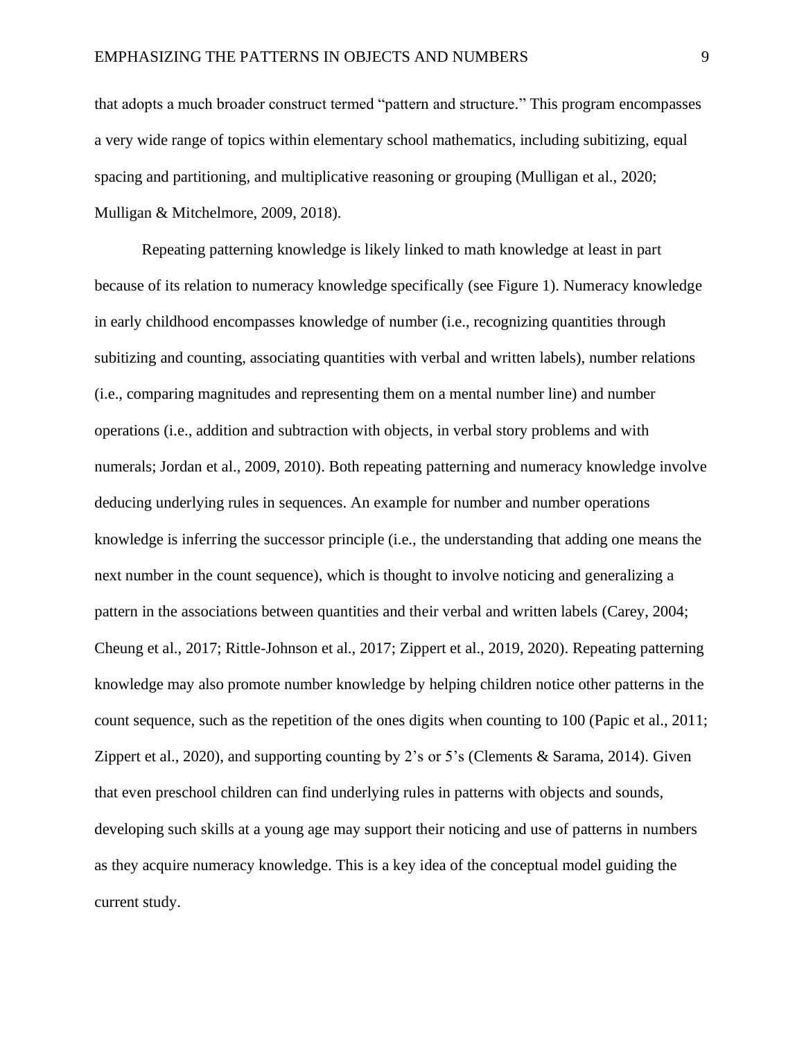that adopts a much broader construct termed "pattern and structure." This program encompasses a very wide range of topics within elementary school mathematics, including subitizing, equal spacing and partitioning, and multiplicative reasoning or grouping (Mulligan et al., 2020; Mulligan & Mitchelmore, 2009, 2018).

Repeating patterning knowledge is likely linked to math knowledge at least in part because of its relation to numeracy knowledge specifically (see Figure 1). Numeracy knowledge in early childhood encompasses knowledge of number (i.e., recognizing quantities through subitizing and counting, associating quantities with verbal and written labels), number relations (i.e., comparing magnitudes and representing them on a mental number line) and number operations (i.e., addition and subtraction with objects, in verbal story problems and with numerals; Jordan et al., 2009, 2010). Both repeating patterning and numeracy knowledge involve deducing underlying rules in sequences. An example for number and number operations knowledge is inferring the successor principle (i.e., the understanding that adding one means the next number in the count sequence), which is thought to involve noticing and generalizing a pattern in the associations between quantities and their verbal and written labels (Carey, 2004; Cheung et al., 2017; Rittle-Johnson et al., 2017; Zippert et al., 2019, 2020). Repeating patterning knowledge may also promote number knowledge by helping children notice other patterns in the count sequence, such as the repetition of the ones digits when counting to 100 (Papic et al., 2011; Zippert et al., 2020), and supporting counting by 2's or 5's (Clements & Sarama, 2014). Given that even preschool children can find underlying rules in patterns with objects and sounds, developing such skills at a young age may support their noticing and use of patterns in numbers as they acquire numeracy knowledge. This is a key idea of the conceptual model guiding the current study.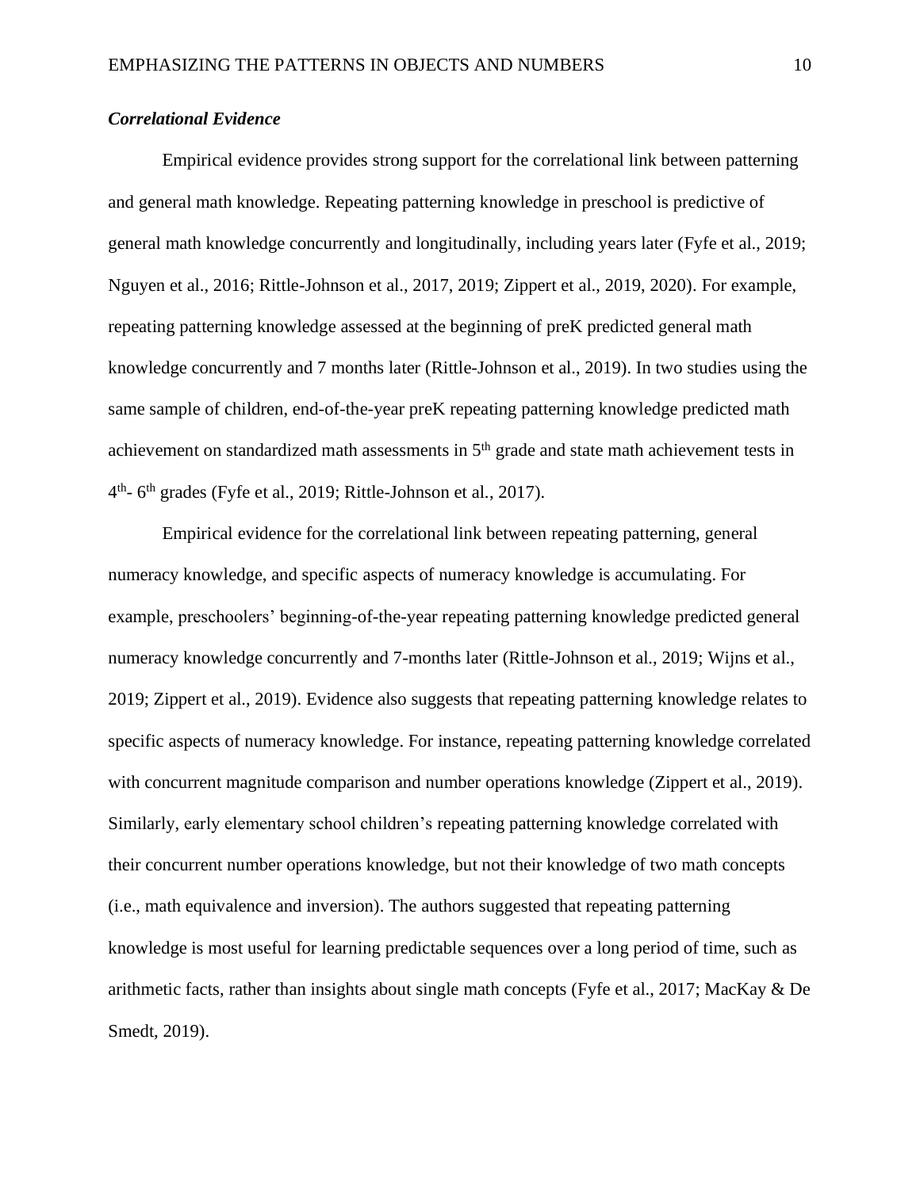### *Correlational Evidence*

Empirical evidence provides strong support for the correlational link between patterning and general math knowledge. Repeating patterning knowledge in preschool is predictive of general math knowledge concurrently and longitudinally, including years later (Fyfe et al., 2019; Nguyen et al., 2016; Rittle-Johnson et al., 2017, 2019; Zippert et al., 2019, 2020). For example, repeating patterning knowledge assessed at the beginning of preK predicted general math knowledge concurrently and 7 months later (Rittle-Johnson et al., 2019). In two studies using the same sample of children, end-of-the-year preK repeating patterning knowledge predicted math achievement on standardized math assessments in 5$^{th}$ grade and state math achievement tests in 4$^{th}$- 6$^{th}$ grades (Fyfe et al., 2019; Rittle-Johnson et al., 2017).

Empirical evidence for the correlational link between repeating patterning, general numeracy knowledge, and specific aspects of numeracy knowledge is accumulating. For example, preschoolers' beginning-of-the-year repeating patterning knowledge predicted general numeracy knowledge concurrently and 7-months later (Rittle-Johnson et al., 2019; Wijns et al., 2019; Zippert et al., 2019). Evidence also suggests that repeating patterning knowledge relates to specific aspects of numeracy knowledge. For instance, repeating patterning knowledge correlated with concurrent magnitude comparison and number operations knowledge (Zippert et al., 2019). Similarly, early elementary school children's repeating patterning knowledge correlated with their concurrent number operations knowledge, but not their knowledge of two math concepts (i.e., math equivalence and inversion). The authors suggested that repeating patterning knowledge is most useful for learning predictable sequences over a long period of time, such as arithmetic facts, rather than insights about single math concepts (Fyfe et al., 2017; MacKay & De Smedt, 2019).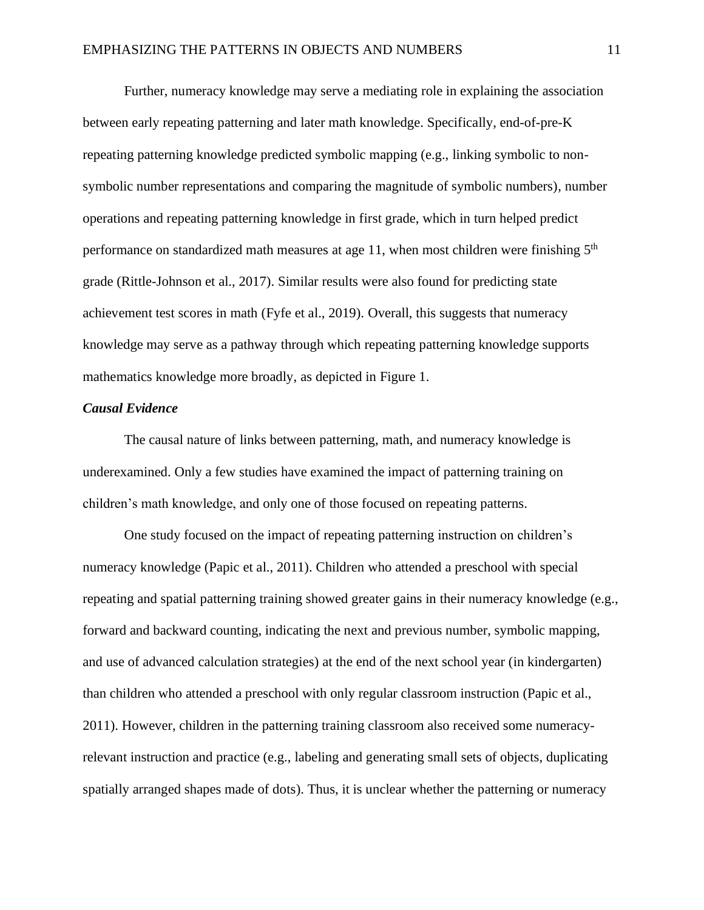Further, numeracy knowledge may serve a mediating role in explaining the association between early repeating patterning and later math knowledge. Specifically, end-of-pre-K repeating patterning knowledge predicted symbolic mapping (e.g., linking symbolic to non-symbolic number representations and comparing the magnitude of symbolic numbers), number operations and repeating patterning knowledge in first grade, which in turn helped predict performance on standardized math measures at age 11, when most children were finishing 5th grade (Rittle-Johnson et al., 2017). Similar results were also found for predicting state achievement test scores in math (Fyfe et al., 2019). Overall, this suggests that numeracy knowledge may serve as a pathway through which repeating patterning knowledge supports mathematics knowledge more broadly, as depicted in Figure 1.

### *Causal Evidence*

The causal nature of links between patterning, math, and numeracy knowledge is underexamined. Only a few studies have examined the impact of patterning training on children's math knowledge, and only one of those focused on repeating patterns.

One study focused on the impact of repeating patterning instruction on children's numeracy knowledge (Papic et al., 2011). Children who attended a preschool with special repeating and spatial patterning training showed greater gains in their numeracy knowledge (e.g., forward and backward counting, indicating the next and previous number, symbolic mapping, and use of advanced calculation strategies) at the end of the next school year (in kindergarten) than children who attended a preschool with only regular classroom instruction (Papic et al., 2011). However, children in the patterning training classroom also received some numeracy-relevant instruction and practice (e.g., labeling and generating small sets of objects, duplicating spatially arranged shapes made of dots). Thus, it is unclear whether the patterning or numeracy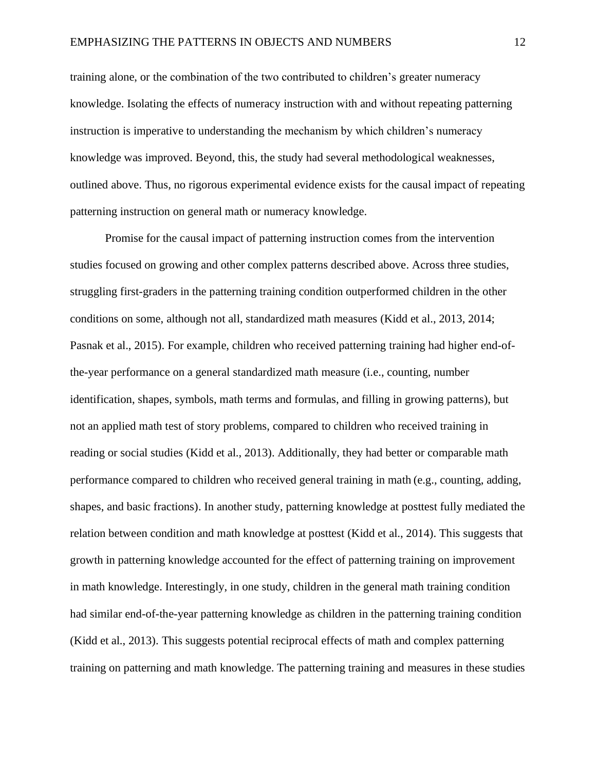training alone, or the combination of the two contributed to children's greater numeracy knowledge. Isolating the effects of numeracy instruction with and without repeating patterning instruction is imperative to understanding the mechanism by which children's numeracy knowledge was improved. Beyond, this, the study had several methodological weaknesses, outlined above. Thus, no rigorous experimental evidence exists for the causal impact of repeating patterning instruction on general math or numeracy knowledge.

Promise for the causal impact of patterning instruction comes from the intervention studies focused on growing and other complex patterns described above. Across three studies, struggling first-graders in the patterning training condition outperformed children in the other conditions on some, although not all, standardized math measures (Kidd et al., 2013, 2014; Pasnak et al., 2015). For example, children who received patterning training had higher end-of-the-year performance on a general standardized math measure (i.e., counting, number identification, shapes, symbols, math terms and formulas, and filling in growing patterns), but not an applied math test of story problems, compared to children who received training in reading or social studies (Kidd et al., 2013). Additionally, they had better or comparable math performance compared to children who received general training in math (e.g., counting, adding, shapes, and basic fractions). In another study, patterning knowledge at posttest fully mediated the relation between condition and math knowledge at posttest (Kidd et al., 2014). This suggests that growth in patterning knowledge accounted for the effect of patterning training on improvement in math knowledge. Interestingly, in one study, children in the general math training condition had similar end-of-the-year patterning knowledge as children in the patterning training condition (Kidd et al., 2013). This suggests potential reciprocal effects of math and complex patterning training on patterning and math knowledge. The patterning training and measures in these studies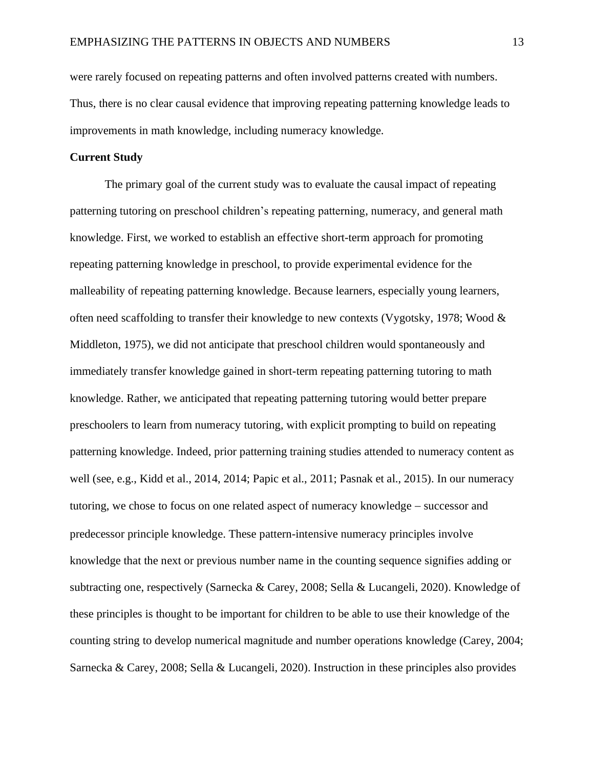were rarely focused on repeating patterns and often involved patterns created with numbers. Thus, there is no clear causal evidence that improving repeating patterning knowledge leads to improvements in math knowledge, including numeracy knowledge.

**Current Study**

The primary goal of the current study was to evaluate the causal impact of repeating patterning tutoring on preschool children's repeating patterning, numeracy, and general math knowledge. First, we worked to establish an effective short-term approach for promoting repeating patterning knowledge in preschool, to provide experimental evidence for the malleability of repeating patterning knowledge. Because learners, especially young learners, often need scaffolding to transfer their knowledge to new contexts (Vygotsky, 1978; Wood & Middleton, 1975), we did not anticipate that preschool children would spontaneously and immediately transfer knowledge gained in short-term repeating patterning tutoring to math knowledge. Rather, we anticipated that repeating patterning tutoring would better prepare preschoolers to learn from numeracy tutoring, with explicit prompting to build on repeating patterning knowledge. Indeed, prior patterning training studies attended to numeracy content as well (see, e.g., Kidd et al., 2014, 2014; Papic et al., 2011; Pasnak et al., 2015). In our numeracy tutoring, we chose to focus on one related aspect of numeracy knowledge – successor and predecessor principle knowledge. These pattern-intensive numeracy principles involve knowledge that the next or previous number name in the counting sequence signifies adding or subtracting one, respectively (Sarnecka & Carey, 2008; Sella & Lucangeli, 2020). Knowledge of these principles is thought to be important for children to be able to use their knowledge of the counting string to develop numerical magnitude and number operations knowledge (Carey, 2004; Sarnecka & Carey, 2008; Sella & Lucangeli, 2020). Instruction in these principles also provides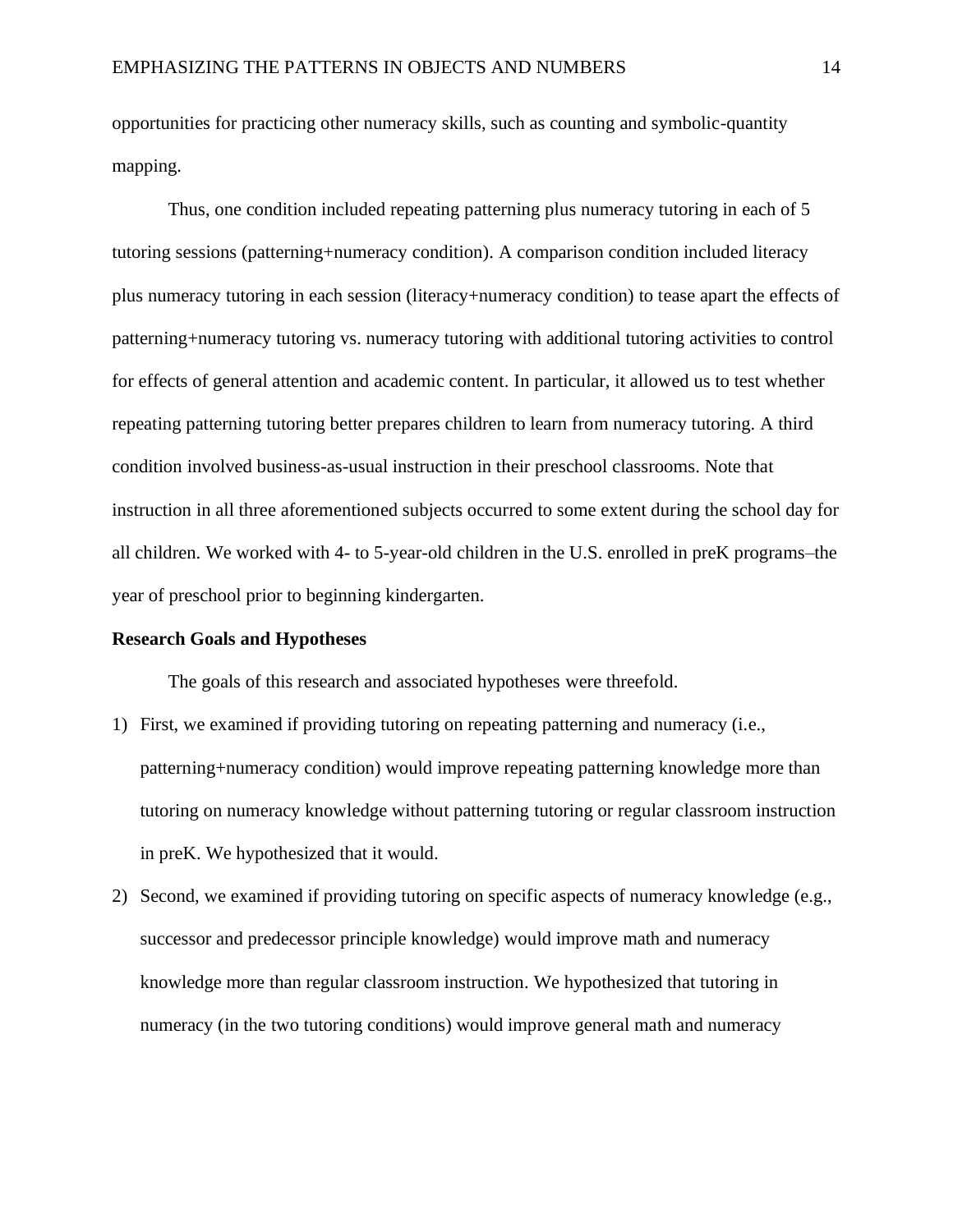opportunities for practicing other numeracy skills, such as counting and symbolic-quantity mapping.

Thus, one condition included repeating patterning plus numeracy tutoring in each of 5 tutoring sessions (patterning+numeracy condition). A comparison condition included literacy plus numeracy tutoring in each session (literacy+numeracy condition) to tease apart the effects of patterning+numeracy tutoring vs. numeracy tutoring with additional tutoring activities to control for effects of general attention and academic content. In particular, it allowed us to test whether repeating patterning tutoring better prepares children to learn from numeracy tutoring. A third condition involved business-as-usual instruction in their preschool classrooms. Note that instruction in all three aforementioned subjects occurred to some extent during the school day for all children. We worked with 4- to 5-year-old children in the U.S. enrolled in preK programs–the year of preschool prior to beginning kindergarten.

**Research Goals and Hypotheses**

The goals of this research and associated hypotheses were threefold.

1) First, we examined if providing tutoring on repeating patterning and numeracy (i.e., patterning+numeracy condition) would improve repeating patterning knowledge more than tutoring on numeracy knowledge without patterning tutoring or regular classroom instruction in preK. We hypothesized that it would.
2) Second, we examined if providing tutoring on specific aspects of numeracy knowledge (e.g., successor and predecessor principle knowledge) would improve math and numeracy knowledge more than regular classroom instruction. We hypothesized that tutoring in numeracy (in the two tutoring conditions) would improve general math and numeracy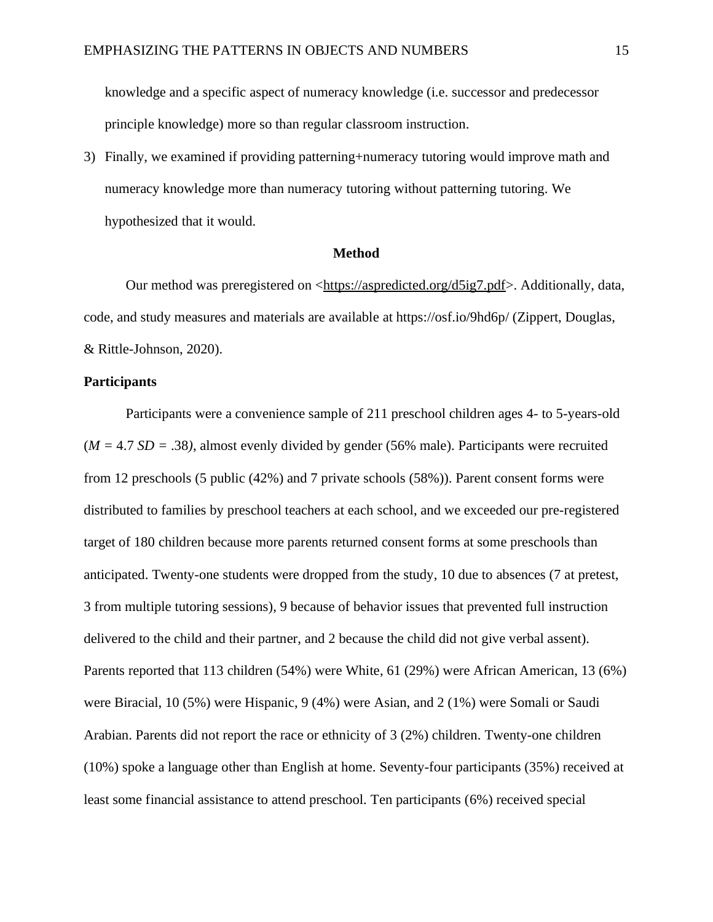knowledge and a specific aspect of numeracy knowledge (i.e. successor and predecessor principle knowledge) more so than regular classroom instruction.

3) Finally, we examined if providing patterning+numeracy tutoring would improve math and numeracy knowledge more than numeracy tutoring without patterning tutoring. We hypothesized that it would.

## Method

Our method was preregistered on <https://aspredicted.org/d5ig7.pdf>. Additionally, data, code, and study measures and materials are available at https://osf.io/9hd6p/ (Zippert, Douglas, & Rittle-Johnson, 2020).

### Participants

Participants were a convenience sample of 211 preschool children ages 4- to 5-years-old (*M* = 4.7 *SD* = .38), almost evenly divided by gender (56% male). Participants were recruited from 12 preschools (5 public (42%) and 7 private schools (58%)). Parent consent forms were distributed to families by preschool teachers at each school, and we exceeded our pre-registered target of 180 children because more parents returned consent forms at some preschools than anticipated. Twenty-one students were dropped from the study, 10 due to absences (7 at pretest, 3 from multiple tutoring sessions), 9 because of behavior issues that prevented full instruction delivered to the child and their partner, and 2 because the child did not give verbal assent). Parents reported that 113 children (54%) were White, 61 (29%) were African American, 13 (6%) were Biracial, 10 (5%) were Hispanic, 9 (4%) were Asian, and 2 (1%) were Somali or Saudi Arabian. Parents did not report the race or ethnicity of 3 (2%) children. Twenty-one children (10%) spoke a language other than English at home. Seventy-four participants (35%) received at least some financial assistance to attend preschool. Ten participants (6%) received special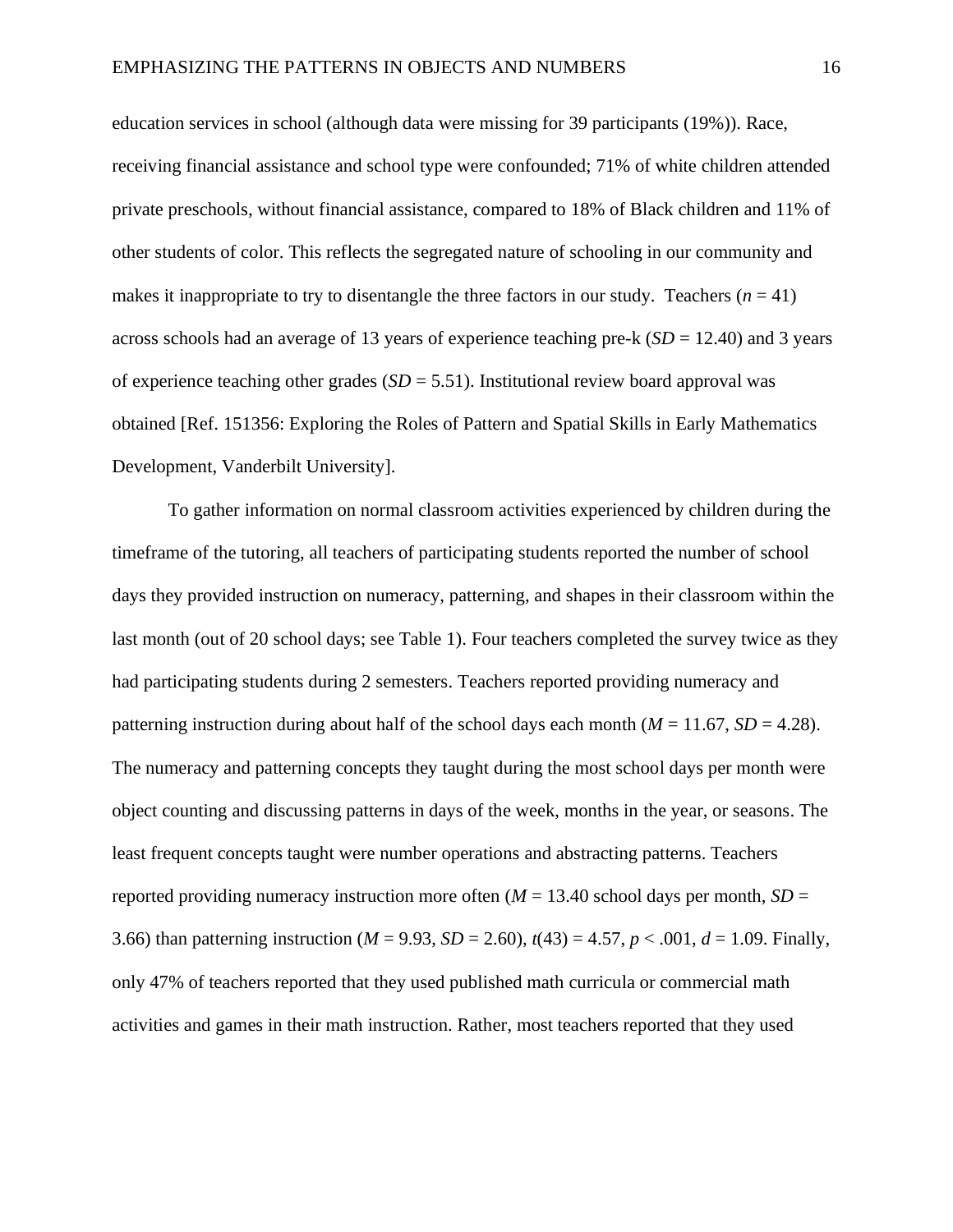education services in school (although data were missing for 39 participants (19%)). Race, receiving financial assistance and school type were confounded; 71% of white children attended private preschools, without financial assistance, compared to 18% of Black children and 11% of other students of color. This reflects the segregated nature of schooling in our community and makes it inappropriate to try to disentangle the three factors in our study. Teachers ($n = 41$) across schools had an average of 13 years of experience teaching pre-k ($SD = 12.40$) and 3 years of experience teaching other grades ($SD = 5.51$). Institutional review board approval was obtained [Ref. 151356: Exploring the Roles of Pattern and Spatial Skills in Early Mathematics Development, Vanderbilt University].

To gather information on normal classroom activities experienced by children during the timeframe of the tutoring, all teachers of participating students reported the number of school days they provided instruction on numeracy, patterning, and shapes in their classroom within the last month (out of 20 school days; see Table 1). Four teachers completed the survey twice as they had participating students during 2 semesters. Teachers reported providing numeracy and patterning instruction during about half of the school days each month ($M = 11.67$, $SD = 4.28$). The numeracy and patterning concepts they taught during the most school days per month were object counting and discussing patterns in days of the week, months in the year, or seasons. The least frequent concepts taught were number operations and abstracting patterns. Teachers reported providing numeracy instruction more often ($M = 13.40$ school days per month, $SD = 3.66$) than patterning instruction ($M = 9.93$, $SD = 2.60$), $t(43) = 4.57$, $p < .001$, $d = 1.09$. Finally, only 47% of teachers reported that they used published math curricula or commercial math activities and games in their math instruction. Rather, most teachers reported that they used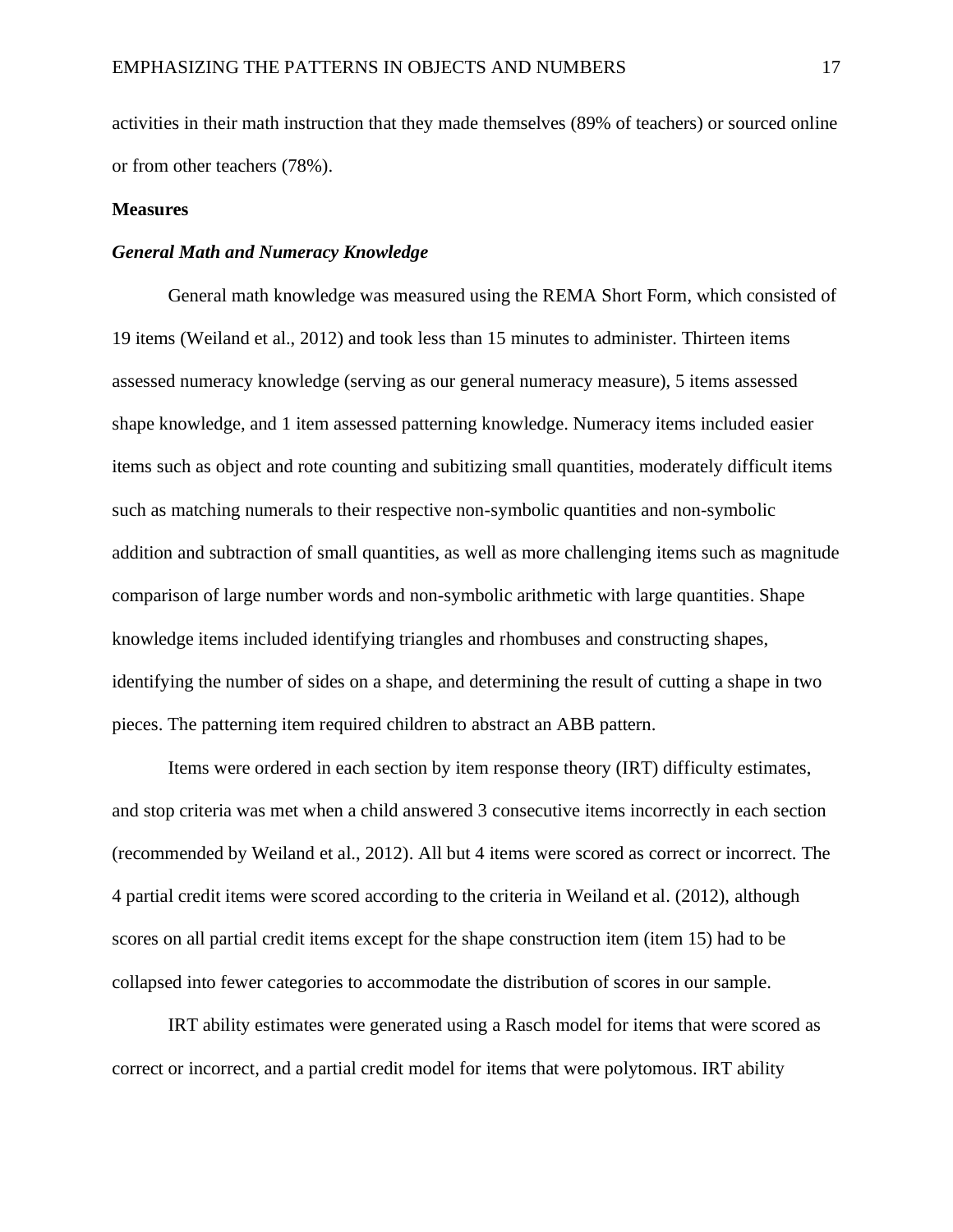activities in their math instruction that they made themselves (89% of teachers) or sourced online or from other teachers (78%).

**Measures**

***General Math and Numeracy Knowledge***

General math knowledge was measured using the REMA Short Form, which consisted of 19 items (Weiland et al., 2012) and took less than 15 minutes to administer. Thirteen items assessed numeracy knowledge (serving as our general numeracy measure), 5 items assessed shape knowledge, and 1 item assessed patterning knowledge. Numeracy items included easier items such as object and rote counting and subitizing small quantities, moderately difficult items such as matching numerals to their respective non-symbolic quantities and non-symbolic addition and subtraction of small quantities, as well as more challenging items such as magnitude comparison of large number words and non-symbolic arithmetic with large quantities. Shape knowledge items included identifying triangles and rhombuses and constructing shapes, identifying the number of sides on a shape, and determining the result of cutting a shape in two pieces. The patterning item required children to abstract an ABB pattern.

Items were ordered in each section by item response theory (IRT) difficulty estimates, and stop criteria was met when a child answered 3 consecutive items incorrectly in each section (recommended by Weiland et al., 2012). All but 4 items were scored as correct or incorrect. The 4 partial credit items were scored according to the criteria in Weiland et al. (2012), although scores on all partial credit items except for the shape construction item (item 15) had to be collapsed into fewer categories to accommodate the distribution of scores in our sample.

IRT ability estimates were generated using a Rasch model for items that were scored as correct or incorrect, and a partial credit model for items that were polytomous. IRT ability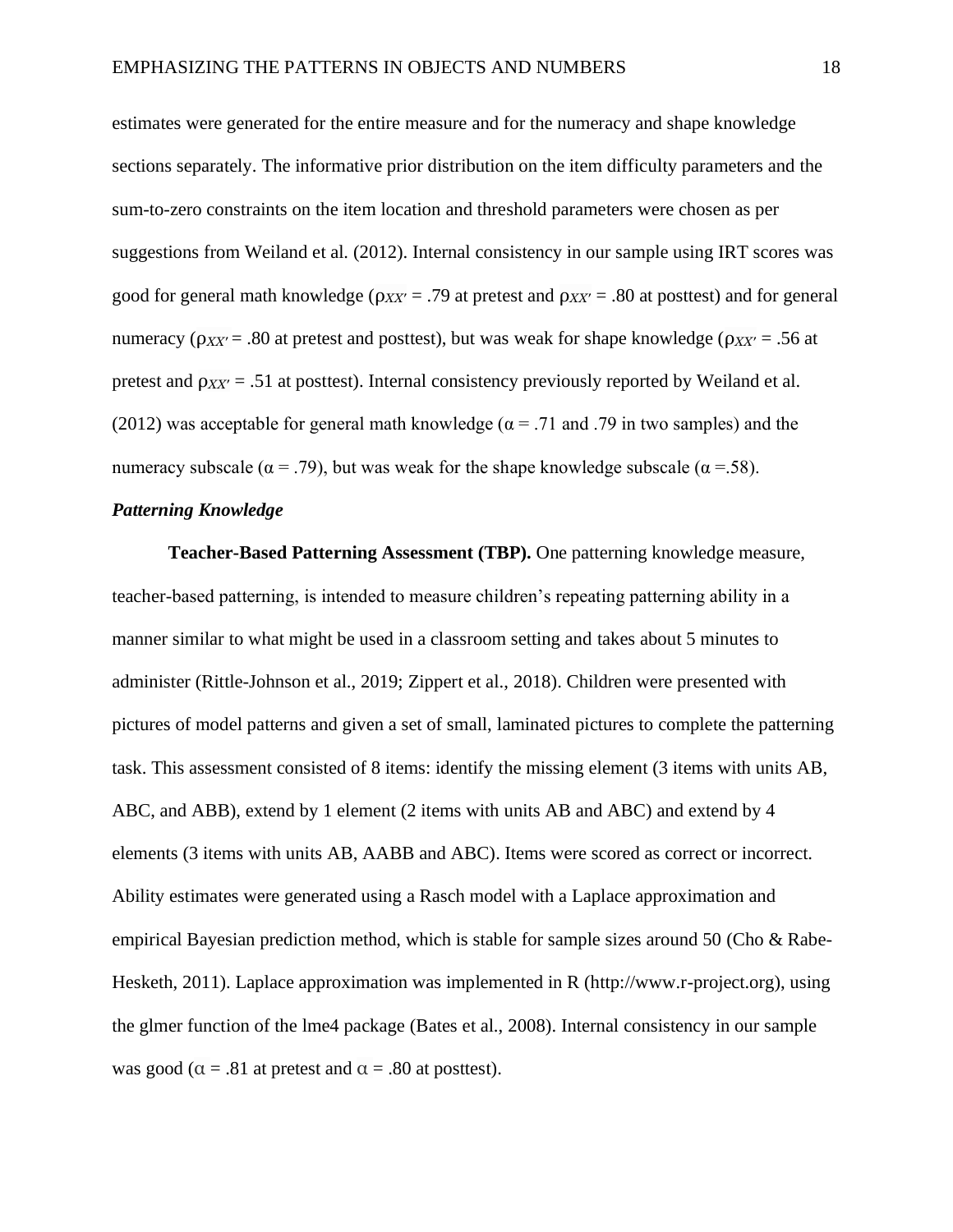estimates were generated for the entire measure and for the numeracy and shape knowledge sections separately. The informative prior distribution on the item difficulty parameters and the sum-to-zero constraints on the item location and threshold parameters were chosen as per suggestions from Weiland et al. (2012). Internal consistency in our sample using IRT scores was good for general math knowledge ($\rho_{XX'}$ = .79 at pretest and $\rho_{XX'}$ = .80 at posttest) and for general numeracy ($\rho_{XX'}$ = .80 at pretest and posttest), but was weak for shape knowledge ($\rho_{XX'}$ = .56 at pretest and $\rho_{XX'}$ = .51 at posttest). Internal consistency previously reported by Weiland et al. (2012) was acceptable for general math knowledge ($\alpha$ = .71 and .79 in two samples) and the numeracy subscale ($\alpha$ = .79), but was weak for the shape knowledge subscale ($\alpha$ =.58).

### *Patterning Knowledge*

**Teacher-Based Patterning Assessment (TBP).** One patterning knowledge measure, teacher-based patterning, is intended to measure children's repeating patterning ability in a manner similar to what might be used in a classroom setting and takes about 5 minutes to administer (Rittle-Johnson et al., 2019; Zippert et al., 2018). Children were presented with pictures of model patterns and given a set of small, laminated pictures to complete the patterning task. This assessment consisted of 8 items: identify the missing element (3 items with units AB, ABC, and ABB), extend by 1 element (2 items with units AB and ABC) and extend by 4 elements (3 items with units AB, AABB and ABC). Items were scored as correct or incorrect. Ability estimates were generated using a Rasch model with a Laplace approximation and empirical Bayesian prediction method, which is stable for sample sizes around 50 (Cho & Rabe-Hesketh, 2011). Laplace approximation was implemented in R (http://www.r-project.org), using the glmer function of the lme4 package (Bates et al., 2008). Internal consistency in our sample was good ($\alpha$ = .81 at pretest and $\alpha$ = .80 at posttest).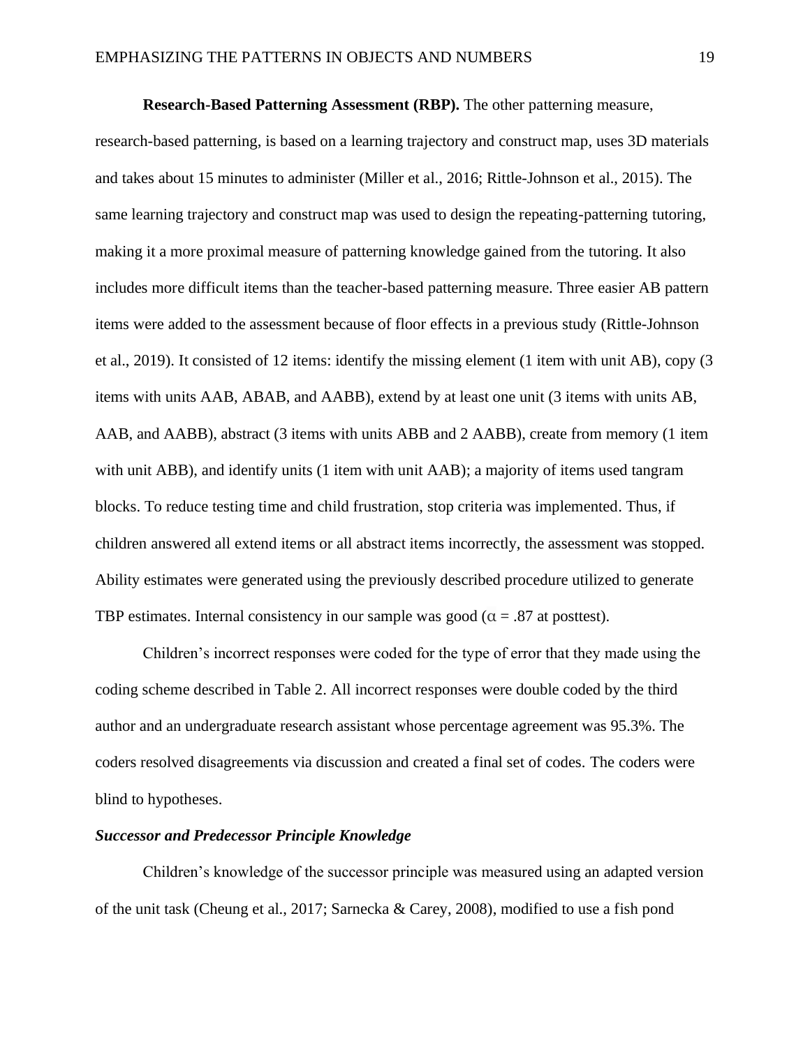**Research-Based Patterning Assessment (RBP).** The other patterning measure, research-based patterning, is based on a learning trajectory and construct map, uses 3D materials and takes about 15 minutes to administer (Miller et al., 2016; Rittle-Johnson et al., 2015). The same learning trajectory and construct map was used to design the repeating-patterning tutoring, making it a more proximal measure of patterning knowledge gained from the tutoring. It also includes more difficult items than the teacher-based patterning measure. Three easier AB pattern items were added to the assessment because of floor effects in a previous study (Rittle-Johnson et al., 2019). It consisted of 12 items: identify the missing element (1 item with unit AB), copy (3 items with units AAB, ABAB, and AABB), extend by at least one unit (3 items with units AB, AAB, and AABB), abstract (3 items with units ABB and 2 AABB), create from memory (1 item with unit ABB), and identify units (1 item with unit AAB); a majority of items used tangram blocks. To reduce testing time and child frustration, stop criteria was implemented. Thus, if children answered all extend items or all abstract items incorrectly, the assessment was stopped. Ability estimates were generated using the previously described procedure utilized to generate TBP estimates. Internal consistency in our sample was good ($\alpha$ = .87 at posttest).

Children's incorrect responses were coded for the type of error that they made using the coding scheme described in Table 2. All incorrect responses were double coded by the third author and an undergraduate research assistant whose percentage agreement was 95.3%. The coders resolved disagreements via discussion and created a final set of codes. The coders were blind to hypotheses.

### *Successor and Predecessor Principle Knowledge*

Children's knowledge of the successor principle was measured using an adapted version of the unit task (Cheung et al., 2017; Sarnecka & Carey, 2008), modified to use a fish pond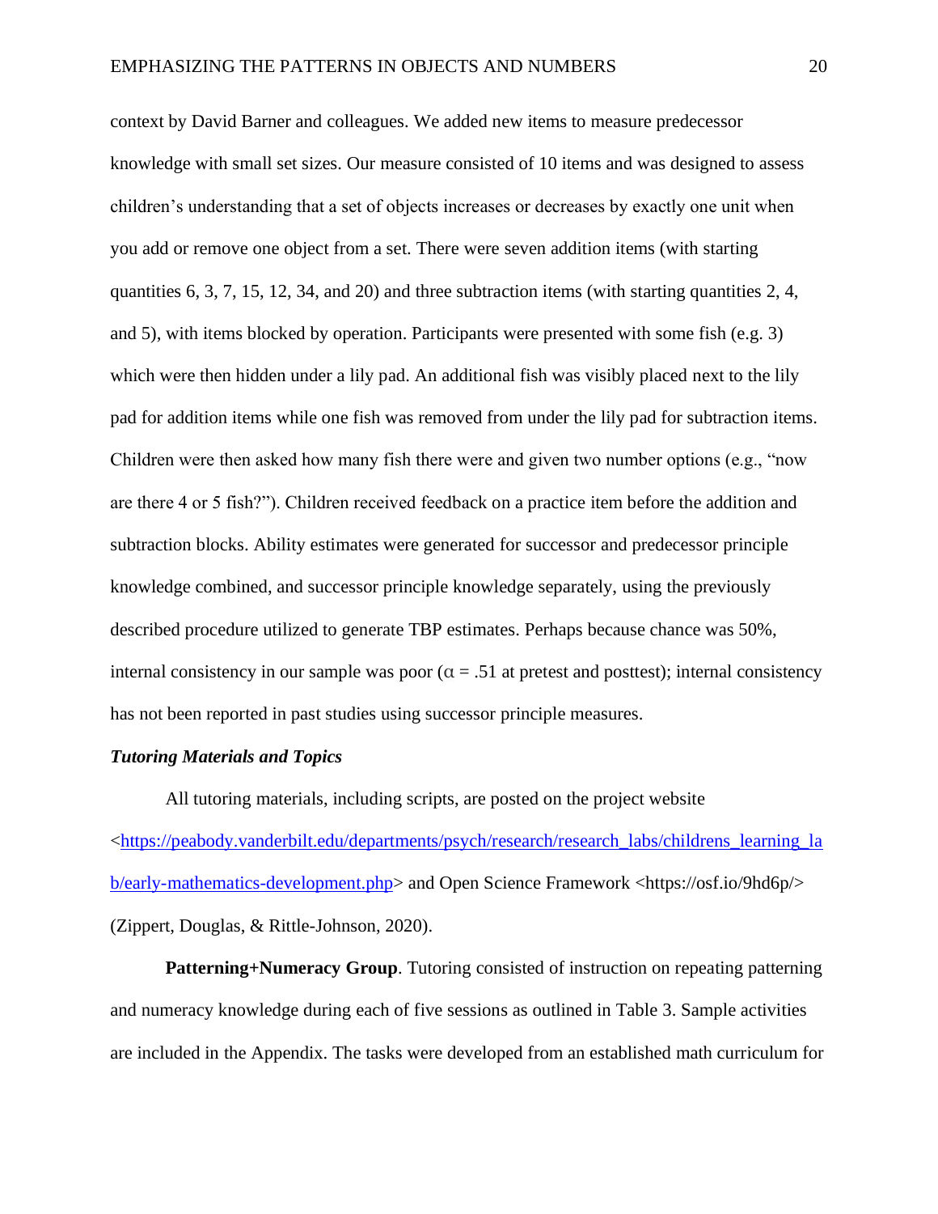context by David Barner and colleagues. We added new items to measure predecessor knowledge with small set sizes. Our measure consisted of 10 items and was designed to assess children's understanding that a set of objects increases or decreases by exactly one unit when you add or remove one object from a set. There were seven addition items (with starting quantities 6, 3, 7, 15, 12, 34, and 20) and three subtraction items (with starting quantities 2, 4, and 5), with items blocked by operation. Participants were presented with some fish (e.g. 3) which were then hidden under a lily pad. An additional fish was visibly placed next to the lily pad for addition items while one fish was removed from under the lily pad for subtraction items. Children were then asked how many fish there were and given two number options (e.g., "now are there 4 or 5 fish?"). Children received feedback on a practice item before the addition and subtraction blocks. Ability estimates were generated for successor and predecessor principle knowledge combined, and successor principle knowledge separately, using the previously described procedure utilized to generate TBP estimates. Perhaps because chance was 50%, internal consistency in our sample was poor ($\alpha = .51$ at pretest and posttest); internal consistency has not been reported in past studies using successor principle measures.

### *Tutoring Materials and Topics*

All tutoring materials, including scripts, are posted on the project website <https://peabody.vanderbilt.edu/departments/psych/research/research_labs/childrens_learning_lab/early-mathematics-development.php> and Open Science Framework <https://osf.io/9hd6p/> (Zippert, Douglas, & Rittle-Johnson, 2020).

**Patterning+Numeracy Group**. Tutoring consisted of instruction on repeating patterning and numeracy knowledge during each of five sessions as outlined in Table 3. Sample activities are included in the Appendix. The tasks were developed from an established math curriculum for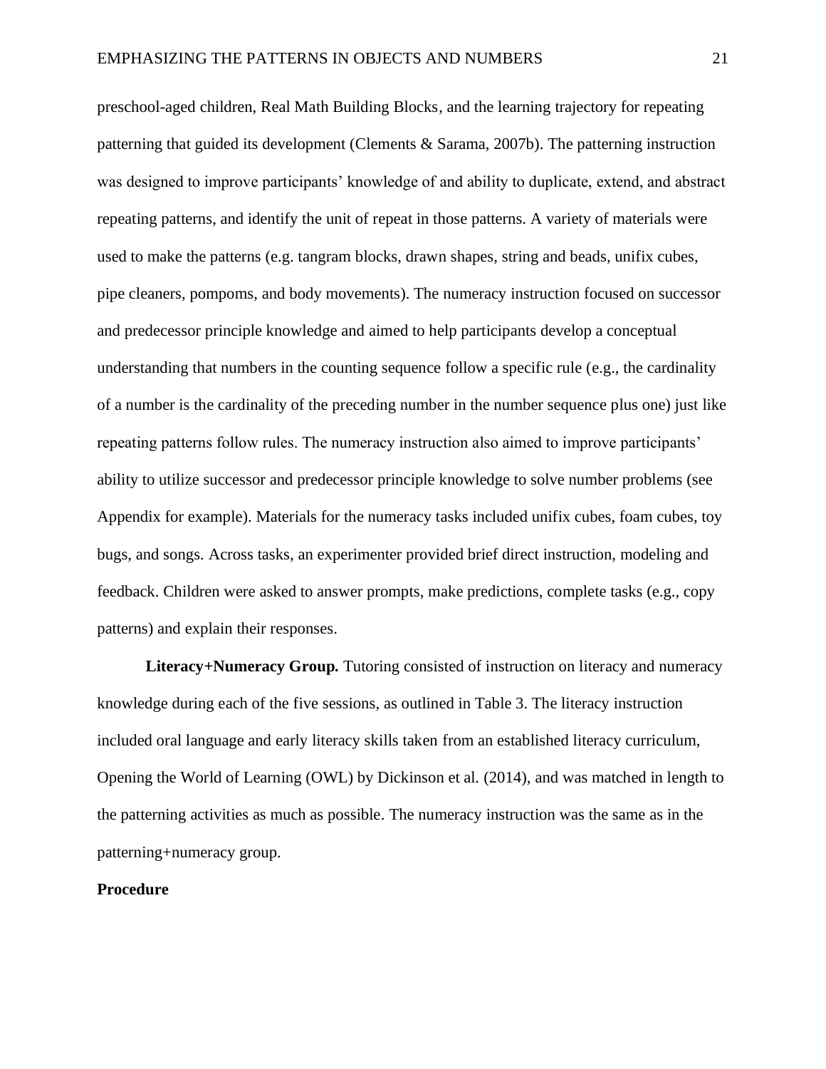preschool-aged children, Real Math Building Blocks, and the learning trajectory for repeating patterning that guided its development (Clements & Sarama, 2007b). The patterning instruction was designed to improve participants' knowledge of and ability to duplicate, extend, and abstract repeating patterns, and identify the unit of repeat in those patterns. A variety of materials were used to make the patterns (e.g. tangram blocks, drawn shapes, string and beads, unifix cubes, pipe cleaners, pompoms, and body movements). The numeracy instruction focused on successor and predecessor principle knowledge and aimed to help participants develop a conceptual understanding that numbers in the counting sequence follow a specific rule (e.g., the cardinality of a number is the cardinality of the preceding number in the number sequence plus one) just like repeating patterns follow rules. The numeracy instruction also aimed to improve participants' ability to utilize successor and predecessor principle knowledge to solve number problems (see Appendix for example). Materials for the numeracy tasks included unifix cubes, foam cubes, toy bugs, and songs. Across tasks, an experimenter provided brief direct instruction, modeling and feedback. Children were asked to answer prompts, make predictions, complete tasks (e.g., copy patterns) and explain their responses.

**Literacy+Numeracy Group.** Tutoring consisted of instruction on literacy and numeracy knowledge during each of the five sessions, as outlined in Table 3. The literacy instruction included oral language and early literacy skills taken from an established literacy curriculum, Opening the World of Learning (OWL) by Dickinson et al. (2014), and was matched in length to the patterning activities as much as possible. The numeracy instruction was the same as in the patterning+numeracy group.

## Procedure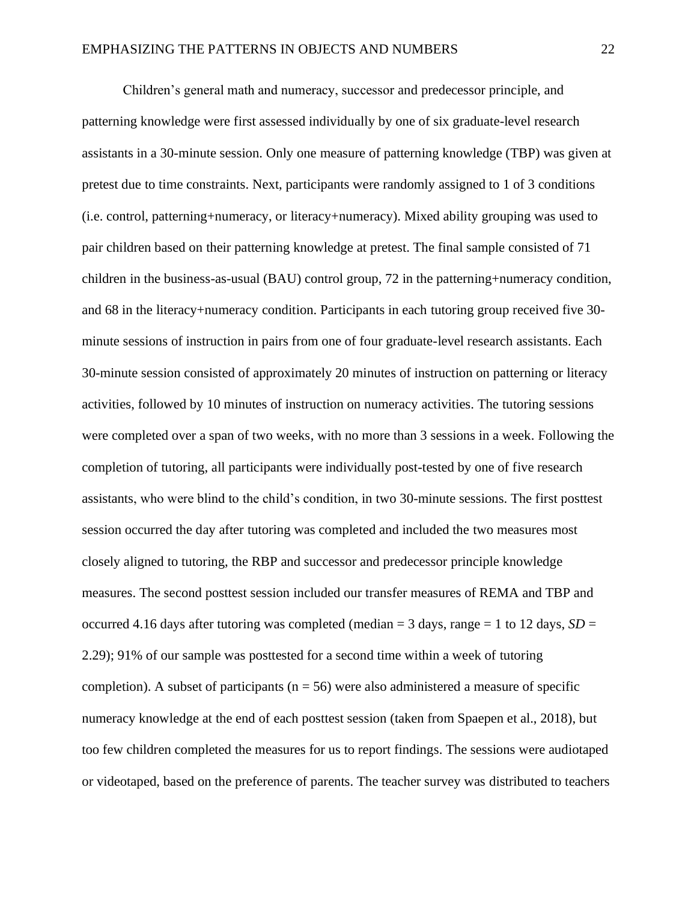Children's general math and numeracy, successor and predecessor principle, and patterning knowledge were first assessed individually by one of six graduate-level research assistants in a 30-minute session. Only one measure of patterning knowledge (TBP) was given at pretest due to time constraints. Next, participants were randomly assigned to 1 of 3 conditions (i.e. control, patterning+numeracy, or literacy+numeracy). Mixed ability grouping was used to pair children based on their patterning knowledge at pretest. The final sample consisted of 71 children in the business-as-usual (BAU) control group, 72 in the patterning+numeracy condition, and 68 in the literacy+numeracy condition. Participants in each tutoring group received five 30-minute sessions of instruction in pairs from one of four graduate-level research assistants. Each 30-minute session consisted of approximately 20 minutes of instruction on patterning or literacy activities, followed by 10 minutes of instruction on numeracy activities. The tutoring sessions were completed over a span of two weeks, with no more than 3 sessions in a week. Following the completion of tutoring, all participants were individually post-tested by one of five research assistants, who were blind to the child's condition, in two 30-minute sessions. The first posttest session occurred the day after tutoring was completed and included the two measures most closely aligned to tutoring, the RBP and successor and predecessor principle knowledge measures. The second posttest session included our transfer measures of REMA and TBP and occurred 4.16 days after tutoring was completed (median = 3 days, range = 1 to 12 days, *SD* = 2.29); 91% of our sample was posttested for a second time within a week of tutoring completion). A subset of participants (n = 56) were also administered a measure of specific numeracy knowledge at the end of each posttest session (taken from Spaepen et al., 2018), but too few children completed the measures for us to report findings. The sessions were audiotaped or videotaped, based on the preference of parents. The teacher survey was distributed to teachers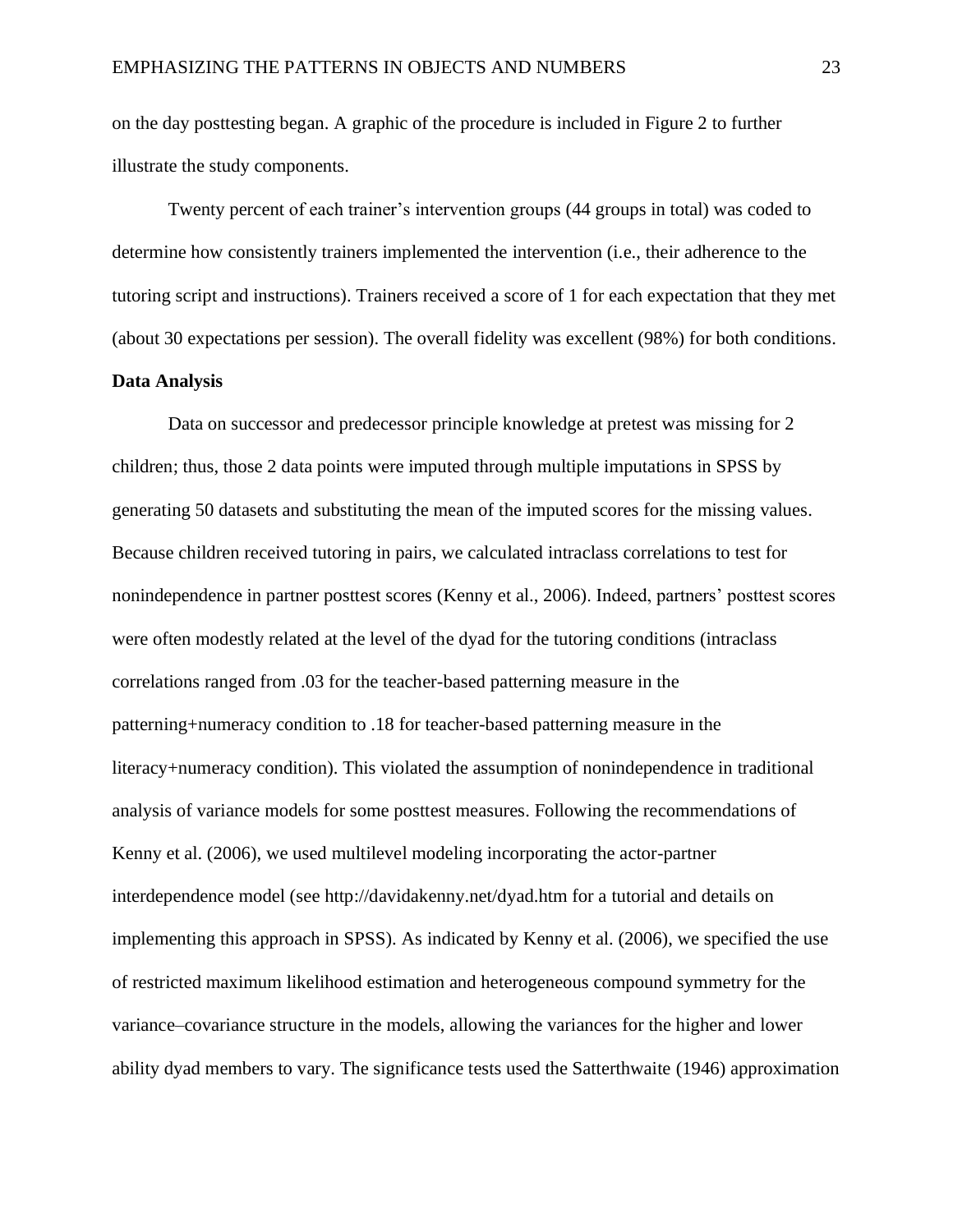on the day posttesting began. A graphic of the procedure is included in Figure 2 to further illustrate the study components.

Twenty percent of each trainer's intervention groups (44 groups in total) was coded to determine how consistently trainers implemented the intervention (i.e., their adherence to the tutoring script and instructions). Trainers received a score of 1 for each expectation that they met (about 30 expectations per session). The overall fidelity was excellent (98%) for both conditions.

**Data Analysis**

Data on successor and predecessor principle knowledge at pretest was missing for 2 children; thus, those 2 data points were imputed through multiple imputations in SPSS by generating 50 datasets and substituting the mean of the imputed scores for the missing values. Because children received tutoring in pairs, we calculated intraclass correlations to test for nonindependence in partner posttest scores (Kenny et al., 2006). Indeed, partners' posttest scores were often modestly related at the level of the dyad for the tutoring conditions (intraclass correlations ranged from .03 for the teacher-based patterning measure in the patterning+numeracy condition to .18 for teacher-based patterning measure in the literacy+numeracy condition). This violated the assumption of nonindependence in traditional analysis of variance models for some posttest measures. Following the recommendations of Kenny et al. (2006), we used multilevel modeling incorporating the actor-partner interdependence model (see http://davidakenny.net/dyad.htm for a tutorial and details on implementing this approach in SPSS). As indicated by Kenny et al. (2006), we specified the use of restricted maximum likelihood estimation and heterogeneous compound symmetry for the variance–covariance structure in the models, allowing the variances for the higher and lower ability dyad members to vary. The significance tests used the Satterthwaite (1946) approximation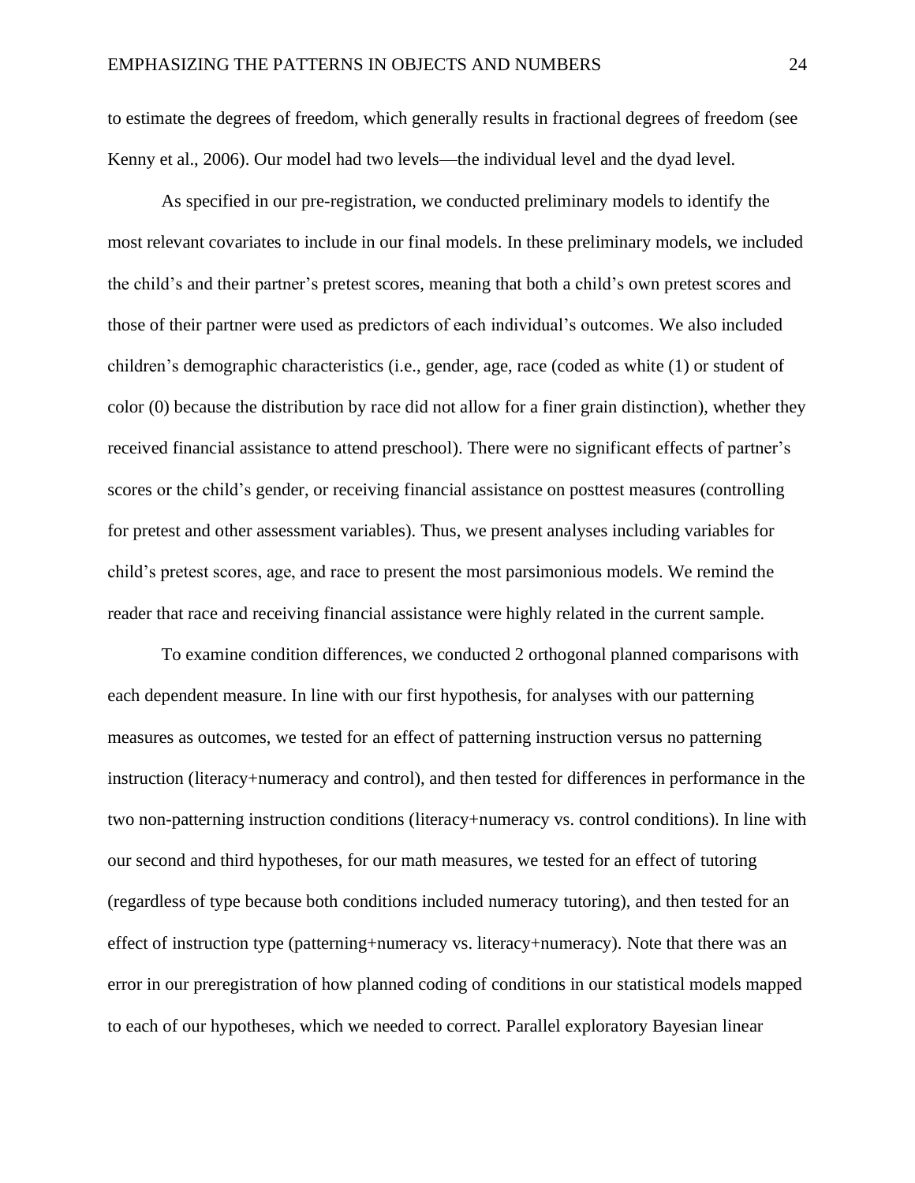to estimate the degrees of freedom, which generally results in fractional degrees of freedom (see Kenny et al., 2006). Our model had two levels—the individual level and the dyad level.

As specified in our pre-registration, we conducted preliminary models to identify the most relevant covariates to include in our final models. In these preliminary models, we included the child's and their partner's pretest scores, meaning that both a child's own pretest scores and those of their partner were used as predictors of each individual's outcomes. We also included children's demographic characteristics (i.e., gender, age, race (coded as white (1) or student of color (0) because the distribution by race did not allow for a finer grain distinction), whether they received financial assistance to attend preschool). There were no significant effects of partner's scores or the child's gender, or receiving financial assistance on posttest measures (controlling for pretest and other assessment variables). Thus, we present analyses including variables for child's pretest scores, age, and race to present the most parsimonious models. We remind the reader that race and receiving financial assistance were highly related in the current sample.

To examine condition differences, we conducted 2 orthogonal planned comparisons with each dependent measure. In line with our first hypothesis, for analyses with our patterning measures as outcomes, we tested for an effect of patterning instruction versus no patterning instruction (literacy+numeracy and control), and then tested for differences in performance in the two non-patterning instruction conditions (literacy+numeracy vs. control conditions). In line with our second and third hypotheses, for our math measures, we tested for an effect of tutoring (regardless of type because both conditions included numeracy tutoring), and then tested for an effect of instruction type (patterning+numeracy vs. literacy+numeracy). Note that there was an error in our preregistration of how planned coding of conditions in our statistical models mapped to each of our hypotheses, which we needed to correct. Parallel exploratory Bayesian linear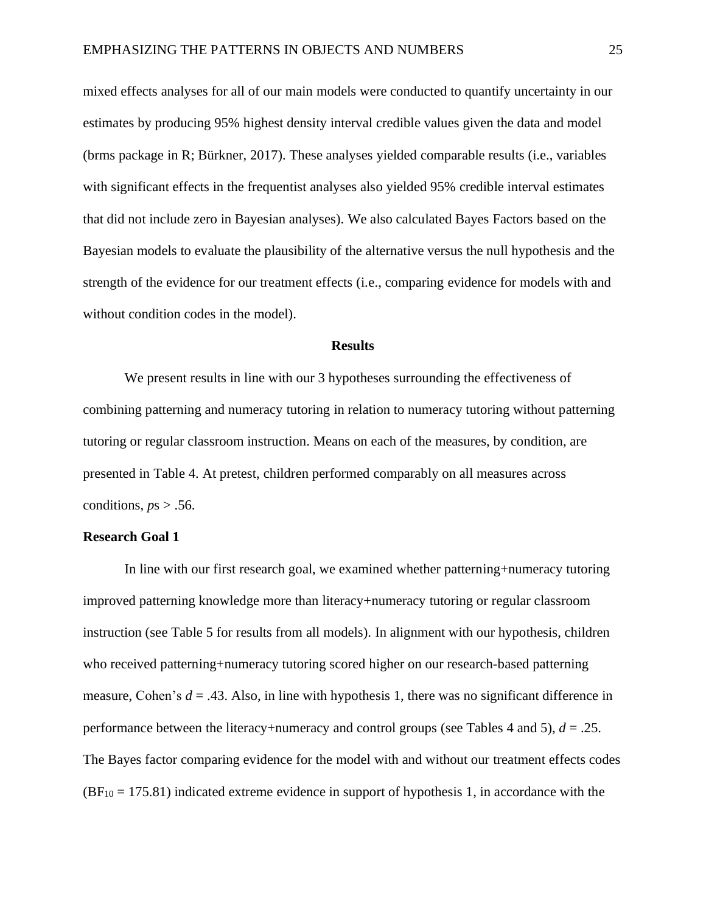mixed effects analyses for all of our main models were conducted to quantify uncertainty in our estimates by producing 95% highest density interval credible values given the data and model (brms package in R; Bürkner, 2017). These analyses yielded comparable results (i.e., variables with significant effects in the frequentist analyses also yielded 95% credible interval estimates that did not include zero in Bayesian analyses). We also calculated Bayes Factors based on the Bayesian models to evaluate the plausibility of the alternative versus the null hypothesis and the strength of the evidence for our treatment effects (i.e., comparing evidence for models with and without condition codes in the model).

## Results

We present results in line with our 3 hypotheses surrounding the effectiveness of combining patterning and numeracy tutoring in relation to numeracy tutoring without patterning tutoring or regular classroom instruction. Means on each of the measures, by condition, are presented in Table 4. At pretest, children performed comparably on all measures across conditions, $p$s > .56.

### Research Goal 1

In line with our first research goal, we examined whether patterning+numeracy tutoring improved patterning knowledge more than literacy+numeracy tutoring or regular classroom instruction (see Table 5 for results from all models). In alignment with our hypothesis, children who received patterning+numeracy tutoring scored higher on our research-based patterning measure, Cohen's $d$ = .43. Also, in line with hypothesis 1, there was no significant difference in performance between the literacy+numeracy and control groups (see Tables 4 and 5), $d$ = .25. The Bayes factor comparing evidence for the model with and without our treatment effects codes ($BF_{10} = 175.81$) indicated extreme evidence in support of hypothesis 1, in accordance with the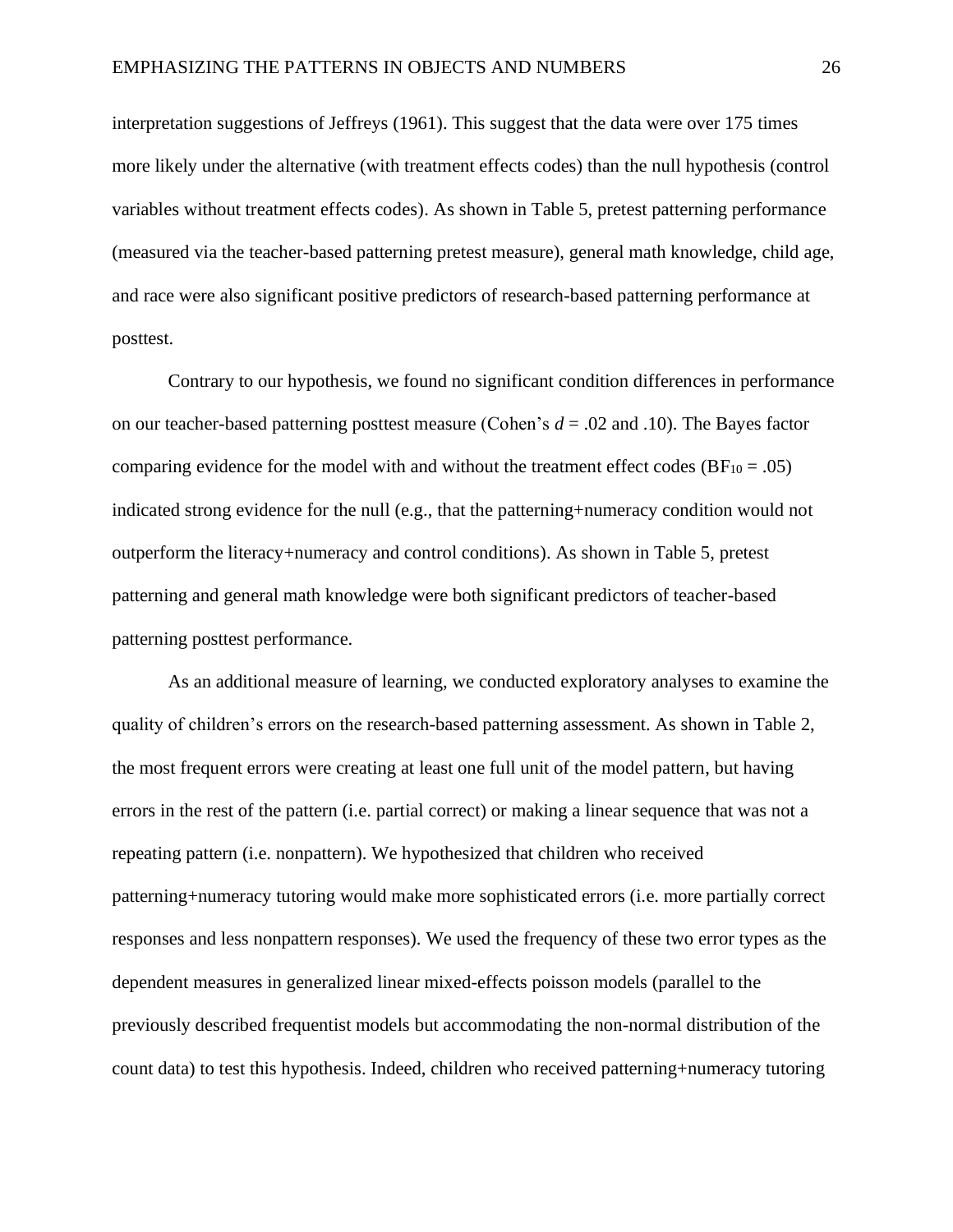interpretation suggestions of Jeffreys (1961). This suggest that the data were over 175 times more likely under the alternative (with treatment effects codes) than the null hypothesis (control variables without treatment effects codes). As shown in Table 5, pretest patterning performance (measured via the teacher-based patterning pretest measure), general math knowledge, child age, and race were also significant positive predictors of research-based patterning performance at posttest.

Contrary to our hypothesis, we found no significant condition differences in performance on our teacher-based patterning posttest measure (Cohen's $d$ = .02 and .10). The Bayes factor comparing evidence for the model with and without the treatment effect codes ($BF_{10}$ = .05) indicated strong evidence for the null (e.g., that the patterning+numeracy condition would not outperform the literacy+numeracy and control conditions). As shown in Table 5, pretest patterning and general math knowledge were both significant predictors of teacher-based patterning posttest performance.

As an additional measure of learning, we conducted exploratory analyses to examine the quality of children's errors on the research-based patterning assessment. As shown in Table 2, the most frequent errors were creating at least one full unit of the model pattern, but having errors in the rest of the pattern (i.e. partial correct) or making a linear sequence that was not a repeating pattern (i.e. nonpattern). We hypothesized that children who received patterning+numeracy tutoring would make more sophisticated errors (i.e. more partially correct responses and less nonpattern responses). We used the frequency of these two error types as the dependent measures in generalized linear mixed-effects poisson models (parallel to the previously described frequentist models but accommodating the non-normal distribution of the count data) to test this hypothesis. Indeed, children who received patterning+numeracy tutoring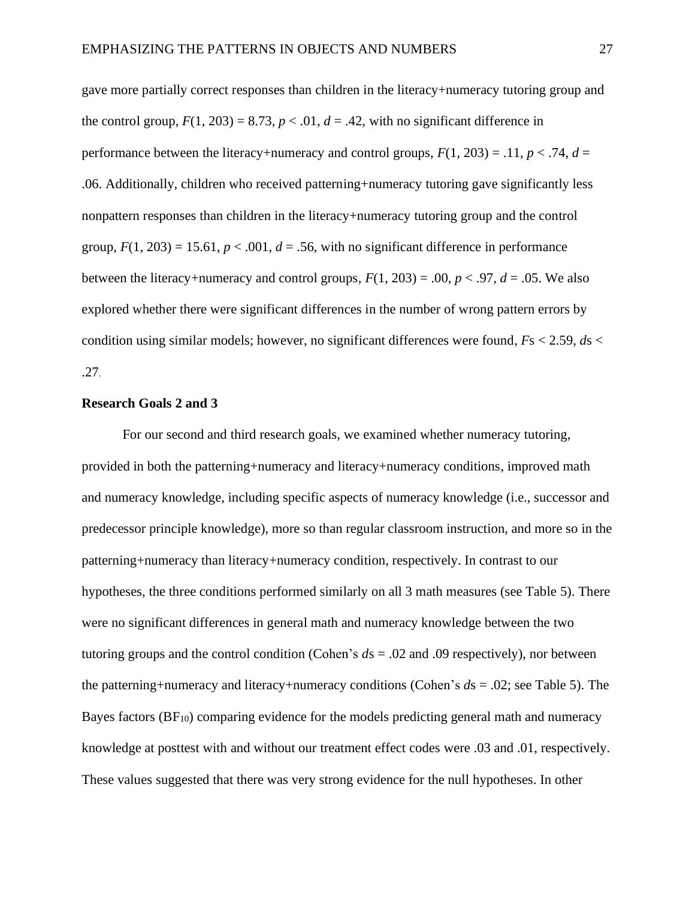gave more partially correct responses than children in the literacy+numeracy tutoring group and the control group, $F(1, 203) = 8.73$, $p < .01$, $d = .42$, with no significant difference in performance between the literacy+numeracy and control groups, $F(1, 203) = .11$, $p < .74$, $d = .06$. Additionally, children who received patterning+numeracy tutoring gave significantly less nonpattern responses than children in the literacy+numeracy tutoring group and the control group, $F(1, 203) = 15.61$, $p < .001$, $d = .56$, with no significant difference in performance between the literacy+numeracy and control groups, $F(1, 203) = .00$, $p < .97$, $d = .05$. We also explored whether there were significant differences in the number of wrong pattern errors by condition using similar models; however, no significant differences were found, $F$s $< 2.59$, $d$s $< .27$.

## Research Goals 2 and 3

For our second and third research goals, we examined whether numeracy tutoring, provided in both the patterning+numeracy and literacy+numeracy conditions, improved math and numeracy knowledge, including specific aspects of numeracy knowledge (i.e., successor and predecessor principle knowledge), more so than regular classroom instruction, and more so in the patterning+numeracy than literacy+numeracy condition, respectively. In contrast to our hypotheses, the three conditions performed similarly on all 3 math measures (see Table 5). There were no significant differences in general math and numeracy knowledge between the two tutoring groups and the control condition (Cohen's $d$s = .02 and .09 respectively), nor between the patterning+numeracy and literacy+numeracy conditions (Cohen's $d$s = .02; see Table 5). The Bayes factors ($BF_{10}$) comparing evidence for the models predicting general math and numeracy knowledge at posttest with and without our treatment effect codes were .03 and .01, respectively. These values suggested that there was very strong evidence for the null hypotheses. In other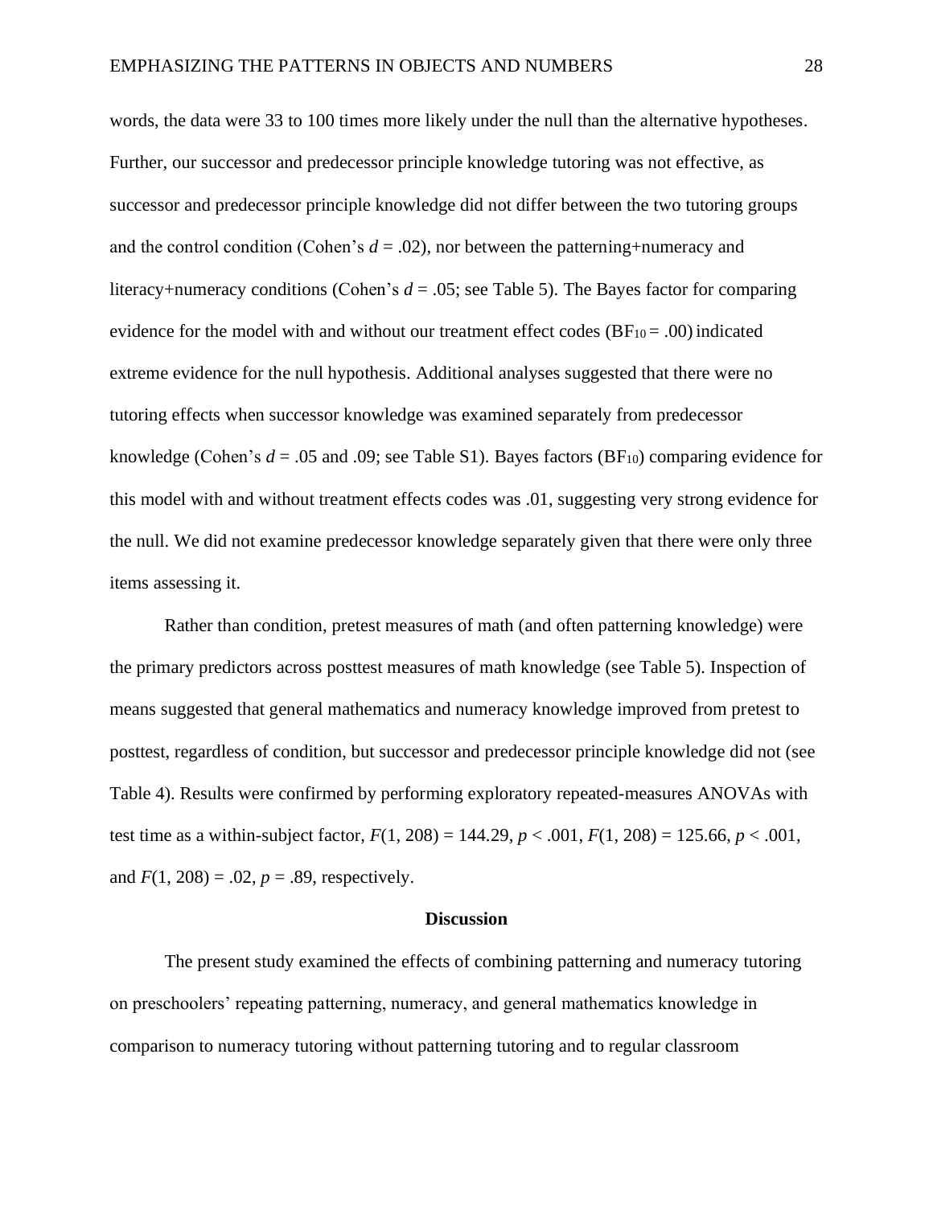words, the data were 33 to 100 times more likely under the null than the alternative hypotheses. Further, our successor and predecessor principle knowledge tutoring was not effective, as successor and predecessor principle knowledge did not differ between the two tutoring groups and the control condition (Cohen's $d = .02$), nor between the patterning+numeracy and literacy+numeracy conditions (Cohen's $d = .05$; see Table 5). The Bayes factor for comparing evidence for the model with and without our treatment effect codes ($BF_{10} = .00$) indicated extreme evidence for the null hypothesis. Additional analyses suggested that there were no tutoring effects when successor knowledge was examined separately from predecessor knowledge (Cohen's $d = .05$ and $.09$; see Table S1). Bayes factors ($BF_{10}$) comparing evidence for this model with and without treatment effects codes was .01, suggesting very strong evidence for the null. We did not examine predecessor knowledge separately given that there were only three items assessing it.

Rather than condition, pretest measures of math (and often patterning knowledge) were the primary predictors across posttest measures of math knowledge (see Table 5). Inspection of means suggested that general mathematics and numeracy knowledge improved from pretest to posttest, regardless of condition, but successor and predecessor principle knowledge did not (see Table 4). Results were confirmed by performing exploratory repeated-measures ANOVAs with test time as a within-subject factor, $F(1, 208) = 144.29$, $p < .001$, $F(1, 208) = 125.66$, $p < .001$, and $F(1, 208) = .02$, $p = .89$, respectively.

## Discussion

The present study examined the effects of combining patterning and numeracy tutoring on preschoolers' repeating patterning, numeracy, and general mathematics knowledge in comparison to numeracy tutoring without patterning tutoring and to regular classroom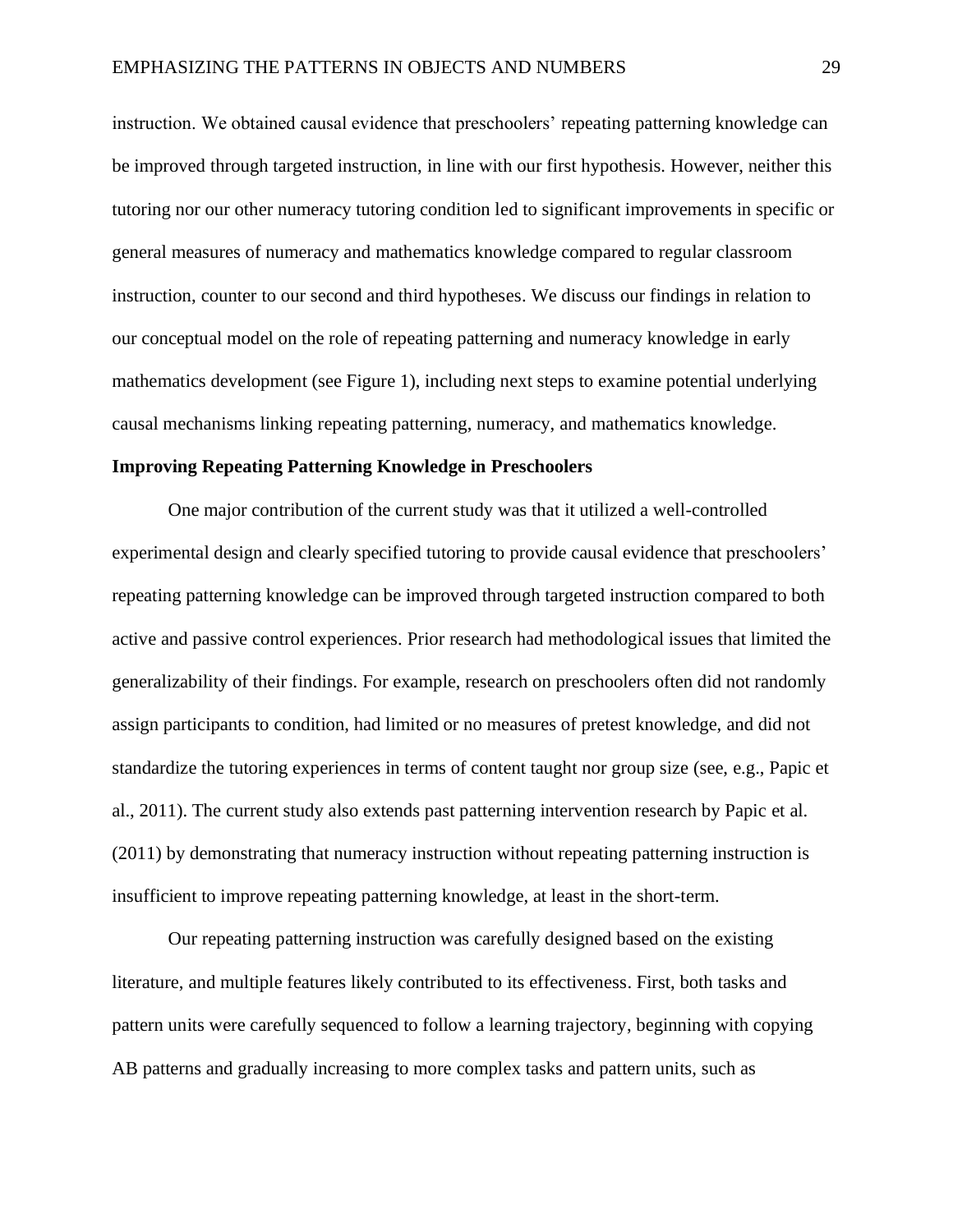instruction. We obtained causal evidence that preschoolers' repeating patterning knowledge can be improved through targeted instruction, in line with our first hypothesis. However, neither this tutoring nor our other numeracy tutoring condition led to significant improvements in specific or general measures of numeracy and mathematics knowledge compared to regular classroom instruction, counter to our second and third hypotheses. We discuss our findings in relation to our conceptual model on the role of repeating patterning and numeracy knowledge in early mathematics development (see Figure 1), including next steps to examine potential underlying causal mechanisms linking repeating patterning, numeracy, and mathematics knowledge.

**Improving Repeating Patterning Knowledge in Preschoolers**

One major contribution of the current study was that it utilized a well-controlled experimental design and clearly specified tutoring to provide causal evidence that preschoolers' repeating patterning knowledge can be improved through targeted instruction compared to both active and passive control experiences. Prior research had methodological issues that limited the generalizability of their findings. For example, research on preschoolers often did not randomly assign participants to condition, had limited or no measures of pretest knowledge, and did not standardize the tutoring experiences in terms of content taught nor group size (see, e.g., Papic et al., 2011). The current study also extends past patterning intervention research by Papic et al. (2011) by demonstrating that numeracy instruction without repeating patterning instruction is insufficient to improve repeating patterning knowledge, at least in the short-term.

Our repeating patterning instruction was carefully designed based on the existing literature, and multiple features likely contributed to its effectiveness. First, both tasks and pattern units were carefully sequenced to follow a learning trajectory, beginning with copying AB patterns and gradually increasing to more complex tasks and pattern units, such as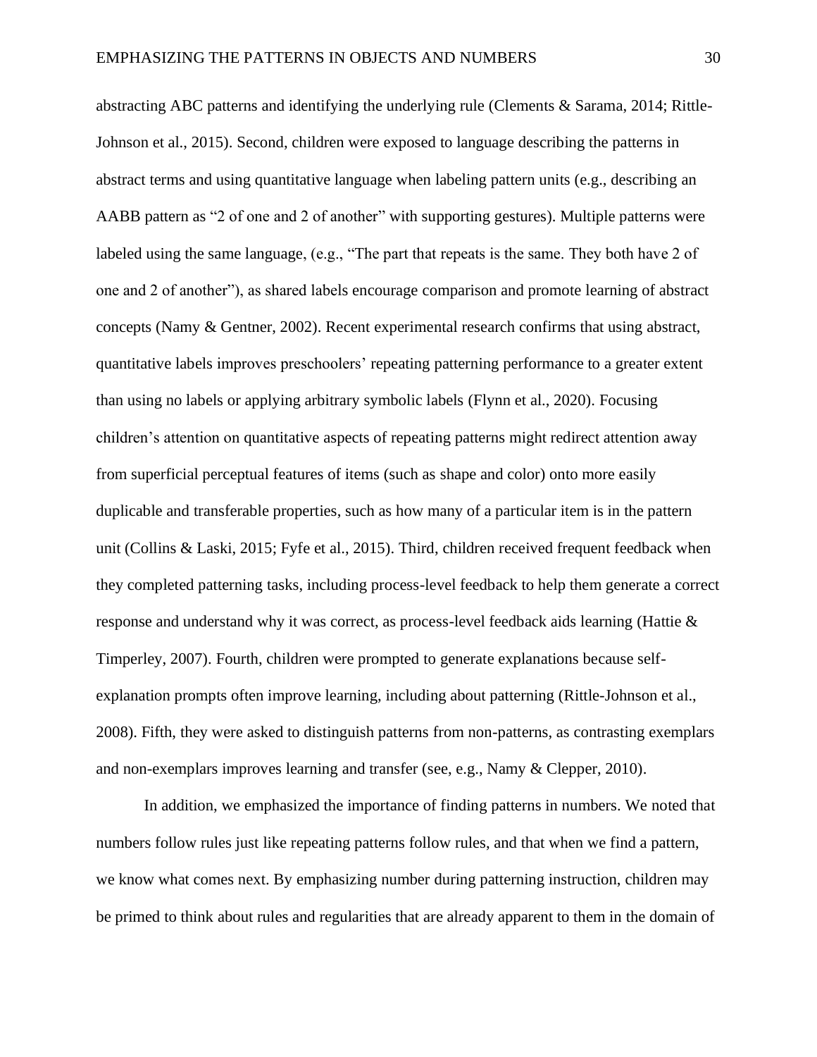abstracting ABC patterns and identifying the underlying rule (Clements & Sarama, 2014; Rittle-Johnson et al., 2015). Second, children were exposed to language describing the patterns in abstract terms and using quantitative language when labeling pattern units (e.g., describing an AABB pattern as "2 of one and 2 of another" with supporting gestures). Multiple patterns were labeled using the same language, (e.g., "The part that repeats is the same. They both have 2 of one and 2 of another"), as shared labels encourage comparison and promote learning of abstract concepts (Namy & Gentner, 2002). Recent experimental research confirms that using abstract, quantitative labels improves preschoolers' repeating patterning performance to a greater extent than using no labels or applying arbitrary symbolic labels (Flynn et al., 2020). Focusing children's attention on quantitative aspects of repeating patterns might redirect attention away from superficial perceptual features of items (such as shape and color) onto more easily duplicable and transferable properties, such as how many of a particular item is in the pattern unit (Collins & Laski, 2015; Fyfe et al., 2015). Third, children received frequent feedback when they completed patterning tasks, including process-level feedback to help them generate a correct response and understand why it was correct, as process-level feedback aids learning (Hattie & Timperley, 2007). Fourth, children were prompted to generate explanations because self-explanation prompts often improve learning, including about patterning (Rittle-Johnson et al., 2008). Fifth, they were asked to distinguish patterns from non-patterns, as contrasting exemplars and non-exemplars improves learning and transfer (see, e.g., Namy & Clepper, 2010).

In addition, we emphasized the importance of finding patterns in numbers. We noted that numbers follow rules just like repeating patterns follow rules, and that when we find a pattern, we know what comes next. By emphasizing number during patterning instruction, children may be primed to think about rules and regularities that are already apparent to them in the domain of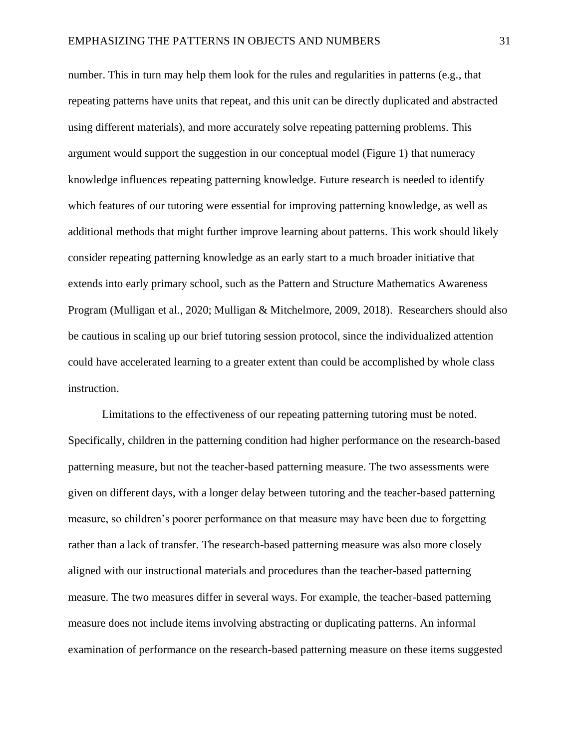number. This in turn may help them look for the rules and regularities in patterns (e.g., that repeating patterns have units that repeat, and this unit can be directly duplicated and abstracted using different materials), and more accurately solve repeating patterning problems. This argument would support the suggestion in our conceptual model (Figure 1) that numeracy knowledge influences repeating patterning knowledge. Future research is needed to identify which features of our tutoring were essential for improving patterning knowledge, as well as additional methods that might further improve learning about patterns. This work should likely consider repeating patterning knowledge as an early start to a much broader initiative that extends into early primary school, such as the Pattern and Structure Mathematics Awareness Program (Mulligan et al., 2020; Mulligan & Mitchelmore, 2009, 2018). Researchers should also be cautious in scaling up our brief tutoring session protocol, since the individualized attention could have accelerated learning to a greater extent than could be accomplished by whole class instruction.

Limitations to the effectiveness of our repeating patterning tutoring must be noted. Specifically, children in the patterning condition had higher performance on the research-based patterning measure, but not the teacher-based patterning measure. The two assessments were given on different days, with a longer delay between tutoring and the teacher-based patterning measure, so children's poorer performance on that measure may have been due to forgetting rather than a lack of transfer. The research-based patterning measure was also more closely aligned with our instructional materials and procedures than the teacher-based patterning measure. The two measures differ in several ways. For example, the teacher-based patterning measure does not include items involving abstracting or duplicating patterns. An informal examination of performance on the research-based patterning measure on these items suggested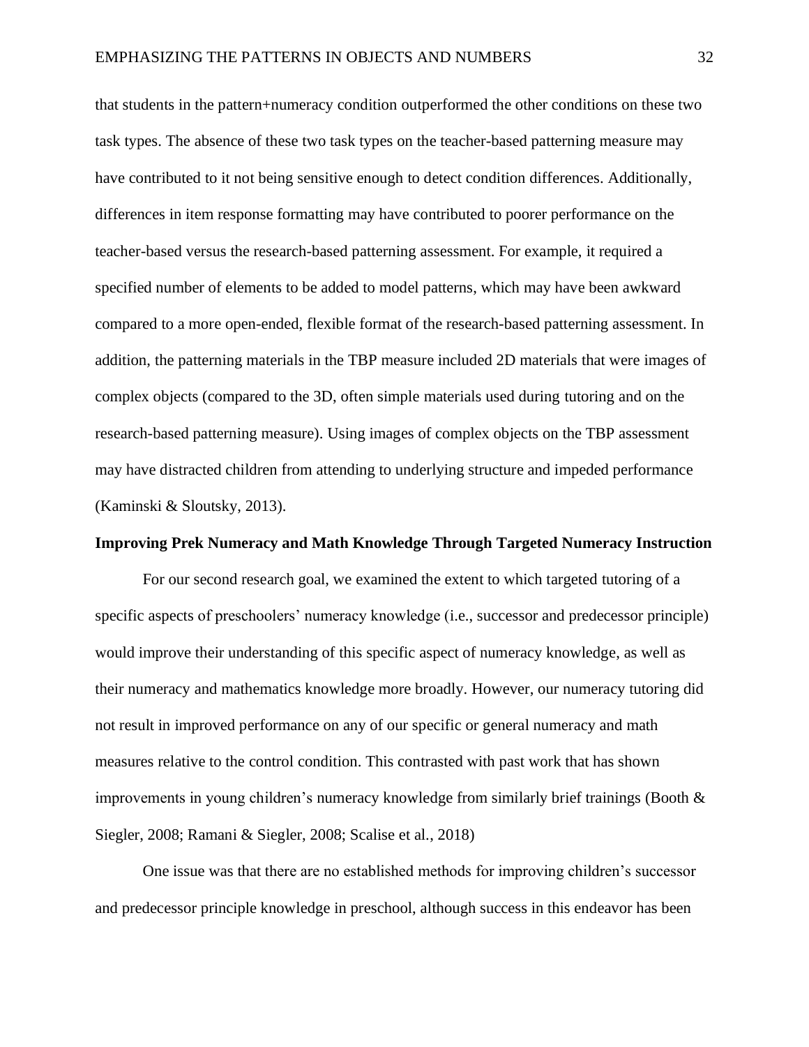that students in the pattern+numeracy condition outperformed the other conditions on these two task types. The absence of these two task types on the teacher-based patterning measure may have contributed to it not being sensitive enough to detect condition differences. Additionally, differences in item response formatting may have contributed to poorer performance on the teacher-based versus the research-based patterning assessment. For example, it required a specified number of elements to be added to model patterns, which may have been awkward compared to a more open-ended, flexible format of the research-based patterning assessment. In addition, the patterning materials in the TBP measure included 2D materials that were images of complex objects (compared to the 3D, often simple materials used during tutoring and on the research-based patterning measure). Using images of complex objects on the TBP assessment may have distracted children from attending to underlying structure and impeded performance (Kaminski & Sloutsky, 2013).

**Improving Prek Numeracy and Math Knowledge Through Targeted Numeracy Instruction**

For our second research goal, we examined the extent to which targeted tutoring of a specific aspects of preschoolers' numeracy knowledge (i.e., successor and predecessor principle) would improve their understanding of this specific aspect of numeracy knowledge, as well as their numeracy and mathematics knowledge more broadly. However, our numeracy tutoring did not result in improved performance on any of our specific or general numeracy and math measures relative to the control condition. This contrasted with past work that has shown improvements in young children's numeracy knowledge from similarly brief trainings (Booth & Siegler, 2008; Ramani & Siegler, 2008; Scalise et al., 2018)

One issue was that there are no established methods for improving children's successor and predecessor principle knowledge in preschool, although success in this endeavor has been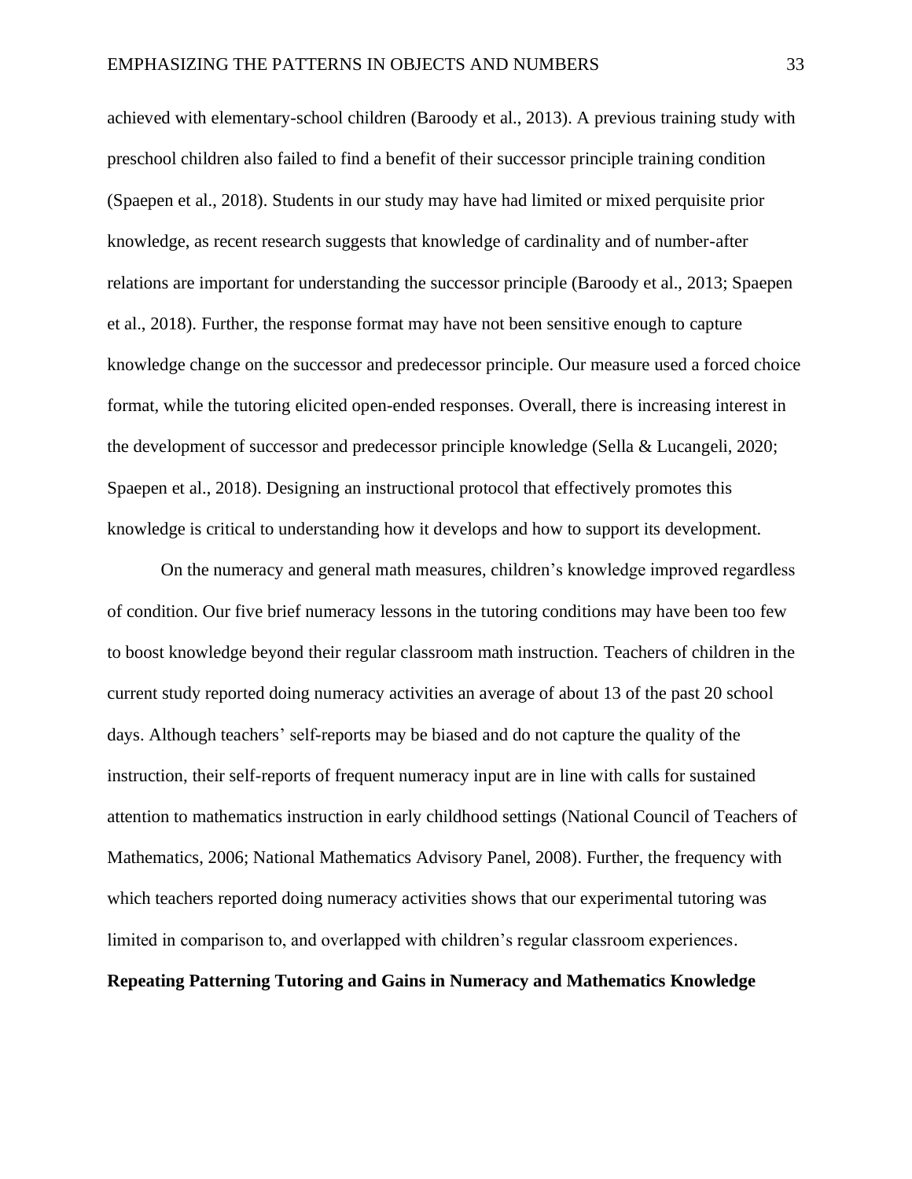achieved with elementary-school children (Baroody et al., 2013). A previous training study with preschool children also failed to find a benefit of their successor principle training condition (Spaepen et al., 2018). Students in our study may have had limited or mixed perquisite prior knowledge, as recent research suggests that knowledge of cardinality and of number-after relations are important for understanding the successor principle (Baroody et al., 2013; Spaepen et al., 2018). Further, the response format may have not been sensitive enough to capture knowledge change on the successor and predecessor principle. Our measure used a forced choice format, while the tutoring elicited open-ended responses. Overall, there is increasing interest in the development of successor and predecessor principle knowledge (Sella & Lucangeli, 2020; Spaepen et al., 2018). Designing an instructional protocol that effectively promotes this knowledge is critical to understanding how it develops and how to support its development.

On the numeracy and general math measures, children's knowledge improved regardless of condition. Our five brief numeracy lessons in the tutoring conditions may have been too few to boost knowledge beyond their regular classroom math instruction. Teachers of children in the current study reported doing numeracy activities an average of about 13 of the past 20 school days. Although teachers' self-reports may be biased and do not capture the quality of the instruction, their self-reports of frequent numeracy input are in line with calls for sustained attention to mathematics instruction in early childhood settings (National Council of Teachers of Mathematics, 2006; National Mathematics Advisory Panel, 2008). Further, the frequency with which teachers reported doing numeracy activities shows that our experimental tutoring was limited in comparison to, and overlapped with children's regular classroom experiences.

## Repeating Patterning Tutoring and Gains in Numeracy and Mathematics Knowledge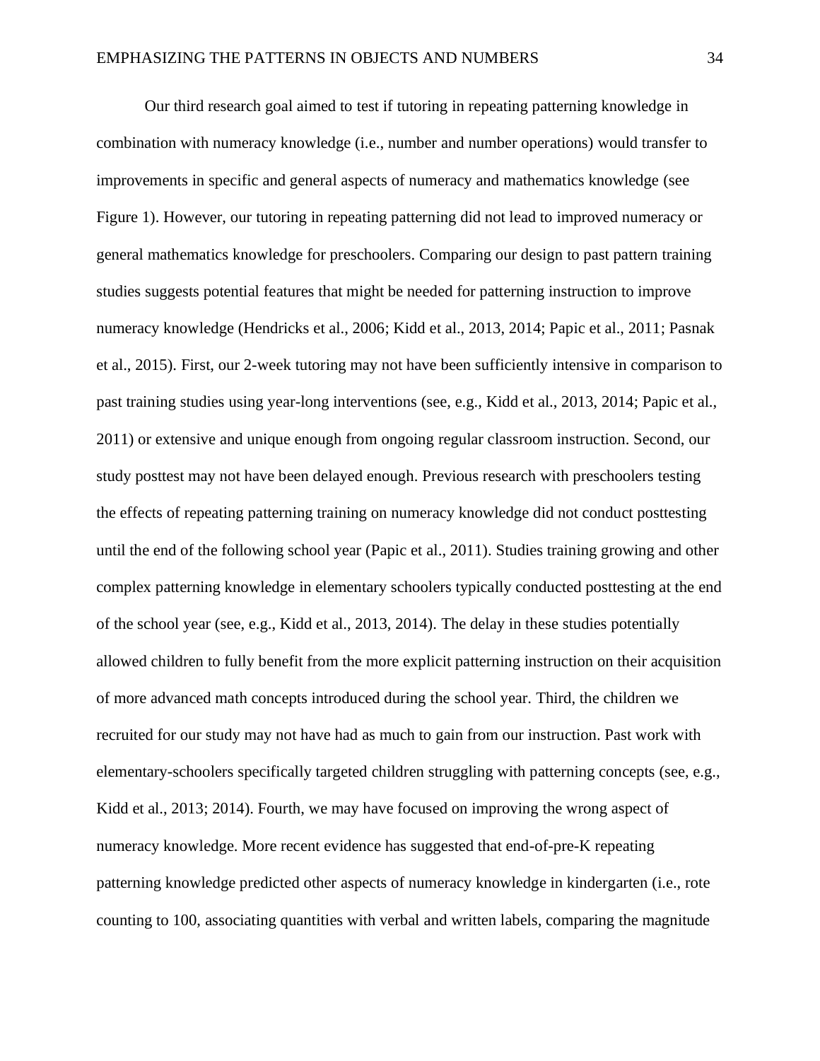Our third research goal aimed to test if tutoring in repeating patterning knowledge in combination with numeracy knowledge (i.e., number and number operations) would transfer to improvements in specific and general aspects of numeracy and mathematics knowledge (see Figure 1). However, our tutoring in repeating patterning did not lead to improved numeracy or general mathematics knowledge for preschoolers. Comparing our design to past pattern training studies suggests potential features that might be needed for patterning instruction to improve numeracy knowledge (Hendricks et al., 2006; Kidd et al., 2013, 2014; Papic et al., 2011; Pasnak et al., 2015). First, our 2-week tutoring may not have been sufficiently intensive in comparison to past training studies using year-long interventions (see, e.g., Kidd et al., 2013, 2014; Papic et al., 2011) or extensive and unique enough from ongoing regular classroom instruction. Second, our study posttest may not have been delayed enough. Previous research with preschoolers testing the effects of repeating patterning training on numeracy knowledge did not conduct posttesting until the end of the following school year (Papic et al., 2011). Studies training growing and other complex patterning knowledge in elementary schoolers typically conducted posttesting at the end of the school year (see, e.g., Kidd et al., 2013, 2014). The delay in these studies potentially allowed children to fully benefit from the more explicit patterning instruction on their acquisition of more advanced math concepts introduced during the school year. Third, the children we recruited for our study may not have had as much to gain from our instruction. Past work with elementary-schoolers specifically targeted children struggling with patterning concepts (see, e.g., Kidd et al., 2013; 2014). Fourth, we may have focused on improving the wrong aspect of numeracy knowledge. More recent evidence has suggested that end-of-pre-K repeating patterning knowledge predicted other aspects of numeracy knowledge in kindergarten (i.e., rote counting to 100, associating quantities with verbal and written labels, comparing the magnitude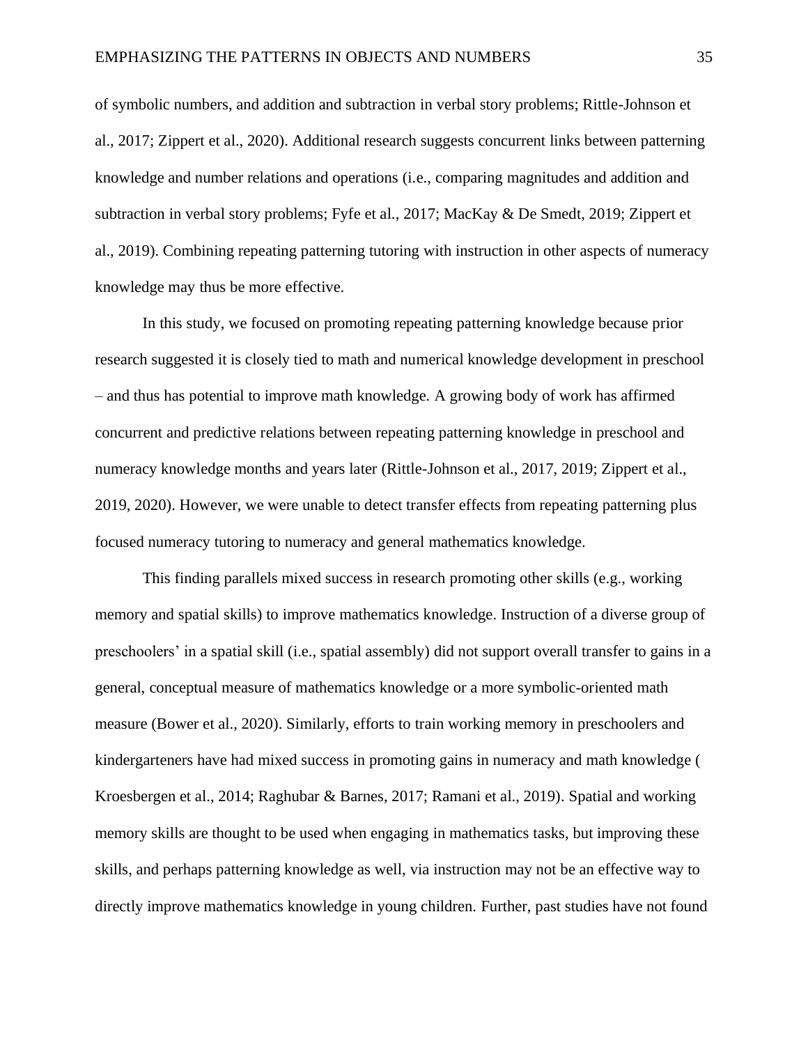of symbolic numbers, and addition and subtraction in verbal story problems; Rittle-Johnson et al., 2017; Zippert et al., 2020). Additional research suggests concurrent links between patterning knowledge and number relations and operations (i.e., comparing magnitudes and addition and subtraction in verbal story problems; Fyfe et al., 2017; MacKay & De Smedt, 2019; Zippert et al., 2019). Combining repeating patterning tutoring with instruction in other aspects of numeracy knowledge may thus be more effective.

In this study, we focused on promoting repeating patterning knowledge because prior research suggested it is closely tied to math and numerical knowledge development in preschool – and thus has potential to improve math knowledge. A growing body of work has affirmed concurrent and predictive relations between repeating patterning knowledge in preschool and numeracy knowledge months and years later (Rittle-Johnson et al., 2017, 2019; Zippert et al., 2019, 2020). However, we were unable to detect transfer effects from repeating patterning plus focused numeracy tutoring to numeracy and general mathematics knowledge.

This finding parallels mixed success in research promoting other skills (e.g., working memory and spatial skills) to improve mathematics knowledge. Instruction of a diverse group of preschoolers' in a spatial skill (i.e., spatial assembly) did not support overall transfer to gains in a general, conceptual measure of mathematics knowledge or a more symbolic-oriented math measure (Bower et al., 2020). Similarly, efforts to train working memory in preschoolers and kindergarteners have had mixed success in promoting gains in numeracy and math knowledge ( Kroesbergen et al., 2014; Raghubar & Barnes, 2017; Ramani et al., 2019). Spatial and working memory skills are thought to be used when engaging in mathematics tasks, but improving these skills, and perhaps patterning knowledge as well, via instruction may not be an effective way to directly improve mathematics knowledge in young children. Further, past studies have not found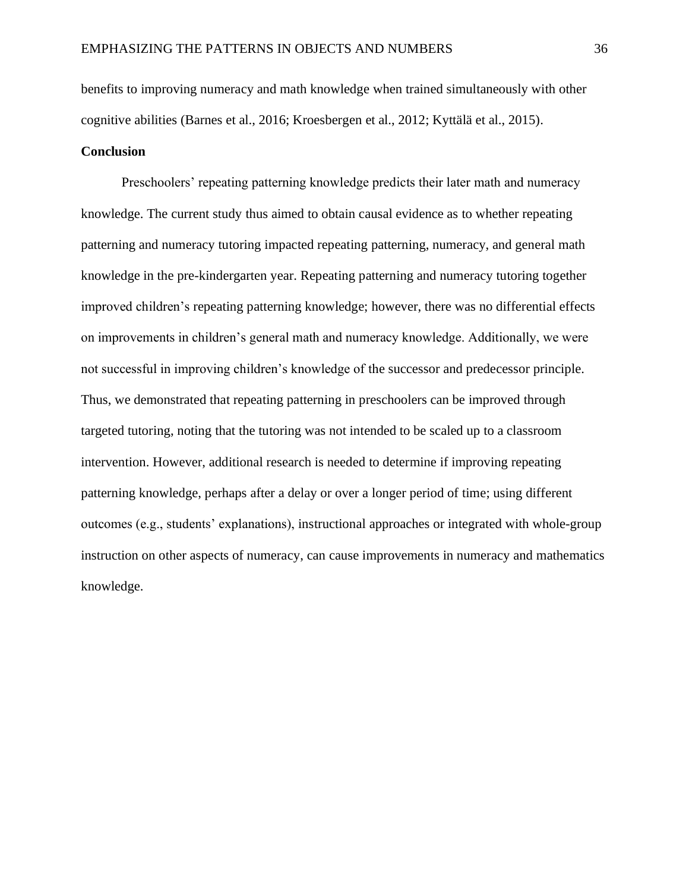benefits to improving numeracy and math knowledge when trained simultaneously with other cognitive abilities (Barnes et al., 2016; Kroesbergen et al., 2012; Kyttälä et al., 2015).

## Conclusion

Preschoolers' repeating patterning knowledge predicts their later math and numeracy knowledge. The current study thus aimed to obtain causal evidence as to whether repeating patterning and numeracy tutoring impacted repeating patterning, numeracy, and general math knowledge in the pre-kindergarten year. Repeating patterning and numeracy tutoring together improved children's repeating patterning knowledge; however, there was no differential effects on improvements in children's general math and numeracy knowledge. Additionally, we were not successful in improving children's knowledge of the successor and predecessor principle. Thus, we demonstrated that repeating patterning in preschoolers can be improved through targeted tutoring, noting that the tutoring was not intended to be scaled up to a classroom intervention. However, additional research is needed to determine if improving repeating patterning knowledge, perhaps after a delay or over a longer period of time; using different outcomes (e.g., students' explanations), instructional approaches or integrated with whole-group instruction on other aspects of numeracy, can cause improvements in numeracy and mathematics knowledge.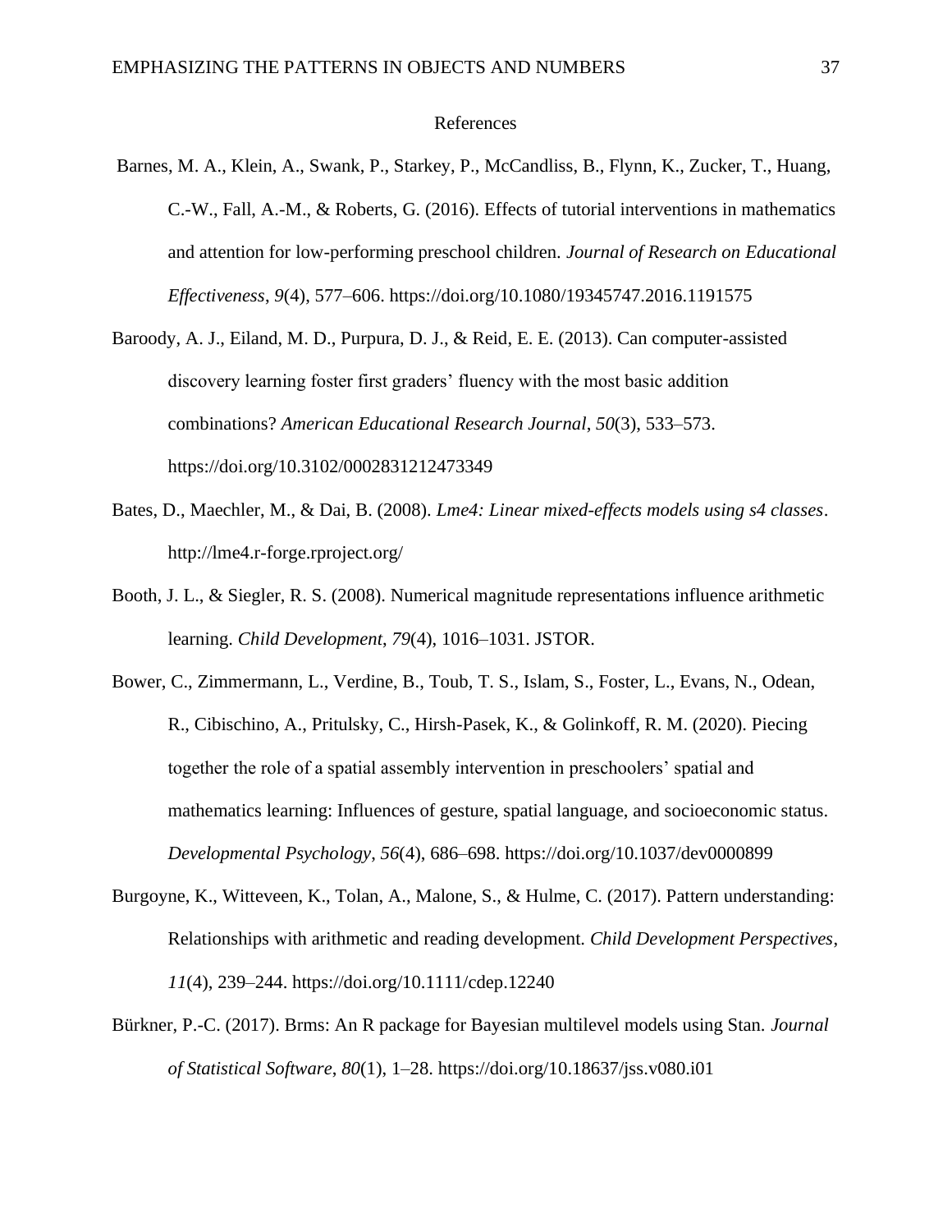# References

Barnes, M. A., Klein, A., Swank, P., Starkey, P., McCandliss, B., Flynn, K., Zucker, T., Huang, C.-W., Fall, A.-M., & Roberts, G. (2016). Effects of tutorial interventions in mathematics and attention for low-performing preschool children. *Journal of Research on Educational Effectiveness*, *9*(4), 577–606. https://doi.org/10.1080/19345747.2016.1191575

Baroody, A. J., Eiland, M. D., Purpura, D. J., & Reid, E. E. (2013). Can computer-assisted discovery learning foster first graders' fluency with the most basic addition combinations? *American Educational Research Journal*, *50*(3), 533–573. https://doi.org/10.3102/0002831212473349

Bates, D., Maechler, M., & Dai, B. (2008). *Lme4: Linear mixed-effects models using s4 classes*. http://lme4.r-forge.rproject.org/

Booth, J. L., & Siegler, R. S. (2008). Numerical magnitude representations influence arithmetic learning. *Child Development*, *79*(4), 1016–1031. JSTOR.

Bower, C., Zimmermann, L., Verdine, B., Toub, T. S., Islam, S., Foster, L., Evans, N., Odean, R., Cibischino, A., Pritulsky, C., Hirsh-Pasek, K., & Golinkoff, R. M. (2020). Piecing together the role of a spatial assembly intervention in preschoolers' spatial and mathematics learning: Influences of gesture, spatial language, and socioeconomic status. *Developmental Psychology*, *56*(4), 686–698. https://doi.org/10.1037/dev0000899

Burgoyne, K., Witteveen, K., Tolan, A., Malone, S., & Hulme, C. (2017). Pattern understanding: Relationships with arithmetic and reading development. *Child Development Perspectives*, *11*(4), 239–244. https://doi.org/10.1111/cdep.12240

Bürkner, P.-C. (2017). Brms: An R package for Bayesian multilevel models using Stan. *Journal of Statistical Software*, *80*(1), 1–28. https://doi.org/10.18637/jss.v080.i01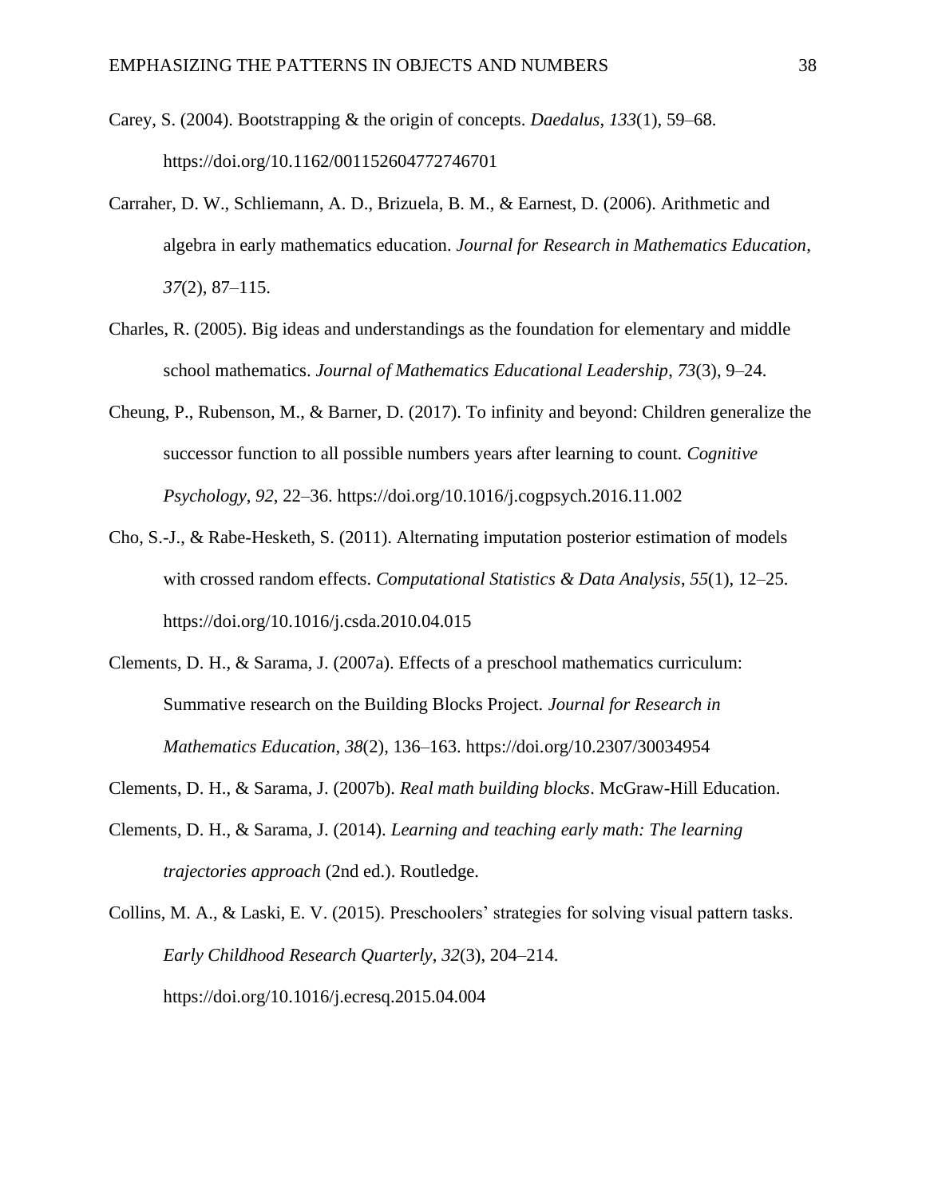Carey, S. (2004). Bootstrapping & the origin of concepts. *Daedalus*, *133*(1), 59–68. https://doi.org/10.1162/001152604772746701

Carraher, D. W., Schliemann, A. D., Brizuela, B. M., & Earnest, D. (2006). Arithmetic and algebra in early mathematics education. *Journal for Research in Mathematics Education*, *37*(2), 87–115.

Charles, R. (2005). Big ideas and understandings as the foundation for elementary and middle school mathematics. *Journal of Mathematics Educational Leadership*, *73*(3), 9–24.

Cheung, P., Rubenson, M., & Barner, D. (2017). To infinity and beyond: Children generalize the successor function to all possible numbers years after learning to count. *Cognitive Psychology*, *92*, 22–36. https://doi.org/10.1016/j.cogpsych.2016.11.002

Cho, S.-J., & Rabe-Hesketh, S. (2011). Alternating imputation posterior estimation of models with crossed random effects. *Computational Statistics & Data Analysis*, *55*(1), 12–25. https://doi.org/10.1016/j.csda.2010.04.015

Clements, D. H., & Sarama, J. (2007a). Effects of a preschool mathematics curriculum: Summative research on the Building Blocks Project. *Journal for Research in Mathematics Education*, *38*(2), 136–163. https://doi.org/10.2307/30034954

Clements, D. H., & Sarama, J. (2007b). *Real math building blocks*. McGraw-Hill Education.

Clements, D. H., & Sarama, J. (2014). *Learning and teaching early math: The learning trajectories approach* (2nd ed.). Routledge.

Collins, M. A., & Laski, E. V. (2015). Preschoolers' strategies for solving visual pattern tasks. *Early Childhood Research Quarterly*, *32*(3), 204–214. https://doi.org/10.1016/j.ecresq.2015.04.004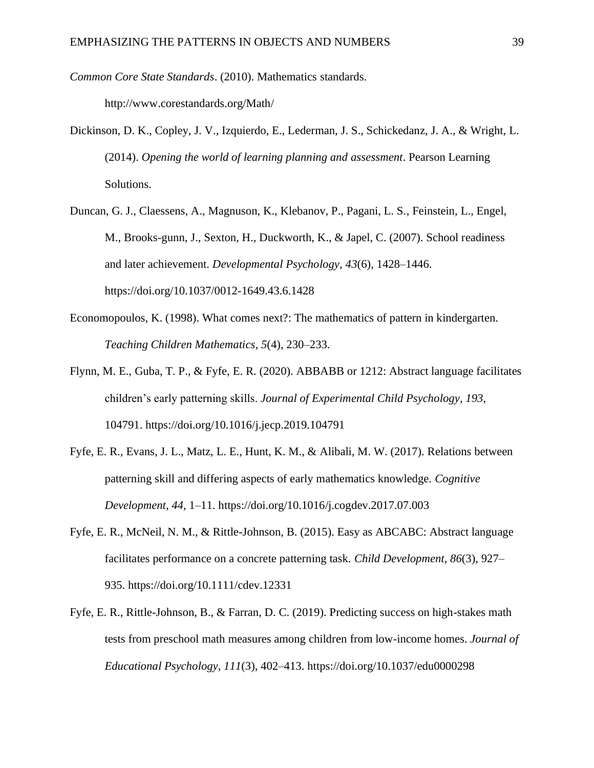*Common Core State Standards*. (2010). Mathematics standards. http://www.corestandards.org/Math/

Dickinson, D. K., Copley, J. V., Izquierdo, E., Lederman, J. S., Schickedanz, J. A., & Wright, L. (2014). *Opening the world of learning planning and assessment*. Pearson Learning Solutions.

Duncan, G. J., Claessens, A., Magnuson, K., Klebanov, P., Pagani, L. S., Feinstein, L., Engel, M., Brooks-gunn, J., Sexton, H., Duckworth, K., & Japel, C. (2007). School readiness and later achievement. *Developmental Psychology*, *43*(6), 1428–1446. https://doi.org/10.1037/0012-1649.43.6.1428

Economopoulos, K. (1998). What comes next?: The mathematics of pattern in kindergarten. *Teaching Children Mathematics*, *5*(4), 230–233.

Flynn, M. E., Guba, T. P., & Fyfe, E. R. (2020). ABBABB or 1212: Abstract language facilitates children's early patterning skills. *Journal of Experimental Child Psychology*, *193*, 104791. https://doi.org/10.1016/j.jecp.2019.104791

Fyfe, E. R., Evans, J. L., Matz, L. E., Hunt, K. M., & Alibali, M. W. (2017). Relations between patterning skill and differing aspects of early mathematics knowledge. *Cognitive Development*, *44*, 1–11. https://doi.org/10.1016/j.cogdev.2017.07.003

Fyfe, E. R., McNeil, N. M., & Rittle-Johnson, B. (2015). Easy as ABCABC: Abstract language facilitates performance on a concrete patterning task. *Child Development*, *86*(3), 927–935. https://doi.org/10.1111/cdev.12331

Fyfe, E. R., Rittle-Johnson, B., & Farran, D. C. (2019). Predicting success on high-stakes math tests from preschool math measures among children from low-income homes. *Journal of Educational Psychology*, *111*(3), 402–413. https://doi.org/10.1037/edu0000298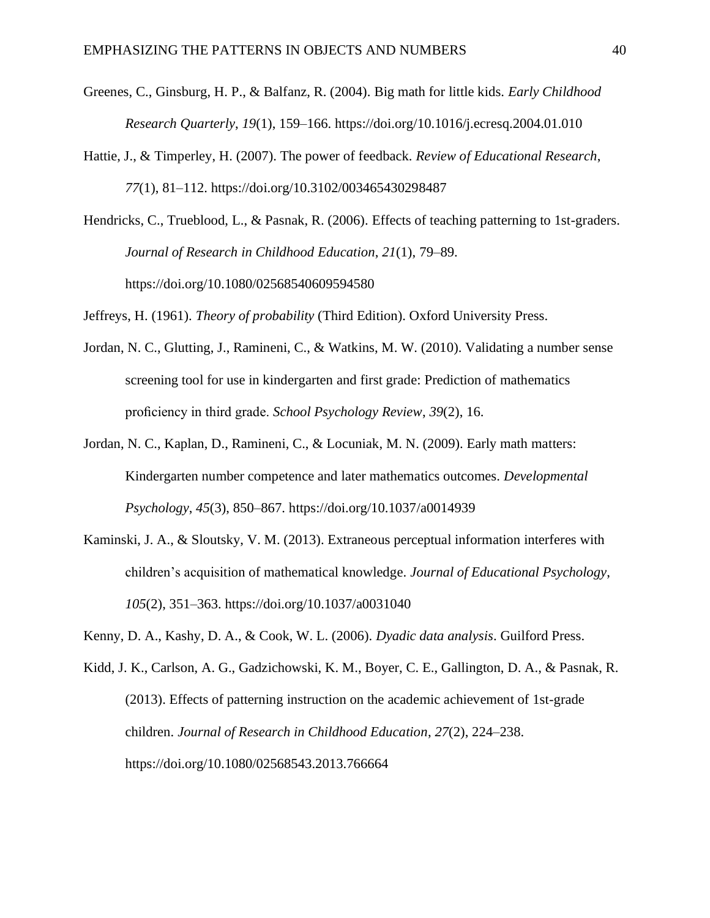Greenes, C., Ginsburg, H. P., & Balfanz, R. (2004). Big math for little kids. *Early Childhood Research Quarterly*, *19*(1), 159–166. https://doi.org/10.1016/j.ecresq.2004.01.010

Hattie, J., & Timperley, H. (2007). The power of feedback. *Review of Educational Research*, *77*(1), 81–112. https://doi.org/10.3102/003465430298487

Hendricks, C., Trueblood, L., & Pasnak, R. (2006). Effects of teaching patterning to 1st-graders. *Journal of Research in Childhood Education*, *21*(1), 79–89. https://doi.org/10.1080/02568540609594580

Jeffreys, H. (1961). *Theory of probability* (Third Edition). Oxford University Press.

Jordan, N. C., Glutting, J., Ramineni, C., & Watkins, M. W. (2010). Validating a number sense screening tool for use in kindergarten and first grade: Prediction of mathematics proficiency in third grade. *School Psychology Review*, *39*(2), 16.

Jordan, N. C., Kaplan, D., Ramineni, C., & Locuniak, M. N. (2009). Early math matters: Kindergarten number competence and later mathematics outcomes. *Developmental Psychology*, *45*(3), 850–867. https://doi.org/10.1037/a0014939

Kaminski, J. A., & Sloutsky, V. M. (2013). Extraneous perceptual information interferes with children's acquisition of mathematical knowledge. *Journal of Educational Psychology*, *105*(2), 351–363. https://doi.org/10.1037/a0031040

Kenny, D. A., Kashy, D. A., & Cook, W. L. (2006). *Dyadic data analysis*. Guilford Press.

Kidd, J. K., Carlson, A. G., Gadzichowski, K. M., Boyer, C. E., Gallington, D. A., & Pasnak, R. (2013). Effects of patterning instruction on the academic achievement of 1st-grade children. *Journal of Research in Childhood Education*, *27*(2), 224–238. https://doi.org/10.1080/02568543.2013.766664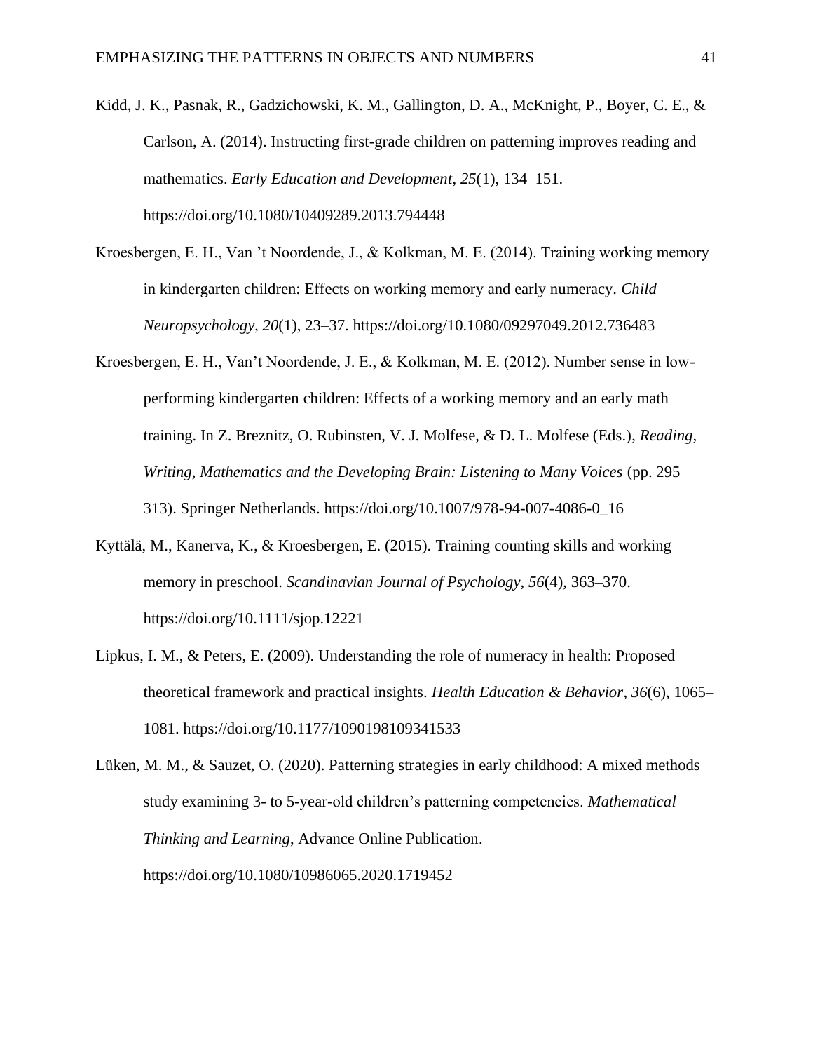Kidd, J. K., Pasnak, R., Gadzichowski, K. M., Gallington, D. A., McKnight, P., Boyer, C. E., & Carlson, A. (2014). Instructing first-grade children on patterning improves reading and mathematics. *Early Education and Development*, *25*(1), 134–151. https://doi.org/10.1080/10409289.2013.794448

Kroesbergen, E. H., Van 't Noordende, J., & Kolkman, M. E. (2014). Training working memory in kindergarten children: Effects on working memory and early numeracy. *Child Neuropsychology*, *20*(1), 23–37. https://doi.org/10.1080/09297049.2012.736483

Kroesbergen, E. H., Van't Noordende, J. E., & Kolkman, M. E. (2012). Number sense in low-performing kindergarten children: Effects of a working memory and an early math training. In Z. Breznitz, O. Rubinsten, V. J. Molfese, & D. L. Molfese (Eds.), *Reading, Writing, Mathematics and the Developing Brain: Listening to Many Voices* (pp. 295–313). Springer Netherlands. https://doi.org/10.1007/978-94-007-4086-0_16

Kyttälä, M., Kanerva, K., & Kroesbergen, E. (2015). Training counting skills and working memory in preschool. *Scandinavian Journal of Psychology*, *56*(4), 363–370. https://doi.org/10.1111/sjop.12221

Lipkus, I. M., & Peters, E. (2009). Understanding the role of numeracy in health: Proposed theoretical framework and practical insights. *Health Education & Behavior*, *36*(6), 1065–1081. https://doi.org/10.1177/1090198109341533

Lüken, M. M., & Sauzet, O. (2020). Patterning strategies in early childhood: A mixed methods study examining 3- to 5-year-old children's patterning competencies. *Mathematical Thinking and Learning*, Advance Online Publication. https://doi.org/10.1080/10986065.2020.1719452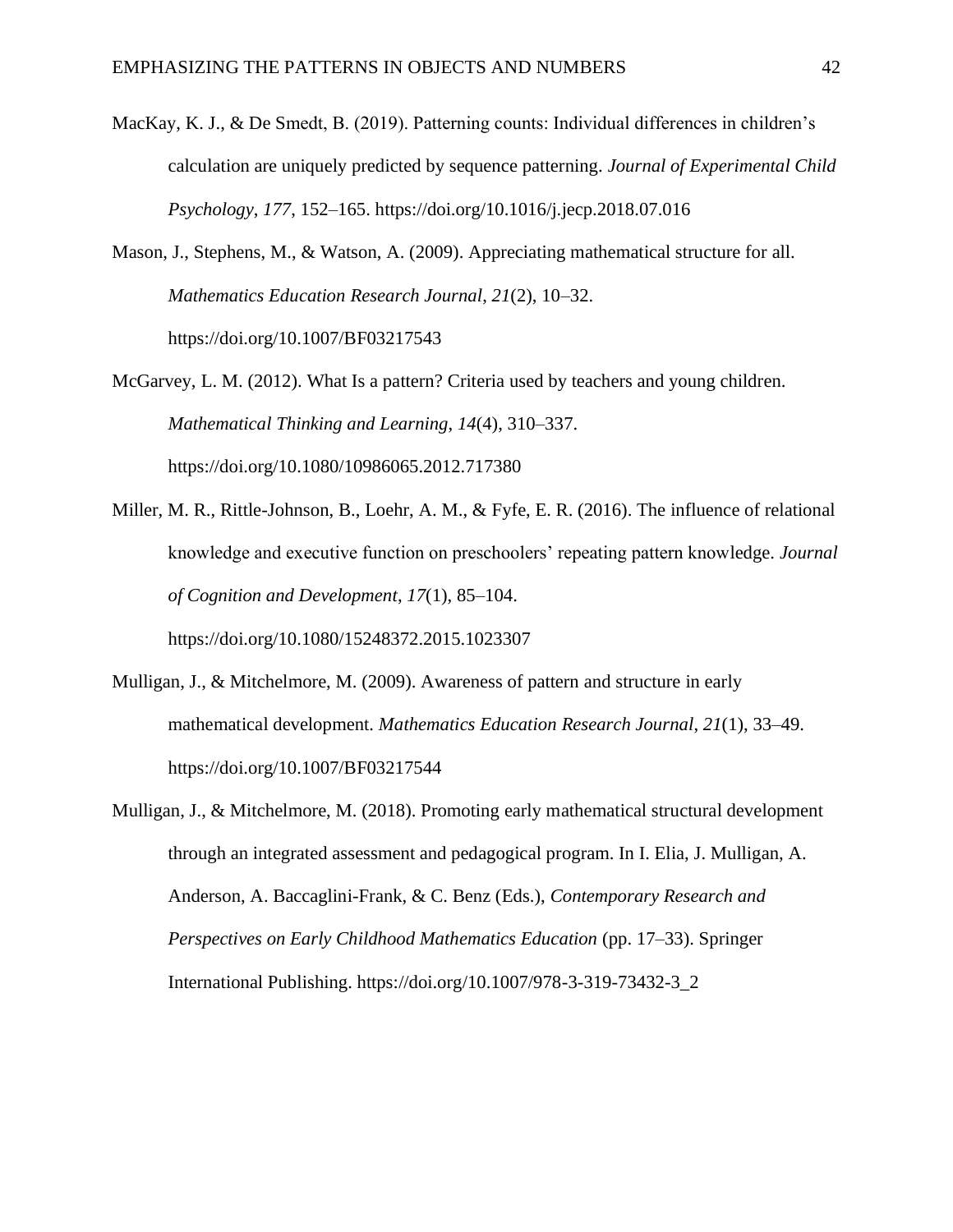MacKay, K. J., & De Smedt, B. (2019). Patterning counts: Individual differences in children's calculation are uniquely predicted by sequence patterning. *Journal of Experimental Child Psychology*, *177*, 152–165. https://doi.org/10.1016/j.jecp.2018.07.016

Mason, J., Stephens, M., & Watson, A. (2009). Appreciating mathematical structure for all. *Mathematics Education Research Journal*, *21*(2), 10–32. https://doi.org/10.1007/BF03217543

McGarvey, L. M. (2012). What Is a pattern? Criteria used by teachers and young children. *Mathematical Thinking and Learning*, *14*(4), 310–337. https://doi.org/10.1080/10986065.2012.717380

Miller, M. R., Rittle-Johnson, B., Loehr, A. M., & Fyfe, E. R. (2016). The influence of relational knowledge and executive function on preschoolers' repeating pattern knowledge. *Journal of Cognition and Development*, *17*(1), 85–104. https://doi.org/10.1080/15248372.2015.1023307

Mulligan, J., & Mitchelmore, M. (2009). Awareness of pattern and structure in early mathematical development. *Mathematics Education Research Journal*, *21*(1), 33–49. https://doi.org/10.1007/BF03217544

Mulligan, J., & Mitchelmore, M. (2018). Promoting early mathematical structural development through an integrated assessment and pedagogical program. In I. Elia, J. Mulligan, A. Anderson, A. Baccaglini-Frank, & C. Benz (Eds.), *Contemporary Research and Perspectives on Early Childhood Mathematics Education* (pp. 17–33). Springer International Publishing. https://doi.org/10.1007/978-3-319-73432-3_2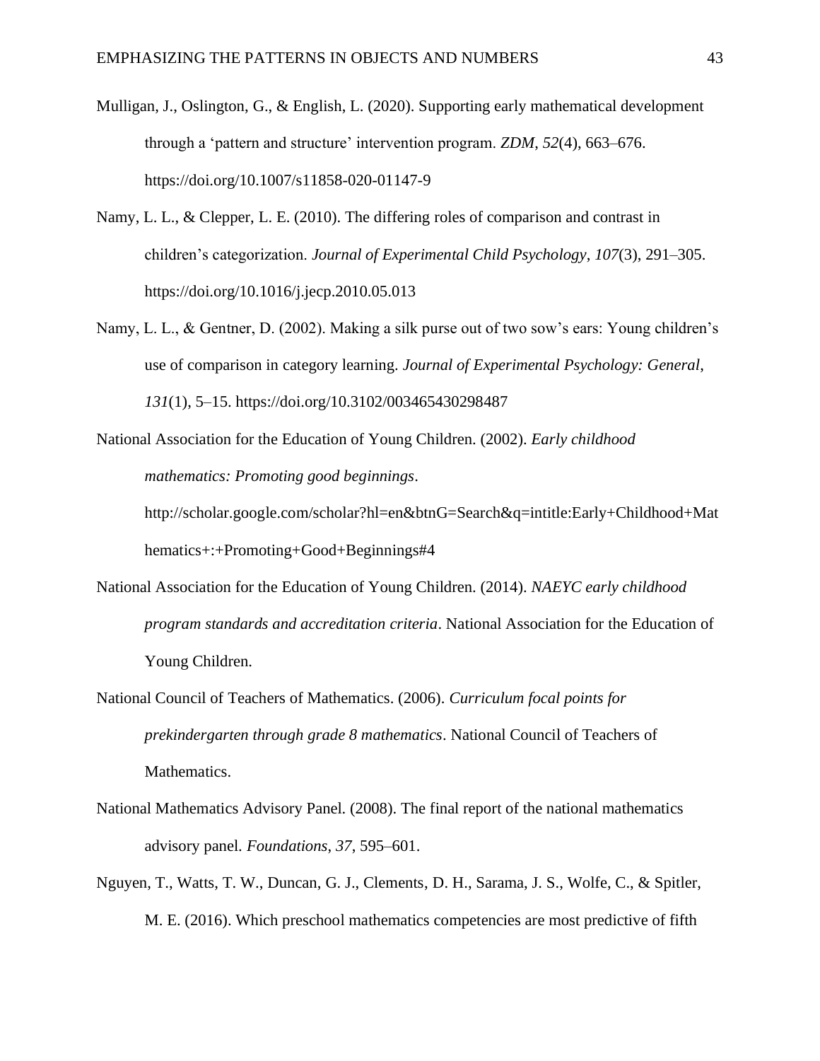Mulligan, J., Oslington, G., & English, L. (2020). Supporting early mathematical development through a 'pattern and structure' intervention program. *ZDM*, *52*(4), 663–676. https://doi.org/10.1007/s11858-020-01147-9

Namy, L. L., & Clepper, L. E. (2010). The differing roles of comparison and contrast in children's categorization. *Journal of Experimental Child Psychology*, *107*(3), 291–305. https://doi.org/10.1016/j.jecp.2010.05.013

Namy, L. L., & Gentner, D. (2002). Making a silk purse out of two sow's ears: Young children's use of comparison in category learning. *Journal of Experimental Psychology: General*, *131*(1), 5–15. https://doi.org/10.3102/003465430298487

National Association for the Education of Young Children. (2002). *Early childhood mathematics: Promoting good beginnings*. http://scholar.google.com/scholar?hl=en&btnG=Search&q=intitle:Early+Childhood+Mathematics+:+Promoting+Good+Beginnings#4

National Association for the Education of Young Children. (2014). *NAEYC early childhood program standards and accreditation criteria*. National Association for the Education of Young Children.

National Council of Teachers of Mathematics. (2006). *Curriculum focal points for prekindergarten through grade 8 mathematics*. National Council of Teachers of Mathematics.

National Mathematics Advisory Panel. (2008). The final report of the national mathematics advisory panel. *Foundations*, *37*, 595–601.

Nguyen, T., Watts, T. W., Duncan, G. J., Clements, D. H., Sarama, J. S., Wolfe, C., & Spitler, M. E. (2016). Which preschool mathematics competencies are most predictive of fifth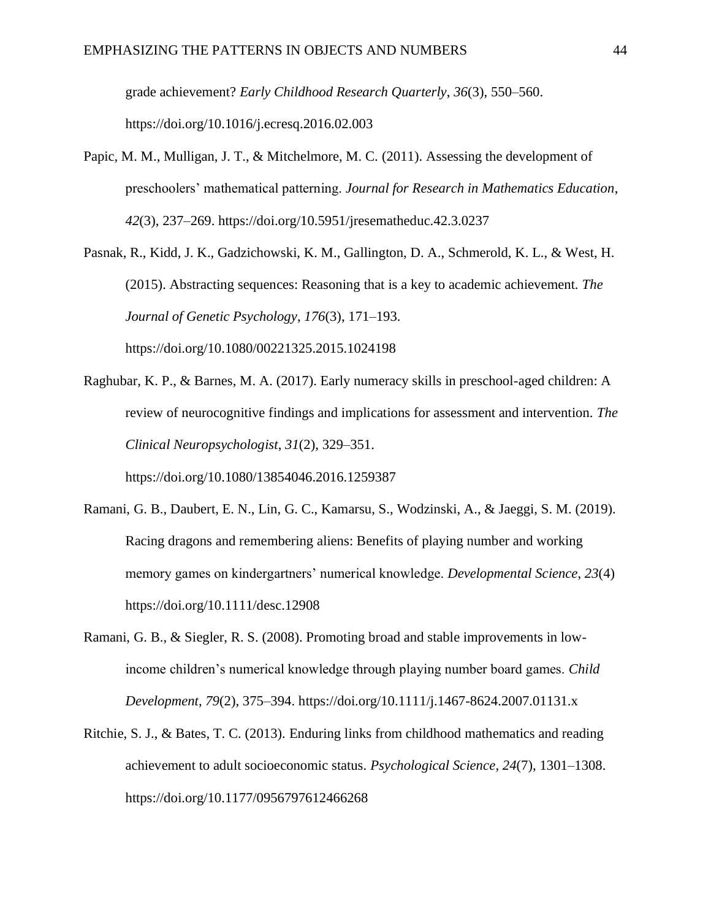grade achievement? *Early Childhood Research Quarterly*, *36*(3), 550–560. https://doi.org/10.1016/j.ecresq.2016.02.003

Papic, M. M., Mulligan, J. T., & Mitchelmore, M. C. (2011). Assessing the development of preschoolers' mathematical patterning. *Journal for Research in Mathematics Education*, *42*(3), 237–269. https://doi.org/10.5951/jresematheduc.42.3.0237

Pasnak, R., Kidd, J. K., Gadzichowski, K. M., Gallington, D. A., Schmerold, K. L., & West, H. (2015). Abstracting sequences: Reasoning that is a key to academic achievement. *The Journal of Genetic Psychology*, *176*(3), 171–193. https://doi.org/10.1080/00221325.2015.1024198

Raghubar, K. P., & Barnes, M. A. (2017). Early numeracy skills in preschool-aged children: A review of neurocognitive findings and implications for assessment and intervention. *The Clinical Neuropsychologist*, *31*(2), 329–351. https://doi.org/10.1080/13854046.2016.1259387

Ramani, G. B., Daubert, E. N., Lin, G. C., Kamarsu, S., Wodzinski, A., & Jaeggi, S. M. (2019). Racing dragons and remembering aliens: Benefits of playing number and working memory games on kindergartners' numerical knowledge. *Developmental Science*, *23*(4) https://doi.org/10.1111/desc.12908

Ramani, G. B., & Siegler, R. S. (2008). Promoting broad and stable improvements in low-income children's numerical knowledge through playing number board games. *Child Development*, *79*(2), 375–394. https://doi.org/10.1111/j.1467-8624.2007.01131.x

Ritchie, S. J., & Bates, T. C. (2013). Enduring links from childhood mathematics and reading achievement to adult socioeconomic status. *Psychological Science*, *24*(7), 1301–1308. https://doi.org/10.1177/0956797612466268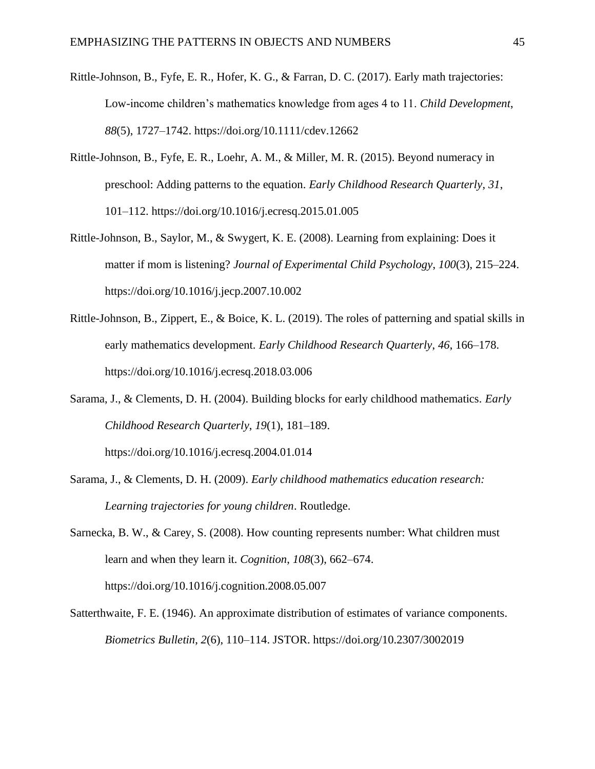Rittle-Johnson, B., Fyfe, E. R., Hofer, K. G., & Farran, D. C. (2017). Early math trajectories: Low-income children's mathematics knowledge from ages 4 to 11. *Child Development*, *88*(5), 1727–1742. https://doi.org/10.1111/cdev.12662

Rittle-Johnson, B., Fyfe, E. R., Loehr, A. M., & Miller, M. R. (2015). Beyond numeracy in preschool: Adding patterns to the equation. *Early Childhood Research Quarterly*, *31*, 101–112. https://doi.org/10.1016/j.ecresq.2015.01.005

Rittle-Johnson, B., Saylor, M., & Swygert, K. E. (2008). Learning from explaining: Does it matter if mom is listening? *Journal of Experimental Child Psychology*, *100*(3), 215–224. https://doi.org/10.1016/j.jecp.2007.10.002

Rittle-Johnson, B., Zippert, E., & Boice, K. L. (2019). The roles of patterning and spatial skills in early mathematics development. *Early Childhood Research Quarterly*, *46*, 166–178. https://doi.org/10.1016/j.ecresq.2018.03.006

Sarama, J., & Clements, D. H. (2004). Building blocks for early childhood mathematics. *Early Childhood Research Quarterly*, *19*(1), 181–189. https://doi.org/10.1016/j.ecresq.2004.01.014

Sarama, J., & Clements, D. H. (2009). *Early childhood mathematics education research: Learning trajectories for young children*. Routledge.

Sarnecka, B. W., & Carey, S. (2008). How counting represents number: What children must learn and when they learn it. *Cognition*, *108*(3), 662–674. https://doi.org/10.1016/j.cognition.2008.05.007

Satterthwaite, F. E. (1946). An approximate distribution of estimates of variance components. *Biometrics Bulletin*, *2*(6), 110–114. JSTOR. https://doi.org/10.2307/3002019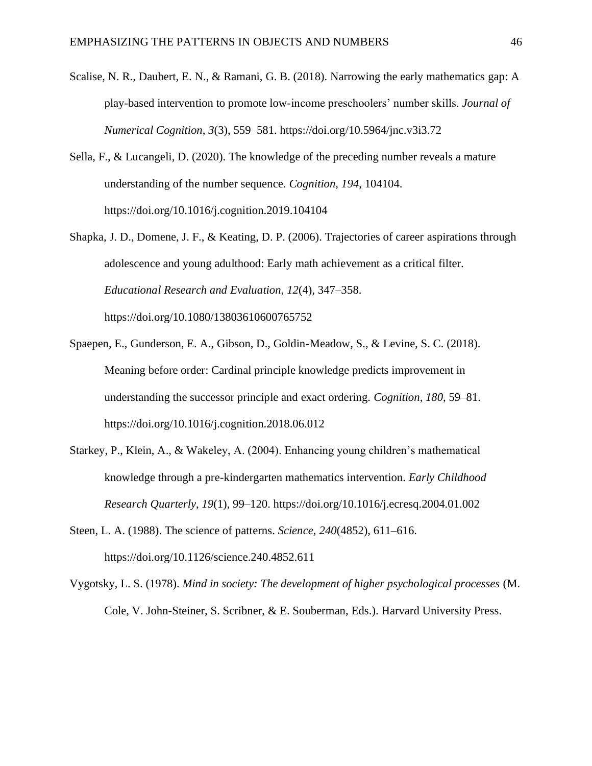Scalise, N. R., Daubert, E. N., & Ramani, G. B. (2018). Narrowing the early mathematics gap: A play-based intervention to promote low-income preschoolers' number skills. *Journal of Numerical Cognition*, *3*(3), 559–581. https://doi.org/10.5964/jnc.v3i3.72

Sella, F., & Lucangeli, D. (2020). The knowledge of the preceding number reveals a mature understanding of the number sequence. *Cognition*, *194*, 104104. https://doi.org/10.1016/j.cognition.2019.104104

Shapka, J. D., Domene, J. F., & Keating, D. P. (2006). Trajectories of career aspirations through adolescence and young adulthood: Early math achievement as a critical filter. *Educational Research and Evaluation*, *12*(4), 347–358. https://doi.org/10.1080/13803610600765752

Spaepen, E., Gunderson, E. A., Gibson, D., Goldin-Meadow, S., & Levine, S. C. (2018). Meaning before order: Cardinal principle knowledge predicts improvement in understanding the successor principle and exact ordering. *Cognition*, *180*, 59–81. https://doi.org/10.1016/j.cognition.2018.06.012

Starkey, P., Klein, A., & Wakeley, A. (2004). Enhancing young children's mathematical knowledge through a pre-kindergarten mathematics intervention. *Early Childhood Research Quarterly*, *19*(1), 99–120. https://doi.org/10.1016/j.ecresq.2004.01.002

Steen, L. A. (1988). The science of patterns. *Science*, *240*(4852), 611–616. https://doi.org/10.1126/science.240.4852.611

Vygotsky, L. S. (1978). *Mind in society: The development of higher psychological processes* (M. Cole, V. John-Steiner, S. Scribner, & E. Souberman, Eds.). Harvard University Press.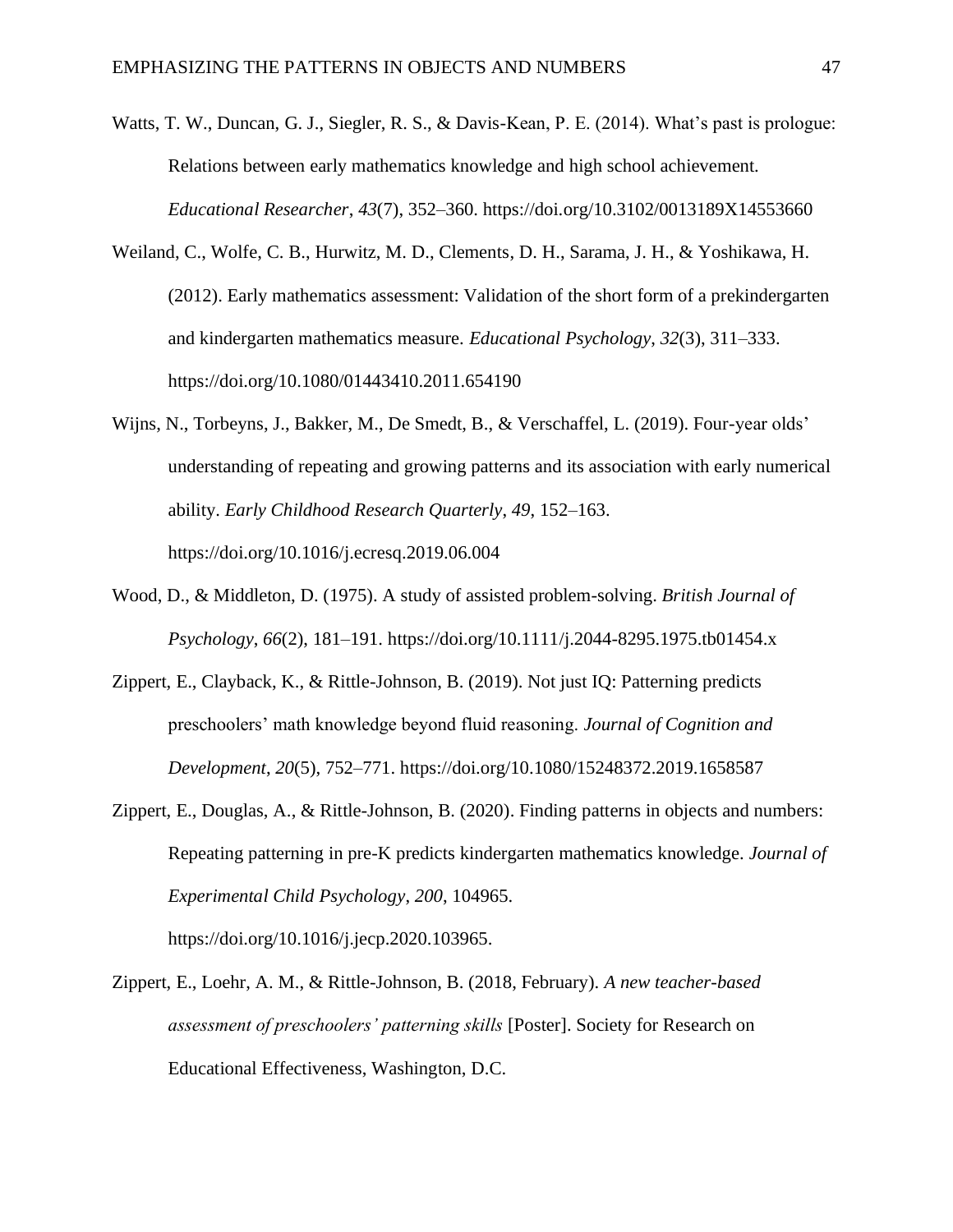Watts, T. W., Duncan, G. J., Siegler, R. S., & Davis-Kean, P. E. (2014). What's past is prologue: Relations between early mathematics knowledge and high school achievement. *Educational Researcher*, *43*(7), 352–360. https://doi.org/10.3102/0013189X14553660

Weiland, C., Wolfe, C. B., Hurwitz, M. D., Clements, D. H., Sarama, J. H., & Yoshikawa, H. (2012). Early mathematics assessment: Validation of the short form of a prekindergarten and kindergarten mathematics measure. *Educational Psychology*, *32*(3), 311–333. https://doi.org/10.1080/01443410.2011.654190

Wijns, N., Torbeyns, J., Bakker, M., De Smedt, B., & Verschaffel, L. (2019). Four-year olds' understanding of repeating and growing patterns and its association with early numerical ability. *Early Childhood Research Quarterly*, *49*, 152–163. https://doi.org/10.1016/j.ecresq.2019.06.004

Wood, D., & Middleton, D. (1975). A study of assisted problem-solving. *British Journal of Psychology*, *66*(2), 181–191. https://doi.org/10.1111/j.2044-8295.1975.tb01454.x

Zippert, E., Clayback, K., & Rittle-Johnson, B. (2019). Not just IQ: Patterning predicts preschoolers' math knowledge beyond fluid reasoning. *Journal of Cognition and Development*, *20*(5), 752–771. https://doi.org/10.1080/15248372.2019.1658587

Zippert, E., Douglas, A., & Rittle-Johnson, B. (2020). Finding patterns in objects and numbers: Repeating patterning in pre-K predicts kindergarten mathematics knowledge. *Journal of Experimental Child Psychology*, *200*, 104965. https://doi.org/10.1016/j.jecp.2020.103965.

Zippert, E., Loehr, A. M., & Rittle-Johnson, B. (2018, February). *A new teacher-based assessment of preschoolers' patterning skills* [Poster]. Society for Research on Educational Effectiveness, Washington, D.C.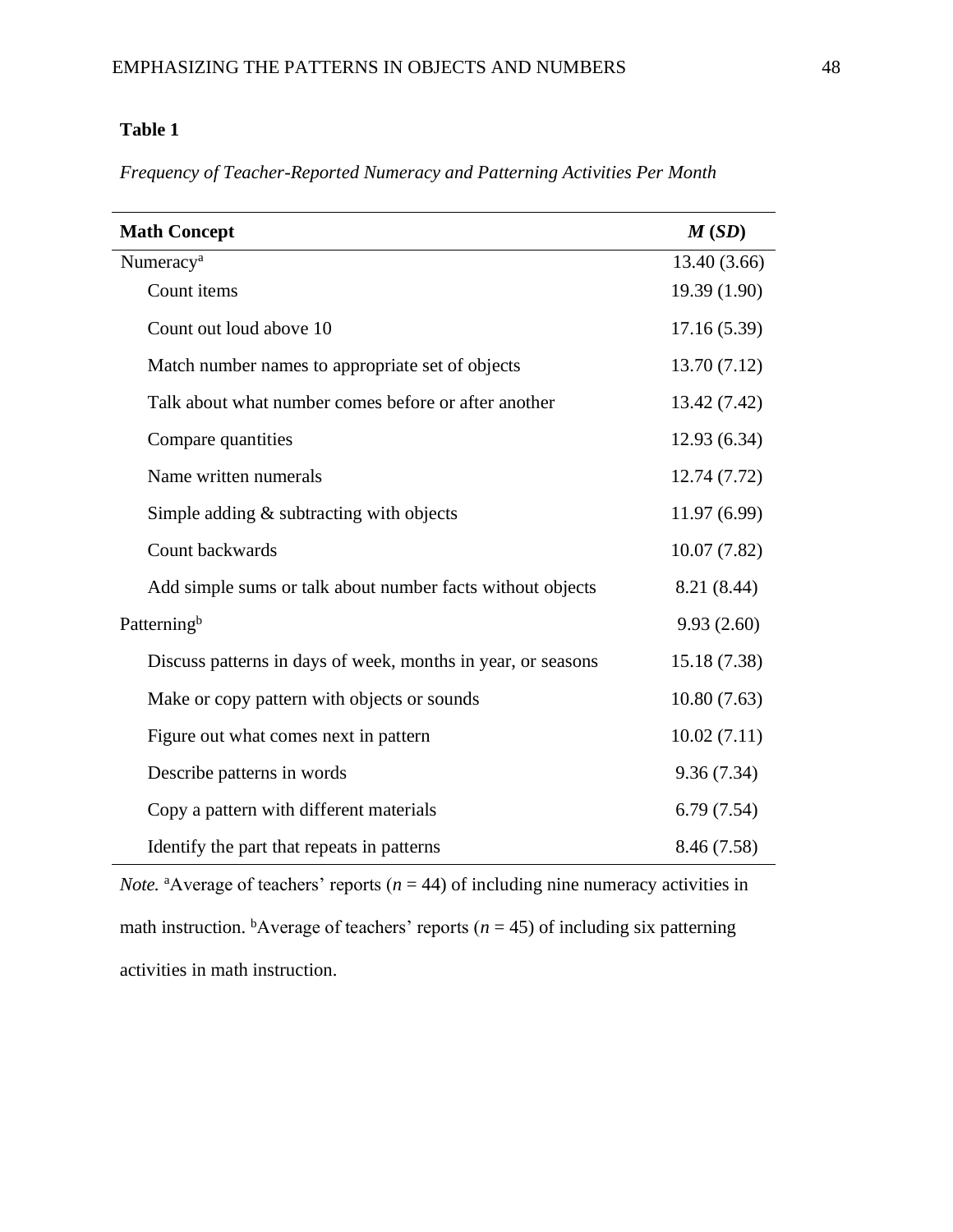**Table 1**

*Frequency of Teacher-Reported Numeracy and Patterning Activities Per Month*

| **Math Concept** | ***M* (*SD*)** |
|---|---|
| Numeracy[a] | 13.40 (3.66) |
| Count items | 19.39 (1.90) |
| Count out loud above 10 | 17.16 (5.39) |
| Match number names to appropriate set of objects | 13.70 (7.12) |
| Talk about what number comes before or after another | 13.42 (7.42) |
| Compare quantities | 12.93 (6.34) |
| Name written numerals | 12.74 (7.72) |
| Simple adding & subtracting with objects | 11.97 (6.99) |
| Count backwards | 10.07 (7.82) |
| Add simple sums or talk about number facts without objects | 8.21 (8.44) |
| Patterning[b] | 9.93 (2.60) |
| Discuss patterns in days of week, months in year, or seasons | 15.18 (7.38) |
| Make or copy pattern with objects or sounds | 10.80 (7.63) |
| Figure out what comes next in pattern | 10.02 (7.11) |
| Describe patterns in words | 9.36 (7.34) |
| Copy a pattern with different materials | 6.79 (7.54) |
| Identify the part that repeats in patterns | 8.46 (7.58) |

*Note.* [a]Average of teachers' reports ($n = 44$) of including nine numeracy activities in math instruction. [b]Average of teachers' reports ($n = 45$) of including six patterning activities in math instruction.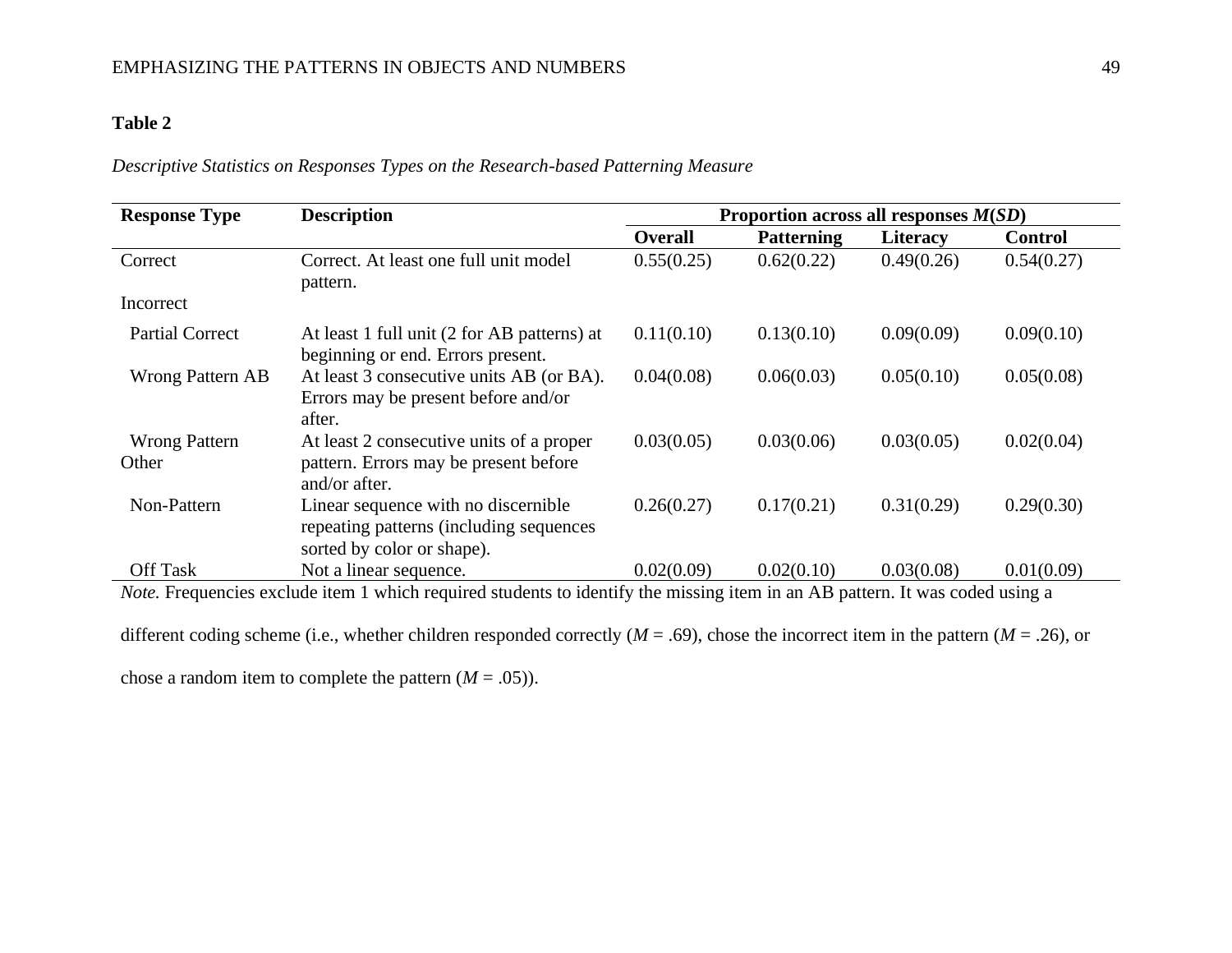**Table 2**

*Descriptive Statistics on Responses Types on the Research-based Patterning Measure*

| Response Type | Description | Proportion across all responses *M*(*SD*) | | | |
|---|---|---|---|---|---|
| | | **Overall** | **Patterning** | **Literacy** | **Control** |
| Correct | Correct. At least one full unit model pattern. | 0.55(0.25) | 0.62(0.22) | 0.49(0.26) | 0.54(0.27) |
| Incorrect | | | | | |
| Partial Correct | At least 1 full unit (2 for AB patterns) at beginning or end. Errors present. | 0.11(0.10) | 0.13(0.10) | 0.09(0.09) | 0.09(0.10) |
| Wrong Pattern AB | At least 3 consecutive units AB (or BA). Errors may be present before and/or after. | 0.04(0.08) | 0.06(0.03) | 0.05(0.10) | 0.05(0.08) |
| Wrong Pattern Other | At least 2 consecutive units of a proper pattern. Errors may be present before and/or after. | 0.03(0.05) | 0.03(0.06) | 0.03(0.05) | 0.02(0.04) |
| Non-Pattern | Linear sequence with no discernible repeating patterns (including sequences sorted by color or shape). | 0.26(0.27) | 0.17(0.21) | 0.31(0.29) | 0.29(0.30) |
| Off Task | Not a linear sequence. | 0.02(0.09) | 0.02(0.10) | 0.03(0.08) | 0.01(0.09) |

*Note.* Frequencies exclude item 1 which required students to identify the missing item in an AB pattern. It was coded using a different coding scheme (i.e., whether children responded correctly (*M* = .69), chose the incorrect item in the pattern (*M* = .26), or chose a random item to complete the pattern (*M* = .05)).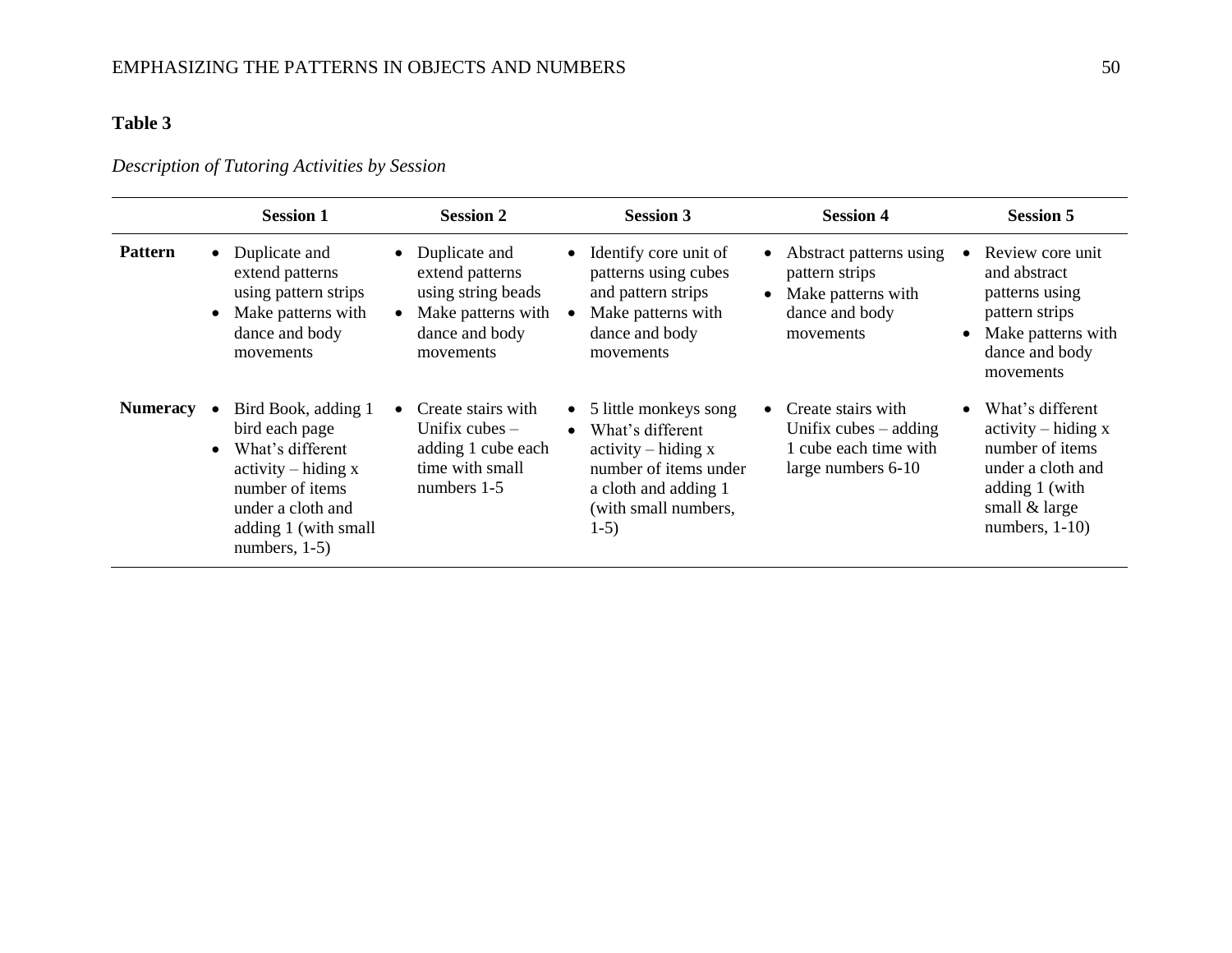**Table 3**

*Description of Tutoring Activities by Session*

| | Session 1 | Session 2 | Session 3 | Session 4 | Session 5 |
|---|---|---|---|---|---|
| **Pattern** | • Duplicate and extend patterns using pattern strips<br>• Make patterns with dance and body movements | • Duplicate and extend patterns using string beads<br>• Make patterns with dance and body movements | • Identify core unit of patterns using cubes and pattern strips<br>• Make patterns with dance and body movements | • Abstract patterns using pattern strips<br>• Make patterns with dance and body movements | • Review core unit and abstract patterns using pattern strips<br>• Make patterns with dance and body movements |
| **Numeracy** | • Bird Book, adding 1 bird each page<br>• What's different activity – hiding x number of items under a cloth and adding 1 (with small numbers, 1-5) | • Create stairs with Unifix cubes – adding 1 cube each time with small numbers 1-5 | • 5 little monkeys song<br>• What's different activity – hiding x number of items under a cloth and adding 1 (with small numbers, 1-5) | • Create stairs with Unifix cubes – adding 1 cube each time with large numbers 6-10 | • What's different activity – hiding x number of items under a cloth and adding 1 (with small & large numbers, 1-10) |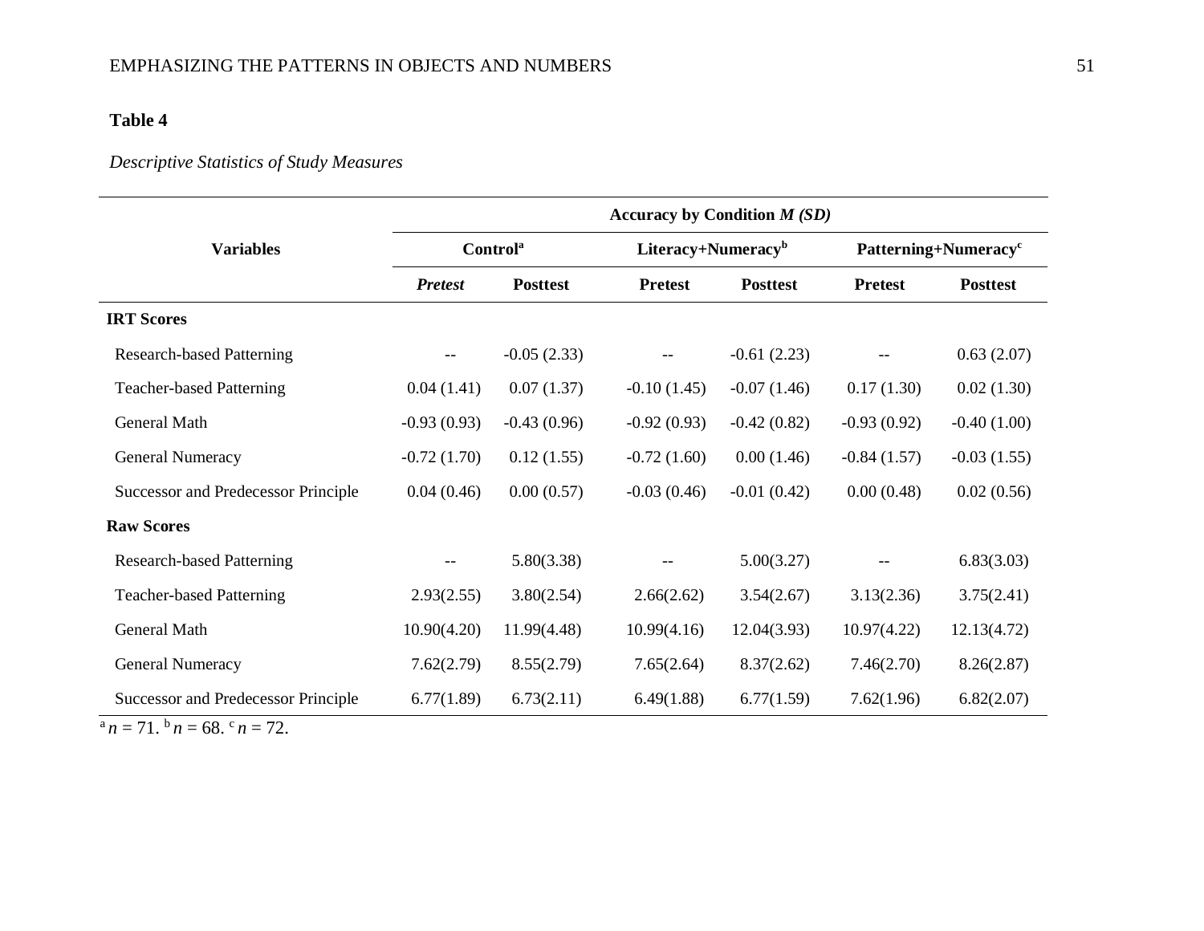**Table 4**

*Descriptive Statistics of Study Measures*

| Variables | Accuracy by Condition *M (SD)* | | | | | |
|---|---|---|---|---|---|---|
| | Control[a] | | Literacy+Numeracy[b] | | Patterning+Numeracy[c] | |
| | ***Pretest*** | **Posttest** | **Pretest** | **Posttest** | **Pretest** | **Posttest** |
| **IRT Scores** | | | | | | |
| Research-based Patterning | -- | -0.05 (2.33) | -- | -0.61 (2.23) | -- | 0.63 (2.07) |
| Teacher-based Patterning | 0.04 (1.41) | 0.07 (1.37) | -0.10 (1.45) | -0.07 (1.46) | 0.17 (1.30) | 0.02 (1.30) |
| General Math | -0.93 (0.93) | -0.43 (0.96) | -0.92 (0.93) | -0.42 (0.82) | -0.93 (0.92) | -0.40 (1.00) |
| General Numeracy | -0.72 (1.70) | 0.12 (1.55) | -0.72 (1.60) | 0.00 (1.46) | -0.84 (1.57) | -0.03 (1.55) |
| Successor and Predecessor Principle | 0.04 (0.46) | 0.00 (0.57) | -0.03 (0.46) | -0.01 (0.42) | 0.00 (0.48) | 0.02 (0.56) |
| **Raw Scores** | | | | | | |
| Research-based Patterning | -- | 5.80(3.38) | -- | 5.00(3.27) | -- | 6.83(3.03) |
| Teacher-based Patterning | 2.93(2.55) | 3.80(2.54) | 2.66(2.62) | 3.54(2.67) | 3.13(2.36) | 3.75(2.41) |
| General Math | 10.90(4.20) | 11.99(4.48) | 10.99(4.16) | 12.04(3.93) | 10.97(4.22) | 12.13(4.72) |
| General Numeracy | 7.62(2.79) | 8.55(2.79) | 7.65(2.64) | 8.37(2.62) | 7.46(2.70) | 8.26(2.87) |
| Successor and Predecessor Principle | 6.77(1.89) | 6.73(2.11) | 6.49(1.88) | 6.77(1.59) | 7.62(1.96) | 6.82(2.07) |

[a] $n = 71$. [b] $n = 68$. [c] $n = 72$.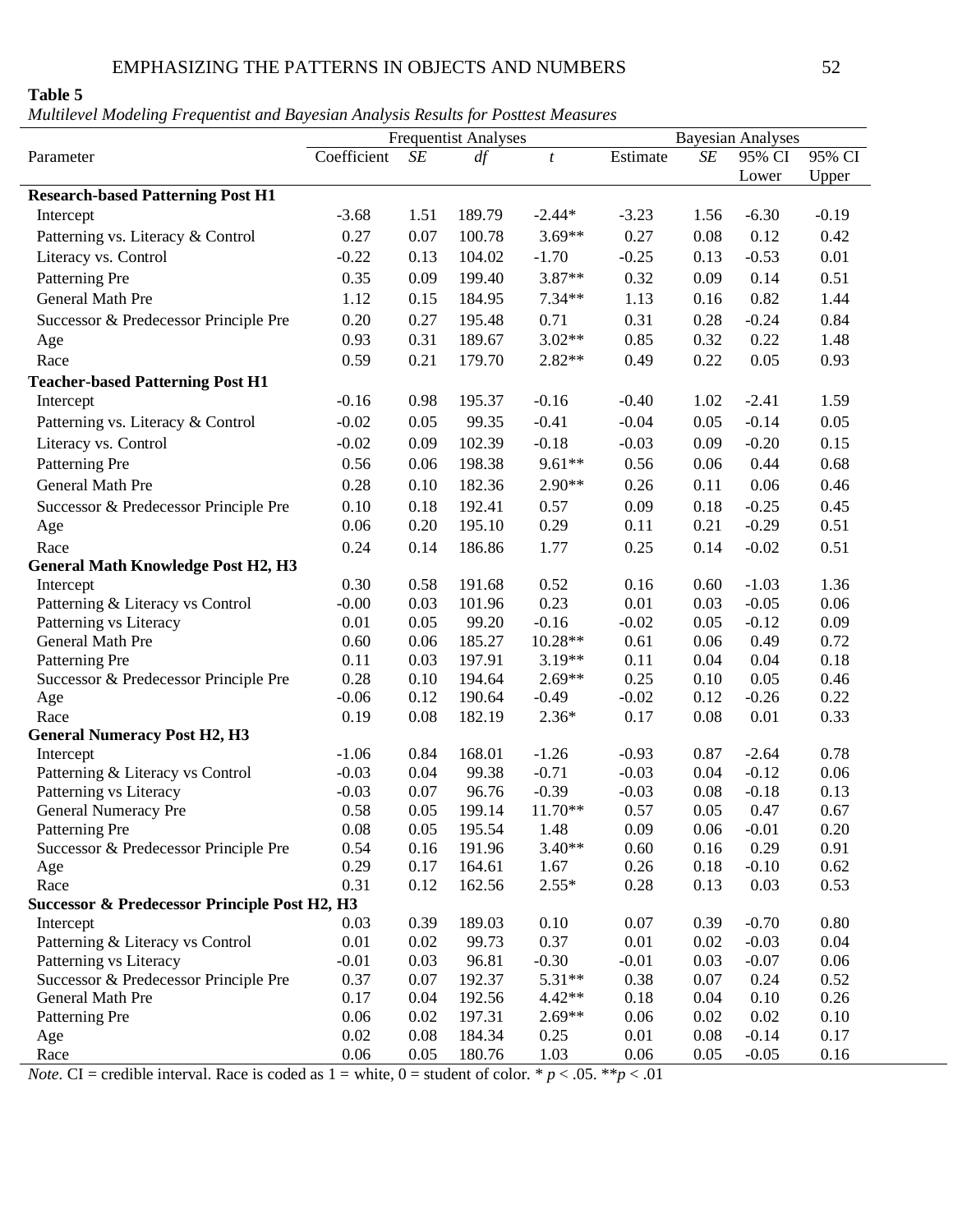**Table 5**

*Multilevel Modeling Frequentist and Bayesian Analysis Results for Posttest Measures*

| Parameter | Frequentist Analyses | | | | Bayesian Analyses | | | |
|---|---|---|---|---|---|---|---|---|
| | Coefficient | *SE* | *df* | *t* | Estimate | *SE* | 95% CI Lower | 95% CI Upper |
| **Research-based Patterning Post H1** | | | | | | | | |
| Intercept | -3.68 | 1.51 | 189.79 | -2.44* | -3.23 | 1.56 | -6.30 | -0.19 |
| Patterning vs. Literacy & Control | 0.27 | 0.07 | 100.78 | 3.69** | 0.27 | 0.08 | 0.12 | 0.42 |
| Literacy vs. Control | -0.22 | 0.13 | 104.02 | -1.70 | -0.25 | 0.13 | -0.53 | 0.01 |
| Patterning Pre | 0.35 | 0.09 | 199.40 | 3.87** | 0.32 | 0.09 | 0.14 | 0.51 |
| General Math Pre | 1.12 | 0.15 | 184.95 | 7.34** | 1.13 | 0.16 | 0.82 | 1.44 |
| Successor & Predecessor Principle Pre | 0.20 | 0.27 | 195.48 | 0.71 | 0.31 | 0.28 | -0.24 | 0.84 |
| Age | 0.93 | 0.31 | 189.67 | 3.02** | 0.85 | 0.32 | 0.22 | 1.48 |
| Race | 0.59 | 0.21 | 179.70 | 2.82** | 0.49 | 0.22 | 0.05 | 0.93 |
| **Teacher-based Patterning Post H1** | | | | | | | | |
| Intercept | -0.16 | 0.98 | 195.37 | -0.16 | -0.40 | 1.02 | -2.41 | 1.59 |
| Patterning vs. Literacy & Control | -0.02 | 0.05 | 99.35 | -0.41 | -0.04 | 0.05 | -0.14 | 0.05 |
| Literacy vs. Control | -0.02 | 0.09 | 102.39 | -0.18 | -0.03 | 0.09 | -0.20 | 0.15 |
| Patterning Pre | 0.56 | 0.06 | 198.38 | 9.61** | 0.56 | 0.06 | 0.44 | 0.68 |
| General Math Pre | 0.28 | 0.10 | 182.36 | 2.90** | 0.26 | 0.11 | 0.06 | 0.46 |
| Successor & Predecessor Principle Pre | 0.10 | 0.18 | 192.41 | 0.57 | 0.09 | 0.18 | -0.25 | 0.45 |
| Age | 0.06 | 0.20 | 195.10 | 0.29 | 0.11 | 0.21 | -0.29 | 0.51 |
| Race | 0.24 | 0.14 | 186.86 | 1.77 | 0.25 | 0.14 | -0.02 | 0.51 |
| **General Math Knowledge Post H2, H3** | | | | | | | | |
| Intercept | 0.30 | 0.58 | 191.68 | 0.52 | 0.16 | 0.60 | -1.03 | 1.36 |
| Patterning & Literacy vs Control | -0.00 | 0.03 | 101.96 | 0.23 | 0.01 | 0.03 | -0.05 | 0.06 |
| Patterning vs Literacy | 0.01 | 0.05 | 99.20 | -0.16 | -0.02 | 0.05 | -0.12 | 0.09 |
| General Math Pre | 0.60 | 0.06 | 185.27 | 10.28** | 0.61 | 0.06 | 0.49 | 0.72 |
| Patterning Pre | 0.11 | 0.03 | 197.91 | 3.19** | 0.11 | 0.04 | 0.04 | 0.18 |
| Successor & Predecessor Principle Pre | 0.28 | 0.10 | 194.64 | 2.69** | 0.25 | 0.10 | 0.05 | 0.46 |
| Age | -0.06 | 0.12 | 190.64 | -0.49 | -0.02 | 0.12 | -0.26 | 0.22 |
| Race | 0.19 | 0.08 | 182.19 | 2.36* | 0.17 | 0.08 | 0.01 | 0.33 |
| **General Numeracy Post H2, H3** | | | | | | | | |
| Intercept | -1.06 | 0.84 | 168.01 | -1.26 | -0.93 | 0.87 | -2.64 | 0.78 |
| Patterning & Literacy vs Control | -0.03 | 0.04 | 99.38 | -0.71 | -0.03 | 0.04 | -0.12 | 0.06 |
| Patterning vs Literacy | -0.03 | 0.07 | 96.76 | -0.39 | -0.03 | 0.08 | -0.18 | 0.13 |
| General Numeracy Pre | 0.58 | 0.05 | 199.14 | 11.70** | 0.57 | 0.05 | 0.47 | 0.67 |
| Patterning Pre | 0.08 | 0.05 | 195.54 | 1.48 | 0.09 | 0.06 | -0.01 | 0.20 |
| Successor & Predecessor Principle Pre | 0.54 | 0.16 | 191.96 | 3.40** | 0.60 | 0.16 | 0.29 | 0.91 |
| Age | 0.29 | 0.17 | 164.61 | 1.67 | 0.26 | 0.18 | -0.10 | 0.62 |
| Race | 0.31 | 0.12 | 162.56 | 2.55* | 0.28 | 0.13 | 0.03 | 0.53 |
| **Successor & Predecessor Principle Post H2, H3** | | | | | | | | |
| Intercept | 0.03 | 0.39 | 189.03 | 0.10 | 0.07 | 0.39 | -0.70 | 0.80 |
| Patterning & Literacy vs Control | 0.01 | 0.02 | 99.73 | 0.37 | 0.01 | 0.02 | -0.03 | 0.04 |
| Patterning vs Literacy | -0.01 | 0.03 | 96.81 | -0.30 | -0.01 | 0.03 | -0.07 | 0.06 |
| Successor & Predecessor Principle Pre | 0.37 | 0.07 | 192.37 | 5.31** | 0.38 | 0.07 | 0.24 | 0.52 |
| General Math Pre | 0.17 | 0.04 | 192.56 | 4.42** | 0.18 | 0.04 | 0.10 | 0.26 |
| Patterning Pre | 0.06 | 0.02 | 197.31 | 2.69** | 0.06 | 0.02 | 0.02 | 0.10 |
| Age | 0.02 | 0.08 | 184.34 | 0.25 | 0.01 | 0.08 | -0.14 | 0.17 |
| Race | 0.06 | 0.05 | 180.76 | 1.03 | 0.06 | 0.05 | -0.05 | 0.16 |

*Note.* CI = credible interval. Race is coded as 1 = white, 0 = student of color. * $p < .05$. ** $p < .01$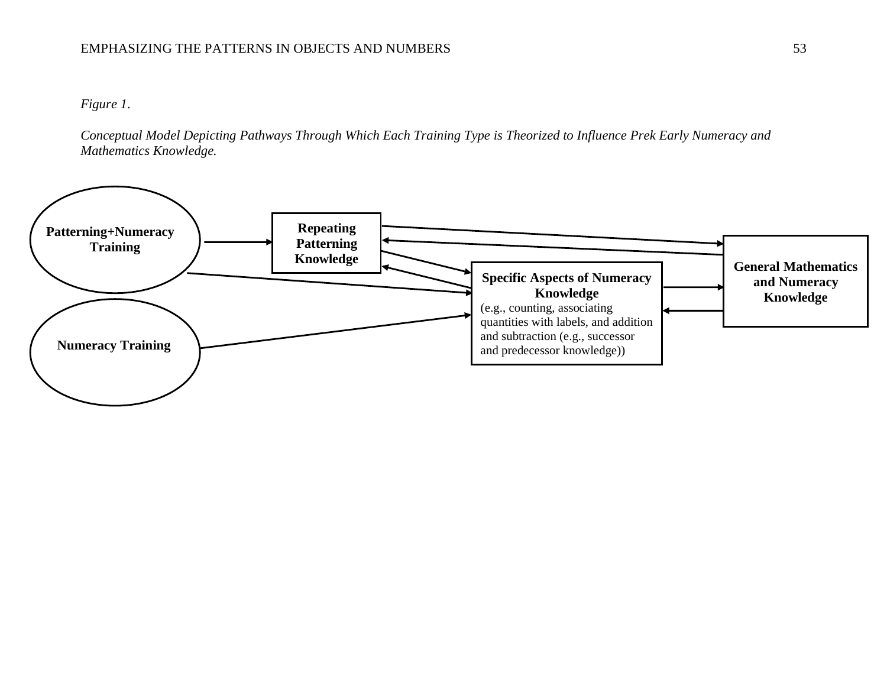*Figure 1*.

*Conceptual Model Depicting Pathways Through Which Each Training Type is Theorized to Influence Prek Early Numeracy and Mathematics Knowledge.*

**Patterning+Numeracy Training**

**Numeracy Training**

**Repeating Patterning Knowledge**

**Specific Aspects of Numeracy Knowledge**
(e.g., counting, associating quantities with labels, and addition and subtraction (e.g., successor and predecessor knowledge))

**General Mathematics and Numeracy Knowledge**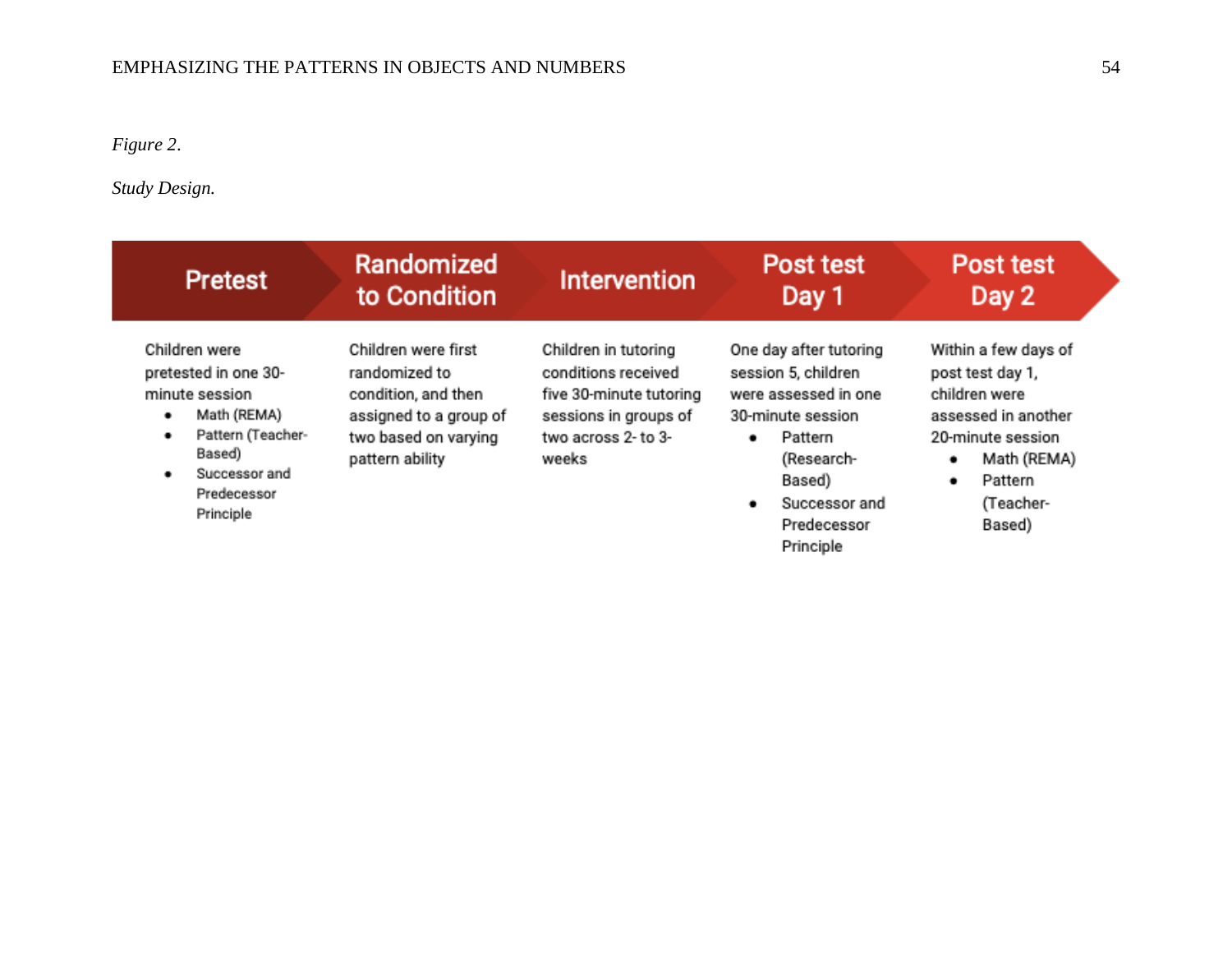*Figure 2*.

*Study Design.*

| Pretest | Randomized to Condition | Intervention | Post test Day 1 | Post test Day 2 |
| --- | --- | --- | --- | --- |
| Children were pretested in one 30-minute session<br>• Math (REMA)<br>• Pattern (Teacher-Based)<br>• Successor and Predecessor Principle | Children were first randomized to condition, and then assigned to a group of two based on varying pattern ability | Children in tutoring conditions received five 30-minute tutoring sessions in groups of two across 2- to 3-weeks | One day after tutoring session 5, children were assessed in one 30-minute session<br>• Pattern (Research-Based)<br>• Successor and Predecessor Principle | Within a few days of post test day 1, children were assessed in another 20-minute session<br>• Math (REMA)<br>• Pattern (Teacher-Based) |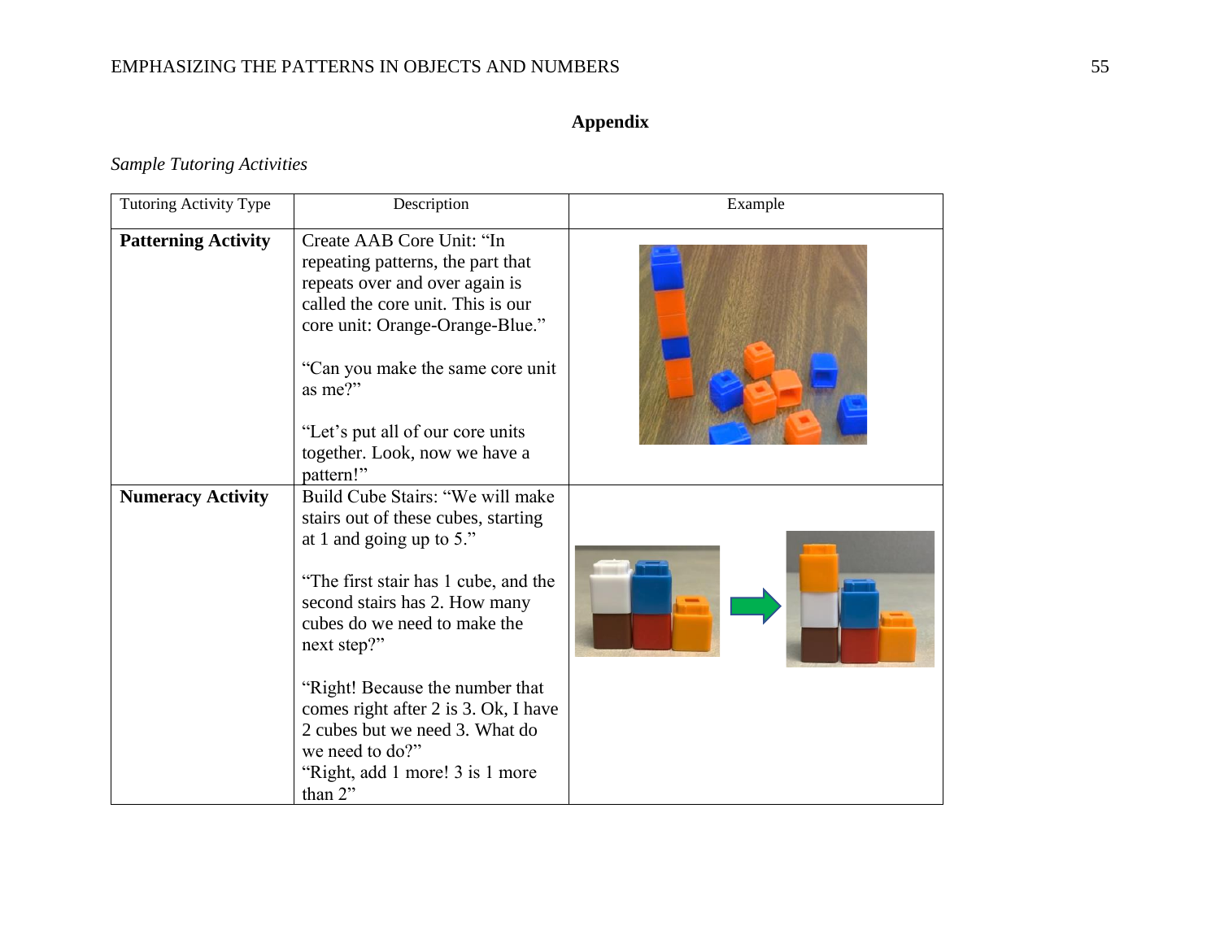# Appendix

*Sample Tutoring Activities*

| Tutoring Activity Type | Description | Example |
|---|---|---|
| **Patterning Activity** | Create AAB Core Unit: "In repeating patterns, the part that repeats over and over again is called the core unit. This is our core unit: Orange-Orange-Blue." <br><br> "Can you make the same core unit as me?" <br><br> "Let's put all of our core units together. Look, now we have a pattern!" | |
| **Numeracy Activity** | Build Cube Stairs: "We will make stairs out of these cubes, starting at 1 and going up to 5." <br><br> "The first stair has 1 cube, and the second stairs has 2. How many cubes do we need to make the next step?" <br><br> "Right! Because the number that comes right after 2 is 3. Ok, I have 2 cubes but we need 3. What do we need to do?" <br> "Right, add 1 more! 3 is 1 more than 2" | |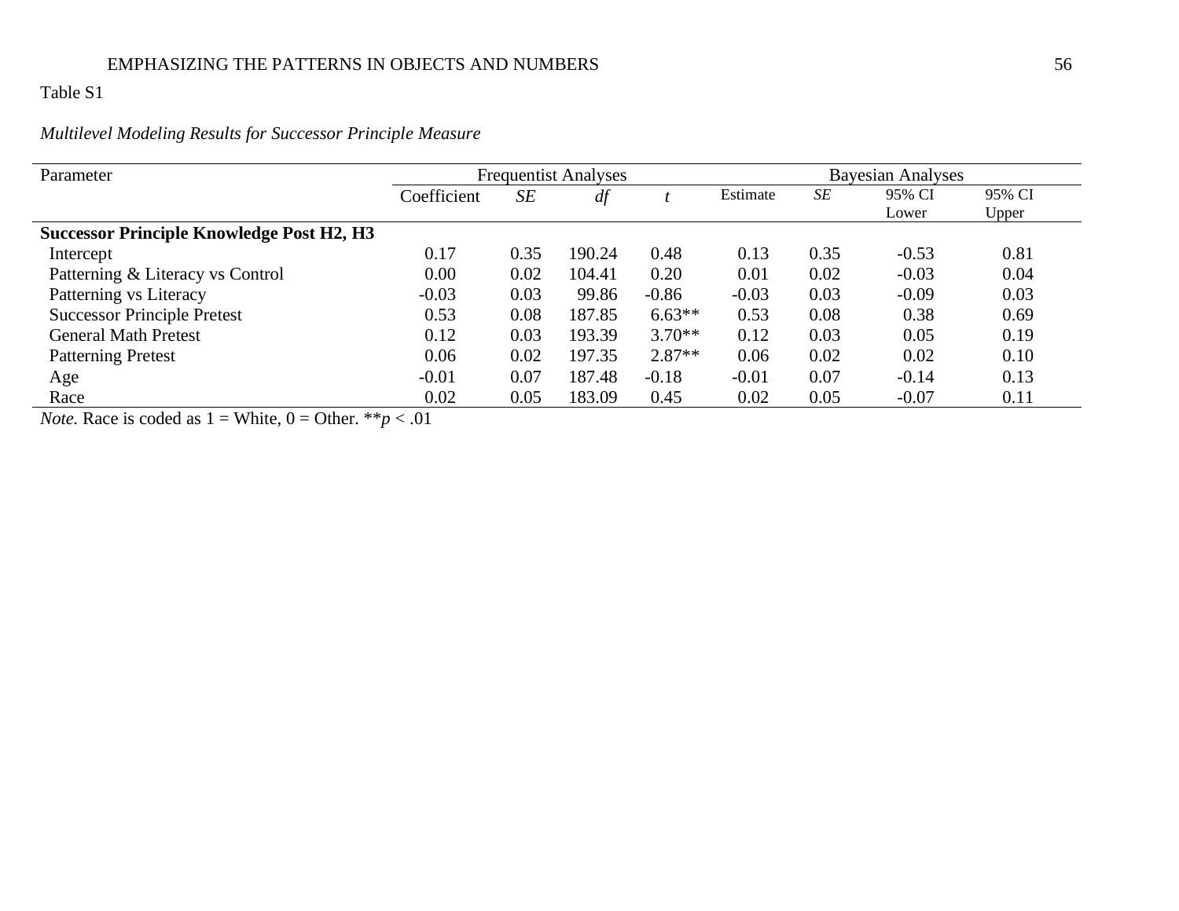Table S1

*Multilevel Modeling Results for Successor Principle Measure*

| Parameter | Frequentist Analyses | | | | Bayesian Analyses | | | |
|---|---|---|---|---|---|---|---|---|
| | Coefficient | *SE* | *df* | *t* | Estimate | *SE* | 95% CI Lower | 95% CI Upper |
| **Successor Principle Knowledge Post H2, H3** | | | | | | | | |
| Intercept | 0.17 | 0.35 | 190.24 | 0.48 | 0.13 | 0.35 | -0.53 | 0.81 |
| Patterning & Literacy vs Control | 0.00 | 0.02 | 104.41 | 0.20 | 0.01 | 0.02 | -0.03 | 0.04 |
| Patterning vs Literacy | -0.03 | 0.03 | 99.86 | -0.86 | -0.03 | 0.03 | -0.09 | 0.03 |
| Successor Principle Pretest | 0.53 | 0.08 | 187.85 | 6.63** | 0.53 | 0.08 | 0.38 | 0.69 |
| General Math Pretest | 0.12 | 0.03 | 193.39 | 3.70** | 0.12 | 0.03 | 0.05 | 0.19 |
| Patterning Pretest | 0.06 | 0.02 | 197.35 | 2.87** | 0.06 | 0.02 | 0.02 | 0.10 |
| Age | -0.01 | 0.07 | 187.48 | -0.18 | -0.01 | 0.07 | -0.14 | 0.13 |
| Race | 0.02 | 0.05 | 183.09 | 0.45 | 0.02 | 0.05 | -0.07 | 0.11 |

*Note.* Race is coded as 1 = White, 0 = Other. ***p* < .01